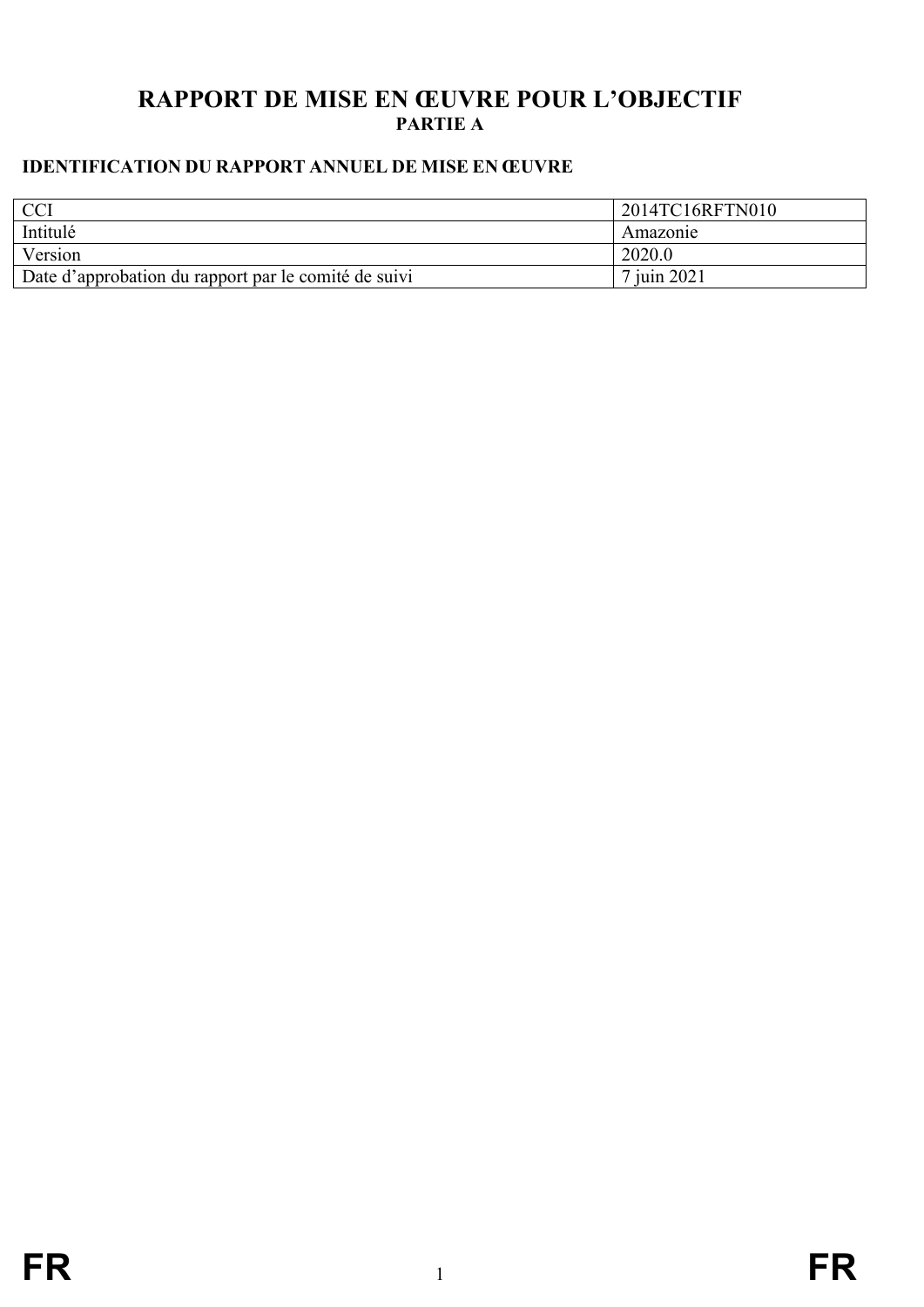# RAPPORT DE MISE EN ŒUVRE POUR L'OBJECTIF

## PARTIE A

### IDENTIFICATION DU RAPPORT ANNUEL DE MISE EN ŒUVRE

| | |
|---|---|
| CCI | 2014TC16RFTN010 |
| Intitulé | Amazonie |
| Version | 2020.0 |
| Date d'approbation du rapport par le comité de suivi | 7 juin 2021 |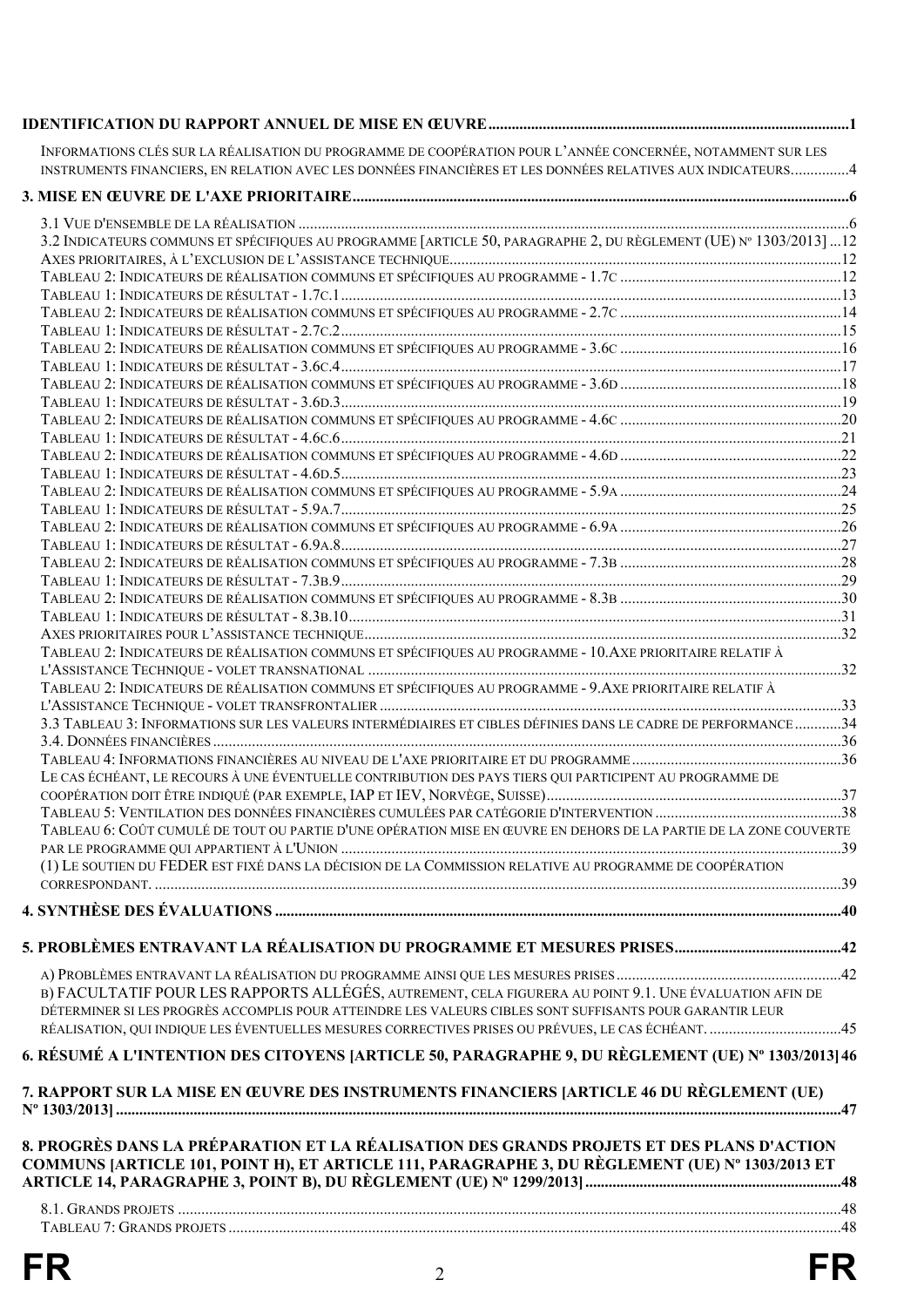**IDENTIFICATION DU RAPPORT ANNUEL DE MISE EN ŒUVRE** .......... 1

INFORMATIONS CLÉS SUR LA RÉALISATION DU PROGRAMME DE COOPÉRATION POUR L'ANNÉE CONCERNÉE, NOTAMMENT SUR LES INSTRUMENTS FINANCIERS, EN RELATION AVEC LES DONNÉES FINANCIÈRES ET LES DONNÉES RELATIVES AUX INDICATEURS .......... 4

**3. MISE EN ŒUVRE DE L'AXE PRIORITAIRE** .......... 6

3.1 VUE D'ENSEMBLE DE LA RÉALISATION .......... 6
3.2 INDICATEURS COMMUNS ET SPÉCIFIQUES AU PROGRAMME [ARTICLE 50, PARAGRAPHE 2, DU RÈGLEMENT (UE) Nº 1303/2013] .......... 12
AXES PRIORITAIRES, À L'EXCLUSION DE L'ASSISTANCE TECHNIQUE .......... 12
TABLEAU 2: INDICATEURS DE RÉALISATION COMMUNS ET SPÉCIFIQUES AU PROGRAMME - 1.7C .......... 12
TABLEAU 1: INDICATEURS DE RÉSULTAT - 1.7C.1 .......... 13
TABLEAU 2: INDICATEURS DE RÉALISATION COMMUNS ET SPÉCIFIQUES AU PROGRAMME - 2.7C .......... 14
TABLEAU 1: INDICATEURS DE RÉSULTAT - 2.7C.2 .......... 15
TABLEAU 2: INDICATEURS DE RÉALISATION COMMUNS ET SPÉCIFIQUES AU PROGRAMME - 3.6C .......... 16
TABLEAU 1: INDICATEURS DE RÉSULTAT - 3.6C.4 .......... 17
TABLEAU 2: INDICATEURS DE RÉALISATION COMMUNS ET SPÉCIFIQUES AU PROGRAMME - 3.6D .......... 18
TABLEAU 1: INDICATEURS DE RÉSULTAT - 3.6D.3 .......... 19
TABLEAU 2: INDICATEURS DE RÉALISATION COMMUNS ET SPÉCIFIQUES AU PROGRAMME - 4.6C .......... 20
TABLEAU 1: INDICATEURS DE RÉSULTAT - 4.6C.6 .......... 21
TABLEAU 2: INDICATEURS DE RÉALISATION COMMUNS ET SPÉCIFIQUES AU PROGRAMME - 4.6D .......... 22
TABLEAU 1: INDICATEURS DE RÉSULTAT - 4.6D.5 .......... 23
TABLEAU 2: INDICATEURS DE RÉALISATION COMMUNS ET SPÉCIFIQUES AU PROGRAMME - 5.9A .......... 24
TABLEAU 1: INDICATEURS DE RÉSULTAT - 5.9A.7 .......... 25
TABLEAU 2: INDICATEURS DE RÉALISATION COMMUNS ET SPÉCIFIQUES AU PROGRAMME - 6.9A .......... 26
TABLEAU 1: INDICATEURS DE RÉSULTAT - 6.9A.8 .......... 27
TABLEAU 2: INDICATEURS DE RÉALISATION COMMUNS ET SPÉCIFIQUES AU PROGRAMME - 7.3B .......... 28
TABLEAU 1: INDICATEURS DE RÉSULTAT - 7.3B.9 .......... 29
TABLEAU 2: INDICATEURS DE RÉALISATION COMMUNS ET SPÉCIFIQUES AU PROGRAMME - 8.3B .......... 30
TABLEAU 1: INDICATEURS DE RÉSULTAT - 8.3B.10 .......... 31
AXES PRIORITAIRES POUR L'ASSISTANCE TECHNIQUE .......... 32
TABLEAU 2: INDICATEURS DE RÉALISATION COMMUNS ET SPÉCIFIQUES AU PROGRAMME - 10.AXE PRIORITAIRE RELATIF À L'ASSISTANCE TECHNIQUE - VOLET TRANSNATIONAL .......... 32
TABLEAU 2: INDICATEURS DE RÉALISATION COMMUNS ET SPÉCIFIQUES AU PROGRAMME - 9.AXE PRIORITAIRE RELATIF À L'ASSISTANCE TECHNIQUE - VOLET TRANSFRONTALIER .......... 33
3.3 TABLEAU 3: INFORMATIONS SUR LES VALEURS INTERMÉDIAIRES ET CIBLES DÉFINIES DANS LE CADRE DE PERFORMANCE .......... 34
3.4. DONNÉES FINANCIÈRES .......... 36
TABLEAU 4: INFORMATIONS FINANCIÈRES AU NIVEAU DE L'AXE PRIORITAIRE ET DU PROGRAMME .......... 36
LE CAS ÉCHÉANT, LE RECOURS À UNE ÉVENTUELLE CONTRIBUTION DES PAYS TIERS QUI PARTICIPENT AU PROGRAMME DE COOPÉRATION DOIT ÊTRE INDIQUÉ (PAR EXEMPLE, IAP ET IEV, NORVÈGE, SUISSE) .......... 37
TABLEAU 5: VENTILATION DES DONNÉES FINANCIÈRES CUMULÉES PAR CATÉGORIE D'INTERVENTION .......... 38
TABLEAU 6: COÛT CUMULÉ DE TOUT OU PARTIE D'UNE OPÉRATION MISE EN ŒUVRE EN DEHORS DE LA PARTIE DE LA ZONE COUVERTE PAR LE PROGRAMME QUI APPARTIENT À L'UNION .......... 39
(1) LE SOUTIEN DU FEDER EST FIXÉ DANS LA DÉCISION DE LA COMMISSION RELATIVE AU PROGRAMME DE COOPÉRATION CORRESPONDANT. .......... 39

**4. SYNTHÈSE DES ÉVALUATIONS** .......... 40

**5. PROBLÈMES ENTRAVANT LA RÉALISATION DU PROGRAMME ET MESURES PRISES** .......... 42

A) PROBLÈMES ENTRAVANT LA RÉALISATION DU PROGRAMME AINSI QUE LES MESURES PRISES .......... 42
B) FACULTATIF POUR LES RAPPORTS ALLÉGÉS, AUTREMENT, CELA FIGURERA AU POINT 9.1. UNE ÉVALUATION AFIN DE DÉTERMINER SI LES PROGRÈS ACCOMPLIS POUR ATTEINDRE LES VALEURS CIBLES SONT SUFFISANTS POUR GARANTIR LEUR RÉALISATION, QUI INDIQUE LES ÉVENTUELLES MESURES CORRECTIVES PRISES OU PRÉVUES, LE CAS ÉCHÉANT. .......... 45

**6. RÉSUMÉ A L'INTENTION DES CITOYENS [ARTICLE 50, PARAGRAPHE 9, DU RÈGLEMENT (UE) Nº 1303/2013]** 46

**7. RAPPORT SUR LA MISE EN ŒUVRE DES INSTRUMENTS FINANCIERS [ARTICLE 46 DU RÈGLEMENT (UE) Nº 1303/2013]** .......... 47

**8. PROGRÈS DANS LA PRÉPARATION ET LA RÉALISATION DES GRANDS PROJETS ET DES PLANS D'ACTION COMMUNS [ARTICLE 101, POINT H), ET ARTICLE 111, PARAGRAPHE 3, DU RÈGLEMENT (UE) Nº 1303/2013 ET ARTICLE 14, PARAGRAPHE 3, POINT B), DU RÈGLEMENT (UE) Nº 1299/2013]** .......... 48

8.1. GRANDS PROJETS .......... 48
TABLEAU 7: GRANDS PROJETS .......... 48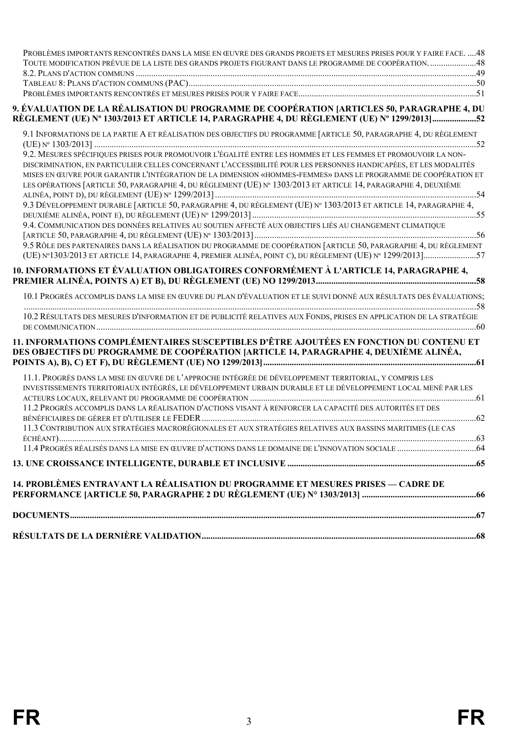Problèmes importants rencontrés dans la mise en œuvre des grands projets et mesures prises pour y faire face. ....48

Toute modification prévue de la liste des grands projets figurant dans le programme de coopération. .....................48

8.2. Plans d'action communs .....................................................................................................................................................49

Tableau 8: Plans d'action communs (PAC).........................................................................................................................50

Problèmes importants rencontrés et mesures prises pour y faire face................................................................................51

**9. ÉVALUATION DE LA RÉALISATION DU PROGRAMME DE COOPÉRATION [ARTICLES 50, PARAGRAPHE 4, DU RÈGLEMENT (UE) Nº 1303/2013 ET ARTICLE 14, PARAGRAPHE 4, DU RÈGLEMENT (UE) Nº 1299/2013]....................52**

9.1 Informations de la partie A et réalisation des objectifs du programme [article 50, paragraphe 4, du règlement (UE) nº 1303/2013] .........................................................................................................................................................52

9.2. Mesures spécifiques prises pour promouvoir l'égalité entre les hommes et les femmes et promouvoir la non-discrimination, en particulier celles concernant l'accessibilité pour les personnes handicapées, et les modalités mises en œuvre pour garantir l'intégration de la dimension «hommes-femmes» dans le programme de coopération et les opérations [article 50, paragraphe 4, du règlement (UE) nº 1303/2013 et article 14, paragraphe 4, deuxième alinéa, point d), du règlement (UE) nº 1299/2013].....................................................................................................................54

9.3 Développement durable [article 50, paragraphe 4, du règlement (UE) nº 1303/2013 et article 14, paragraphe 4, deuxième alinéa, point e), du règlement (UE) nº 1299/2013] .....................................................................................................55

9.4. Communication des données relatives au soutien affecté aux objectifs liés au changement climatique [article 50, paragraphe 4, du règlement (UE) nº 1303/2013] ..................................................................................................56

9.5 Rôle des partenaires dans la réalisation du programme de coopération [article 50, paragraphe 4, du règlement (UE) nº1303/2013 et article 14, paragraphe 4, premier alinéa, point c), du règlement (UE) nº 1299/2013]........................57

**10. INFORMATIONS ET ÉVALUATION OBLIGATOIRES CONFORMÉMENT À L'ARTICLE 14, PARAGRAPHE 4, PREMIER ALINÉA, POINTS A) ET B), DU RÈGLEMENT (UE) NO 1299/2013........................................................................58**

10.1 Progrès accomplis dans la mise en œuvre du plan d'évaluation et le suivi donné aux résultats des évaluations; .........................................................................................................................................................................................58

10.2 Résultats des mesures d'information et de publicité relatives aux Fonds, prises en application de la stratégie de communication .........................................................................................................................................................................60

**11. INFORMATIONS COMPLÉMENTAIRES SUSCEPTIBLES D'ÊTRE AJOUTÉES EN FONCTION DU CONTENU ET DES OBJECTIFS DU PROGRAMME DE COOPÉRATION [ARTICLE 14, PARAGRAPHE 4, DEUXIÈME ALINÉA, POINTS A), B), C) ET F), DU RÈGLEMENT (UE) NO 1299/2013]...............................................................................................61**

11.1. Progrès dans la mise en œuvre de l'approche intégrée de développement territorial, y compris les investissements territoriaux intégrés, le développement urbain durable et le développement local mené par les acteurs locaux, relevant du programme de coopération .......................................................................................................61

11.2 Progrès accomplis dans la réalisation d'actions visant à renforcer la capacité des autorités et des bénéficiaires de gérer et d'utiliser le FEDER .............................................................................................................................62

11.3 Contribution aux stratégies macrorégionales et aux stratégies relatives aux bassins maritimes (le cas échéant).........................................................................................................................................................................................63

11.4 Progrès réalisés dans la mise en œuvre d'actions dans le domaine de l'innovation sociale ...................................64

**13. UNE CROISSANCE INTELLIGENTE, DURABLE ET INCLUSIVE .....................................................................................65**

**14. PROBLÈMES ENTRAVANT LA RÉALISATION DU PROGRAMME ET MESURES PRISES — CADRE DE PERFORMANCE [ARTICLE 50, PARAGRAPHE 2 DU RÈGLEMENT (UE) N° 1303/2013] ....................................................66**

**DOCUMENTS.......................................................................................................................................................................67**

**RÉSULTATS DE LA DERNIÈRE VALIDATION...........................................................................................................68**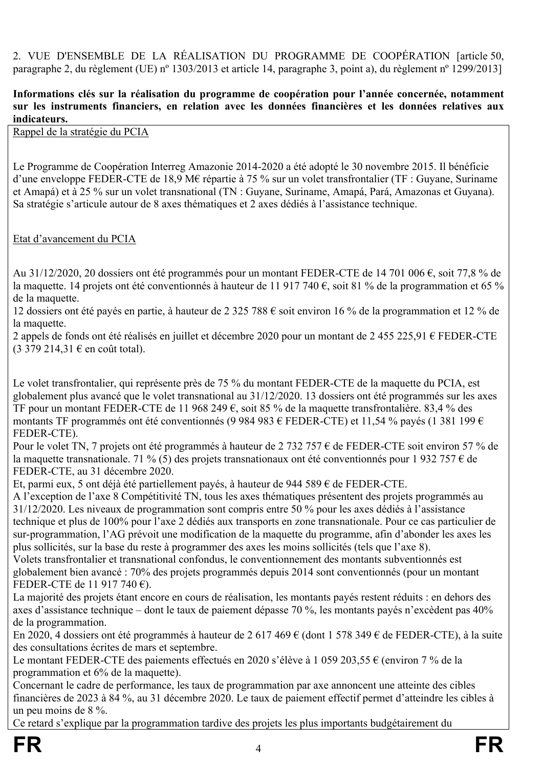2. VUE D'ENSEMBLE DE LA RÉALISATION DU PROGRAMME DE COOPÉRATION [article 50, paragraphe 2, du règlement (UE) nº 1303/2013 et article 14, paragraphe 3, point a), du règlement nº 1299/2013]

**Informations clés sur la réalisation du programme de coopération pour l'année concernée, notamment sur les instruments financiers, en relation avec les données financières et les données relatives aux indicateurs.**

Rappel de la stratégie du PCIA

Le Programme de Coopération Interreg Amazonie 2014-2020 a été adopté le 30 novembre 2015. Il bénéficie d'une enveloppe FEDER-CTE de 18,9 M€ répartie à 75 % sur un volet transfrontalier (TF : Guyane, Suriname et Amapá) et à 25 % sur un volet transnational (TN : Guyane, Suriname, Amapá, Pará, Amazonas et Guyana). Sa stratégie s'articule autour de 8 axes thématiques et 2 axes dédiés à l'assistance technique.

Etat d'avancement du PCIA

Au 31/12/2020, 20 dossiers ont été programmés pour un montant FEDER-CTE de 14 701 006 €, soit 77,8 % de la maquette. 14 projets ont été conventionnés à hauteur de 11 917 740 €, soit 81 % de la programmation et 65 % de la maquette.
12 dossiers ont été payés en partie, à hauteur de 2 325 788 € soit environ 16 % de la programmation et 12 % de la maquette.
2 appels de fonds ont été réalisés en juillet et décembre 2020 pour un montant de 2 455 225,91 € FEDER-CTE (3 379 214,31 € en coût total).

Le volet transfrontalier, qui représente près de 75 % du montant FEDER-CTE de la maquette du PCIA, est globalement plus avancé que le volet transnational au 31/12/2020. 13 dossiers ont été programmés sur les axes TF pour un montant FEDER-CTE de 11 968 249 €, soit 85 % de la maquette transfrontalière. 83,4 % des montants TF programmés ont été conventionnés (9 984 983 € FEDER-CTE) et 11,54 % payés (1 381 199 € FEDER-CTE).
Pour le volet TN, 7 projets ont été programmés à hauteur de 2 732 757 € de FEDER-CTE soit environ 57 % de la maquette transnationale. 71 % (5) des projets transnationaux ont été conventionnés pour 1 932 757 € de FEDER-CTE, au 31 décembre 2020.
Et, parmi eux, 5 ont déjà été partiellement payés, à hauteur de 944 589 € de FEDER-CTE.
A l'exception de l'axe 8 Compétitivité TN, tous les axes thématiques présentent des projets programmés au 31/12/2020. Les niveaux de programmation sont compris entre 50 % pour les axes dédiés à l'assistance technique et plus de 100% pour l'axe 2 dédiés aux transports en zone transnationale. Pour ce cas particulier de sur-programmation, l'AG prévoit une modification de la maquette du programme, afin d'abonder les axes les plus sollicités, sur la base du reste à programmer des axes les moins sollicités (tels que l'axe 8).
Volets transfrontalier et transnational confondus, le conventionnement des montants subventionnés est globalement bien avancé : 70% des projets programmés depuis 2014 sont conventionnés (pour un montant FEDER-CTE de 11 917 740 €).
La majorité des projets étant encore en cours de réalisation, les montants payés restent réduits : en dehors des axes d'assistance technique – dont le taux de paiement dépasse 70 %, les montants payés n'excèdent pas 40% de la programmation.
En 2020, 4 dossiers ont été programmés à hauteur de 2 617 469 € (dont 1 578 349 € de FEDER-CTE), à la suite des consultations écrites de mars et septembre.
Le montant FEDER-CTE des paiements effectués en 2020 s'élève à 1 059 203,55 € (environ 7 % de la programmation et 6% de la maquette).
Concernant le cadre de performance, les taux de programmation par axe annoncent une atteinte des cibles financières de 2023 à 84 %, au 31 décembre 2020. Le taux de paiement effectif permet d'atteindre les cibles à un peu moins de 8 %.
Ce retard s'explique par la programmation tardive des projets les plus importants budgétairement du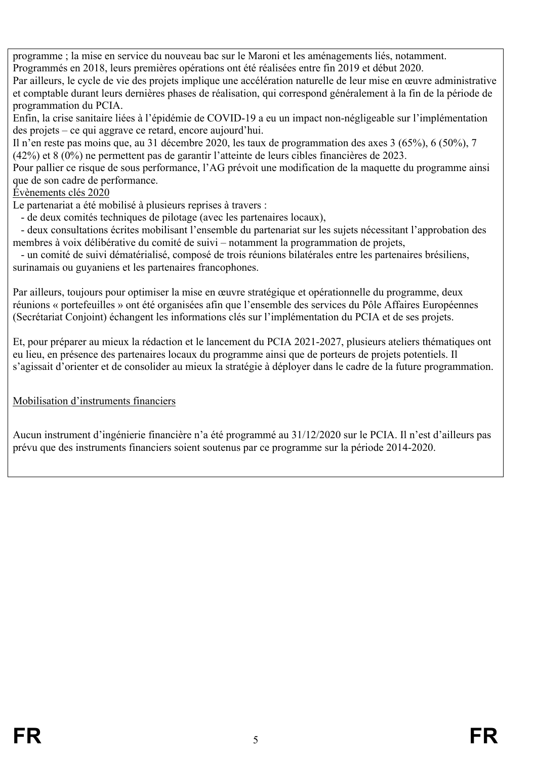programme ; la mise en service du nouveau bac sur le Maroni et les aménagements liés, notamment. Programmés en 2018, leurs premières opérations ont été réalisées entre fin 2019 et début 2020.
Par ailleurs, le cycle de vie des projets implique une accélération naturelle de leur mise en œuvre administrative et comptable durant leurs dernières phases de réalisation, qui correspond généralement à la fin de la période de programmation du PCIA.
Enfin, la crise sanitaire liées à l'épidémie de COVID-19 a eu un impact non-négligeable sur l'implémentation des projets – ce qui aggrave ce retard, encore aujourd'hui.
Il n'en reste pas moins que, au 31 décembre 2020, les taux de programmation des axes 3 (65%), 6 (50%), 7 (42%) et 8 (0%) ne permettent pas de garantir l'atteinte de leurs cibles financières de 2023.
Pour pallier ce risque de sous performance, l'AG prévoit une modification de la maquette du programme ainsi que de son cadre de performance.

Évènements clés 2020

Le partenariat a été mobilisé à plusieurs reprises à travers :

- de deux comités techniques de pilotage (avec les partenaires locaux),
- deux consultations écrites mobilisant l'ensemble du partenariat sur les sujets nécessitant l'approbation des membres à voix délibérative du comité de suivi – notamment la programmation de projets,
- un comité de suivi dématérialisé, composé de trois réunions bilatérales entre les partenaires brésiliens, surinamais ou guyaniens et les partenaires francophones.

Par ailleurs, toujours pour optimiser la mise en œuvre stratégique et opérationnelle du programme, deux réunions « portefeuilles » ont été organisées afin que l'ensemble des services du Pôle Affaires Européennes (Secrétariat Conjoint) échangent les informations clés sur l'implémentation du PCIA et de ses projets.

Et, pour préparer au mieux la rédaction et le lancement du PCIA 2021-2027, plusieurs ateliers thématiques ont eu lieu, en présence des partenaires locaux du programme ainsi que de porteurs de projets potentiels. Il s'agissait d'orienter et de consolider au mieux la stratégie à déployer dans le cadre de la future programmation.

Mobilisation d'instruments financiers

Aucun instrument d'ingénierie financière n'a été programmé au 31/12/2020 sur le PCIA. Il n'est d'ailleurs pas prévu que des instruments financiers soient soutenus par ce programme sur la période 2014-2020.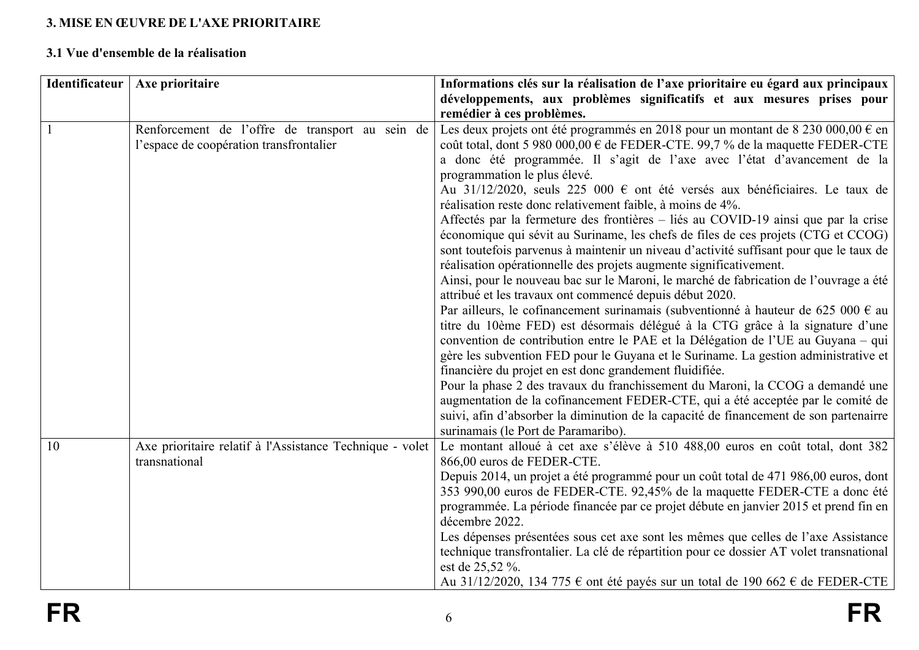### 3. MISE EN ŒUVRE DE L'AXE PRIORITAIRE

#### 3.1 Vue d'ensemble de la réalisation

| Identificateur | Axe prioritaire | Informations clés sur la réalisation de l'axe prioritaire eu égard aux principaux développements, aux problèmes significatifs et aux mesures prises pour remédier à ces problèmes. |
|---|---|---|
| 1 | Renforcement de l'offre de transport au sein de l'espace de coopération transfrontalier | Les deux projets ont été programmés en 2018 pour un montant de 8 230 000,00 € en coût total, dont 5 980 000,00 € de FEDER-CTE. 99,7 % de la maquette FEDER-CTE a donc été programmée. Il s'agit de l'axe avec l'état d'avancement de la programmation le plus élevé.<br>Au 31/12/2020, seuls 225 000 € ont été versés aux bénéficiaires. Le taux de réalisation reste donc relativement faible, à moins de 4%.<br>Affectés par la fermeture des frontières – liés au COVID-19 ainsi que par la crise économique qui sévit au Suriname, les chefs de files de ces projets (CTG et CCOG) sont toutefois parvenus à maintenir un niveau d'activité suffisant pour que le taux de réalisation opérationnelle des projets augmente significativement.<br>Ainsi, pour le nouveau bac sur le Maroni, le marché de fabrication de l'ouvrage a été attribué et les travaux ont commencé depuis début 2020.<br>Par ailleurs, le cofinancement surinamais (subventionné à hauteur de 625 000 € au titre du 10ème FED) est désormais délégué à la CTG grâce à la signature d'une convention de contribution entre le PAE et la Délégation de l'UE au Guyana – qui gère les subvention FED pour le Guyana et le Suriname. La gestion administrative et financière du projet en est donc grandement fluidifiée.<br>Pour la phase 2 des travaux du franchissement du Maroni, la CCOG a demandé une augmentation de la cofinancement FEDER-CTE, qui a été acceptée par le comité de suivi, afin d'absorber la diminution de la capacité de financement de son partenairre surinamais (le Port de Paramaribo). |
| 10 | Axe prioritaire relatif à l'Assistance Technique - volet transnational | Le montant alloué à cet axe s'élève à 510 488,00 euros en coût total, dont 382 866,00 euros de FEDER-CTE.<br>Depuis 2014, un projet a été programmé pour un coût total de 471 986,00 euros, dont 353 990,00 euros de FEDER-CTE. 92,45% de la maquette FEDER-CTE a donc été programmée. La période financée par ce projet débute en janvier 2015 et prend fin en décembre 2022.<br>Les dépenses présentées sous cet axe sont les mêmes que celles de l'axe Assistance technique transfrontalier. La clé de répartition pour ce dossier AT volet transnational est de 25,52 %.<br>Au 31/12/2020, 134 775 € ont été payés sur un total de 190 662 € de FEDER-CTE |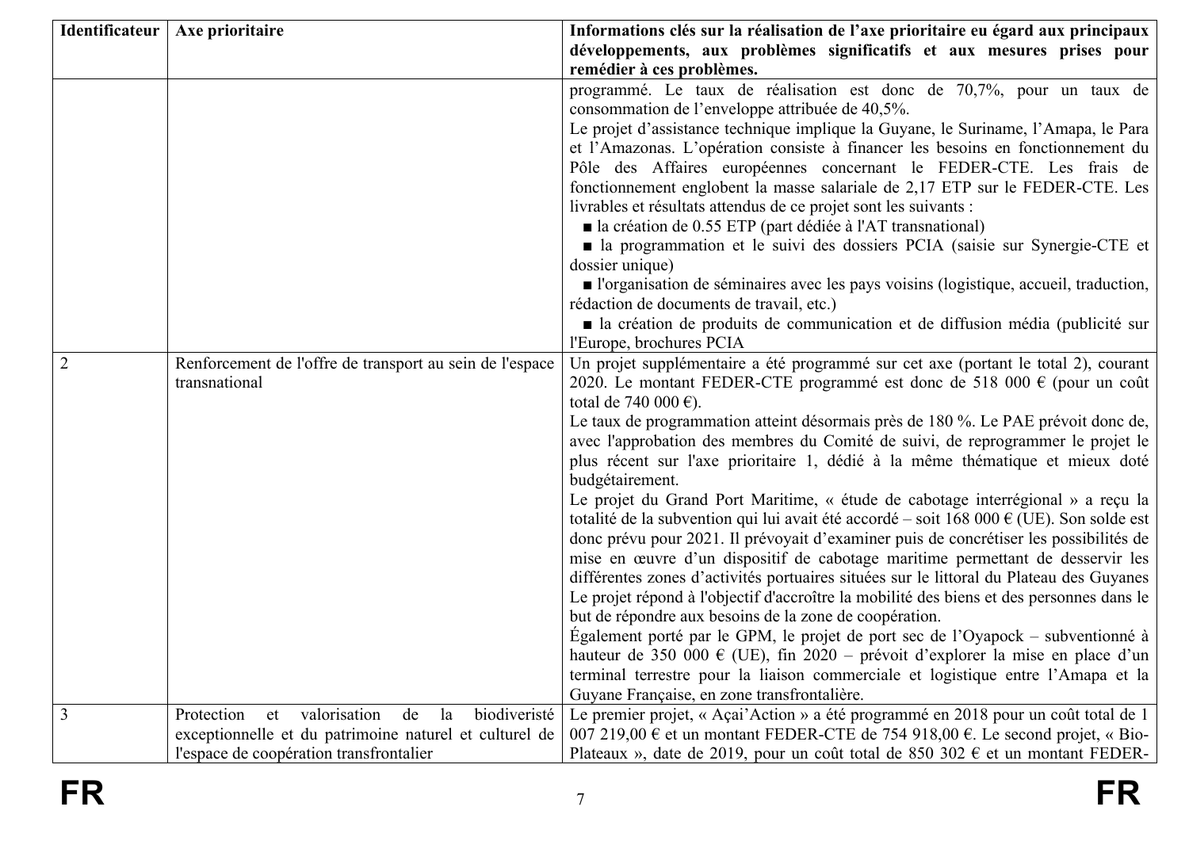| Identificateur | Axe prioritaire | Informations clés sur la réalisation de l'axe prioritaire eu égard aux principaux développements, aux problèmes significatifs et aux mesures prises pour remédier à ces problèmes. |
|---|---|---|
| | | programmé. Le taux de réalisation est donc de 70,7%, pour un taux de consommation de l'enveloppe attribuée de 40,5%.<br>Le projet d'assistance technique implique la Guyane, le Suriname, l'Amapa, le Para et l'Amazonas. L'opération consiste à financer les besoins en fonctionnement du Pôle des Affaires européennes concernant le FEDER-CTE. Les frais de fonctionnement englobent la masse salariale de 2,17 ETP sur le FEDER-CTE. Les livrables et résultats attendus de ce projet sont les suivants :<br>■ la création de 0.55 ETP (part dédiée à l'AT transnational)<br>■ la programmation et le suivi des dossiers PCIA (saisie sur Synergie-CTE et dossier unique)<br>■ l'organisation de séminaires avec les pays voisins (logistique, accueil, traduction, rédaction de documents de travail, etc.)<br>■ la création de produits de communication et de diffusion média (publicité sur l'Europe, brochures PCIA |
| 2 | Renforcement de l'offre de transport au sein de l'espace transnational | Un projet supplémentaire a été programmé sur cet axe (portant le total 2), courant 2020. Le montant FEDER-CTE programmé est donc de 518 000 € (pour un coût total de 740 000 €).<br>Le taux de programmation atteint désormais près de 180 %. Le PAE prévoit donc de, avec l'approbation des membres du Comité de suivi, de reprogrammer le projet le plus récent sur l'axe prioritaire 1, dédié à la même thématique et mieux doté budgétairement.<br>Le projet du Grand Port Maritime, « étude de cabotage interrégional » a reçu la totalité de la subvention qui lui avait été accordé – soit 168 000 € (UE). Son solde est donc prévu pour 2021. Il prévoyait d'examiner puis de concrétiser les possibilités de mise en œuvre d'un dispositif de cabotage maritime permettant de desservir les différentes zones d'activités portuaires situées sur le littoral du Plateau des Guyanes Le projet répond à l'objectif d'accroître la mobilité des biens et des personnes dans le but de répondre aux besoins de la zone de coopération.<br>Également porté par le GPM, le projet de port sec de l'Oyapock – subventionné à hauteur de 350 000 € (UE), fin 2020 – prévoit d'explorer la mise en place d'un terminal terrestre pour la liaison commerciale et logistique entre l'Amapa et la Guyane Française, en zone transfrontalière. |
| 3 | Protection et valorisation de la biodiveristé exceptionnelle et du patrimoine naturel et culturel de l'espace de coopération transfrontalier | Le premier projet, « Açai'Action » a été programmé en 2018 pour un coût total de 1 007 219,00 € et un montant FEDER-CTE de 754 918,00 €. Le second projet, « Bio-Plateaux », date de 2019, pour un coût total de 850 302 € et un montant FEDER- |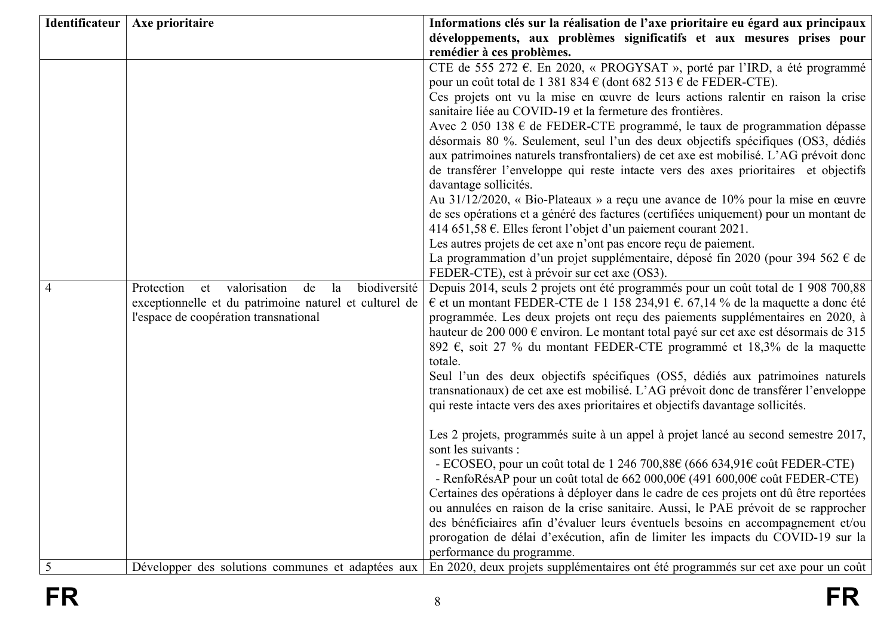| Identificateur | Axe prioritaire | Informations clés sur la réalisation de l'axe prioritaire eu égard aux principaux développements, aux problèmes significatifs et aux mesures prises pour remédier à ces problèmes. |
| --- | --- | --- |
| | | CTE de 555 272 €. En 2020, « PROGYSAT », porté par l'IRD, a été programmé pour un coût total de 1 381 834 € (dont 682 513 € de FEDER-CTE).<br>Ces projets ont vu la mise en œuvre de leurs actions ralentir en raison la crise sanitaire liée au COVID-19 et la fermeture des frontières.<br>Avec 2 050 138 € de FEDER-CTE programmé, le taux de programmation dépasse désormais 80 %. Seulement, seul l'un des deux objectifs spécifiques (OS3, dédiés aux patrimoines naturels transfrontaliers) de cet axe est mobilisé. L'AG prévoit donc de transférer l'enveloppe qui reste intacte vers des axes prioritaires et objectifs davantage sollicités.<br>Au 31/12/2020, « Bio-Plateaux » a reçu une avance de 10% pour la mise en œuvre de ses opérations et a généré des factures (certifiées uniquement) pour un montant de 414 651,58 €. Elles feront l'objet d'un paiement courant 2021.<br>Les autres projets de cet axe n'ont pas encore reçu de paiement.<br>La programmation d'un projet supplémentaire, déposé fin 2020 (pour 394 562 € de FEDER-CTE), est à prévoir sur cet axe (OS3). |
| 4 | Protection et valorisation de la biodiversité exceptionnelle et du patrimoine naturel et culturel de l'espace de coopération transnational | Depuis 2014, seuls 2 projets ont été programmés pour un coût total de 1 908 700,88 € et un montant FEDER-CTE de 1 158 234,91 €. 67,14 % de la maquette a donc été programmée. Les deux projets ont reçu des paiements supplémentaires en 2020, à hauteur de 200 000 € environ. Le montant total payé sur cet axe est désormais de 315 892 €, soit 27 % du montant FEDER-CTE programmé et 18,3% de la maquette totale.<br>Seul l'un des deux objectifs spécifiques (OS5, dédiés aux patrimoines naturels transnationaux) de cet axe est mobilisé. L'AG prévoit donc de transférer l'enveloppe qui reste intacte vers des axes prioritaires et objectifs davantage sollicités.<br><br>Les 2 projets, programmés suite à un appel à projet lancé au second semestre 2017, sont les suivants :<br>- ECOSEO, pour un coût total de 1 246 700,88€ (666 634,91€ coût FEDER-CTE)<br>- RenfoRésAP pour un coût total de 662 000,00€ (491 600,00€ coût FEDER-CTE)<br>Certaines des opérations à déployer dans le cadre de ces projets ont dû être reportées ou annulées en raison de la crise sanitaire. Aussi, le PAE prévoit de se rapprocher des bénéficiaires afin d'évaluer leurs éventuels besoins en accompagnement et/ou prorogation de délai d'exécution, afin de limiter les impacts du COVID-19 sur la performance du programme. |
| 5 | Développer des solutions communes et adaptées aux | En 2020, deux projets supplémentaires ont été programmés sur cet axe pour un coût |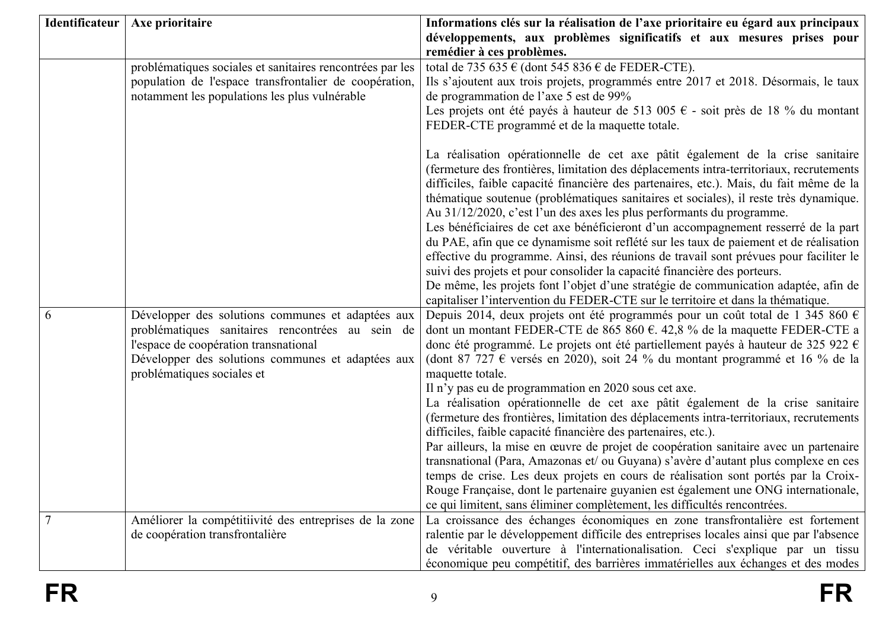| Identificateur | Axe prioritaire | Informations clés sur la réalisation de l'axe prioritaire eu égard aux principaux développements, aux problèmes significatifs et aux mesures prises pour remédier à ces problèmes. |
|---|---|---|
| | problématiques sociales et sanitaires rencontrées par les population de l'espace transfrontalier de coopération, notamment les populations les plus vulnérable | total de 735 635 € (dont 545 836 € de FEDER-CTE).<br>Ils s'ajoutent aux trois projets, programmés entre 2017 et 2018. Désormais, le taux de programmation de l'axe 5 est de 99%<br>Les projets ont été payés à hauteur de 513 005 € - soit près de 18 % du montant FEDER-CTE programmé et de la maquette totale.<br><br>La réalisation opérationnelle de cet axe pâtit également de la crise sanitaire (fermeture des frontières, limitation des déplacements intra-territoriaux, recrutements difficiles, faible capacité financière des partenaires, etc.). Mais, du fait même de la thématique soutenue (problématiques sanitaires et sociales), il reste très dynamique. Au 31/12/2020, c'est l'un des axes les plus performants du programme.<br>Les bénéficiaires de cet axe bénéficieront d'un accompagnement resserré de la part du PAE, afin que ce dynamisme soit reflété sur les taux de paiement et de réalisation effective du programme. Ainsi, des réunions de travail sont prévues pour faciliter le suivi des projets et pour consolider la capacité financière des porteurs.<br>De même, les projets font l'objet d'une stratégie de communication adaptée, afin de capitaliser l'intervention du FEDER-CTE sur le territoire et dans la thématique. |
| 6 | Développer des solutions communes et adaptées aux problématiques sanitaires rencontrées au sein de l'espace de coopération transnational<br>Développer des solutions communes et adaptées aux problématiques sociales et | Depuis 2014, deux projets ont été programmés pour un coût total de 1 345 860 € dont un montant FEDER-CTE de 865 860 €. 42,8 % de la maquette FEDER-CTE a donc été programmé. Le projets ont été partiellement payés à hauteur de 325 922 € (dont 87 727 € versés en 2020), soit 24 % du montant programmé et 16 % de la maquette totale.<br>Il n'y pas eu de programmation en 2020 sous cet axe.<br>La réalisation opérationnelle de cet axe pâtit également de la crise sanitaire (fermeture des frontières, limitation des déplacements intra-territoriaux, recrutements difficiles, faible capacité financière des partenaires, etc.).<br>Par ailleurs, la mise en œuvre de projet de coopération sanitaire avec un partenaire transnational (Para, Amazonas et/ ou Guyana) s'avère d'autant plus complexe en ces temps de crise. Les deux projets en cours de réalisation sont portés par la Croix-Rouge Française, dont le partenaire guyanien est également une ONG internationale, ce qui limitent, sans éliminer complètement, les difficultés rencontrées. |
| 7 | Améliorer la compétitiivité des entreprises de la zone de coopération transfrontalière | La croissance des échanges économiques en zone transfrontalière est fortement ralentie par le développement difficile des entreprises locales ainsi que par l'absence de véritable ouverture à l'internationalisation. Ceci s'explique par un tissu économique peu compétitif, des barrières immatérielles aux échanges et des modes |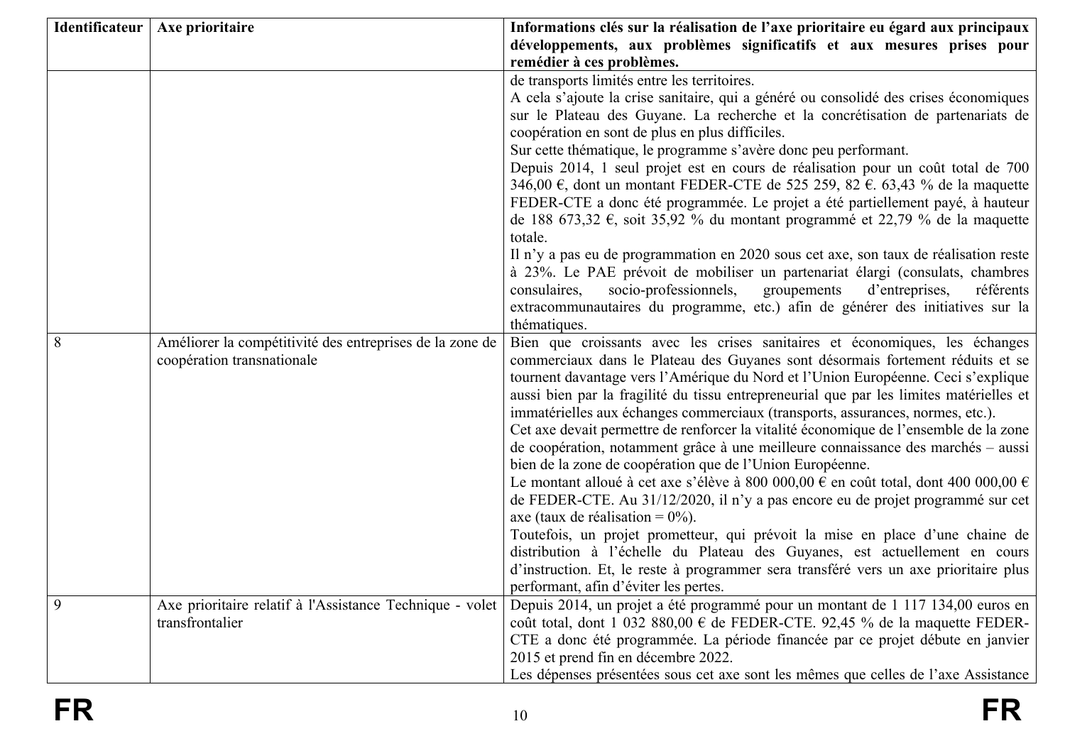| Identificateur | Axe prioritaire | Informations clés sur la réalisation de l'axe prioritaire eu égard aux principaux développements, aux problèmes significatifs et aux mesures prises pour remédier à ces problèmes. |
| --- | --- | --- |
| | | de transports limités entre les territoires.<br>A cela s'ajoute la crise sanitaire, qui a généré ou consolidé des crises économiques sur le Plateau des Guyane. La recherche et la concrétisation de partenariats de coopération en sont de plus en plus difficiles.<br>Sur cette thématique, le programme s'avère donc peu performant.<br>Depuis 2014, 1 seul projet est en cours de réalisation pour un coût total de 700 346,00 €, dont un montant FEDER-CTE de 525 259, 82 €. 63,43 % de la maquette FEDER-CTE a donc été programmée. Le projet a été partiellement payé, à hauteur de 188 673,32 €, soit 35,92 % du montant programmé et 22,79 % de la maquette totale.<br>Il n'y a pas eu de programmation en 2020 sous cet axe, son taux de réalisation reste à 23%. Le PAE prévoit de mobiliser un partenariat élargi (consulats, chambres consulaires, socio-professionnels, groupements d'entreprises, référents extracommunautaires du programme, etc.) afin de générer des initiatives sur la thématiques. |
| 8 | Améliorer la compétitivité des entreprises de la zone de coopération transnationale | Bien que croissants avec les crises sanitaires et économiques, les échanges commerciaux dans le Plateau des Guyanes sont désormais fortement réduits et se tournent davantage vers l'Amérique du Nord et l'Union Européenne. Ceci s'explique aussi bien par la fragilité du tissu entrepreneurial que par les limites matérielles et immatérielles aux échanges commerciaux (transports, assurances, normes, etc.).<br>Cet axe devait permettre de renforcer la vitalité économique de l'ensemble de la zone de coopération, notamment grâce à une meilleure connaissance des marchés – aussi bien de la zone de coopération que de l'Union Européenne.<br>Le montant alloué à cet axe s'élève à 800 000,00 € en coût total, dont 400 000,00 € de FEDER-CTE. Au 31/12/2020, il n'y a pas encore eu de projet programmé sur cet axe (taux de réalisation = 0%).<br>Toutefois, un projet prometteur, qui prévoit la mise en place d'une chaine de distribution à l'échelle du Plateau des Guyanes, est actuellement en cours d'instruction. Et, le reste à programmer sera transféré vers un axe prioritaire plus performant, afin d'éviter les pertes. |
| 9 | Axe prioritaire relatif à l'Assistance Technique - volet transfrontalier | Depuis 2014, un projet a été programmé pour un montant de 1 117 134,00 euros en coût total, dont 1 032 880,00 € de FEDER-CTE. 92,45 % de la maquette FEDER-CTE a donc été programmée. La période financée par ce projet débute en janvier 2015 et prend fin en décembre 2022.<br>Les dépenses présentées sous cet axe sont les mêmes que celles de l'axe Assistance |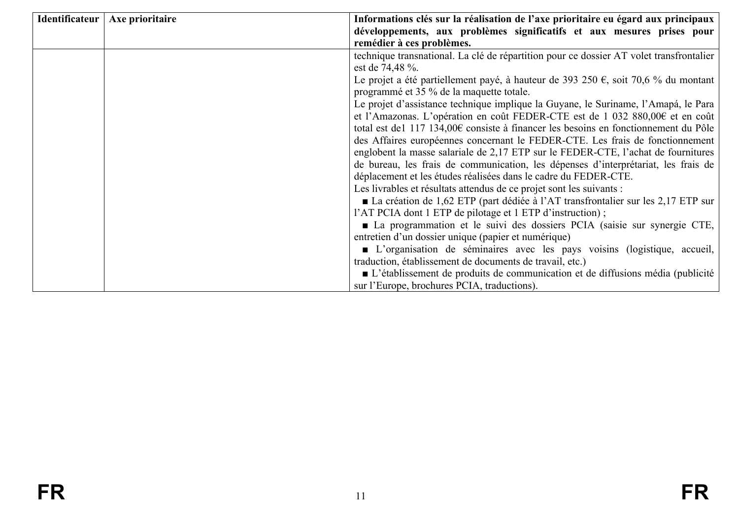| Identificateur | Axe prioritaire | Informations clés sur la réalisation de l'axe prioritaire eu égard aux principaux développements, aux problèmes significatifs et aux mesures prises pour remédier à ces problèmes. |
| --- | --- | --- |
| | | technique transnational. La clé de répartition pour ce dossier AT volet transfrontalier est de 74,48 %.<br>Le projet a été partiellement payé, à hauteur de 393 250 €, soit 70,6 % du montant programmé et 35 % de la maquette totale.<br>Le projet d'assistance technique implique la Guyane, le Suriname, l'Amapá, le Para et l'Amazonas. L'opération en coût FEDER-CTE est de 1 032 880,00€ et en coût total est de1 117 134,00€ consiste à financer les besoins en fonctionnement du Pôle des Affaires européennes concernant le FEDER-CTE. Les frais de fonctionnement englobent la masse salariale de 2,17 ETP sur le FEDER-CTE, l'achat de fournitures de bureau, les frais de communication, les dépenses d'interprétariat, les frais de déplacement et les études réalisées dans le cadre du FEDER-CTE.<br>Les livrables et résultats attendus de ce projet sont les suivants :<br>■ La création de 1,62 ETP (part dédiée à l'AT transfrontalier sur les 2,17 ETP sur l'AT PCIA dont 1 ETP de pilotage et 1 ETP d'instruction) ;<br>■ La programmation et le suivi des dossiers PCIA (saisie sur synergie CTE, entretien d'un dossier unique (papier et numérique)<br>■ L'organisation de séminaires avec les pays voisins (logistique, accueil, traduction, établissement de documents de travail, etc.)<br>■ L'établissement de produits de communication et de diffusions média (publicité sur l'Europe, brochures PCIA, traductions). |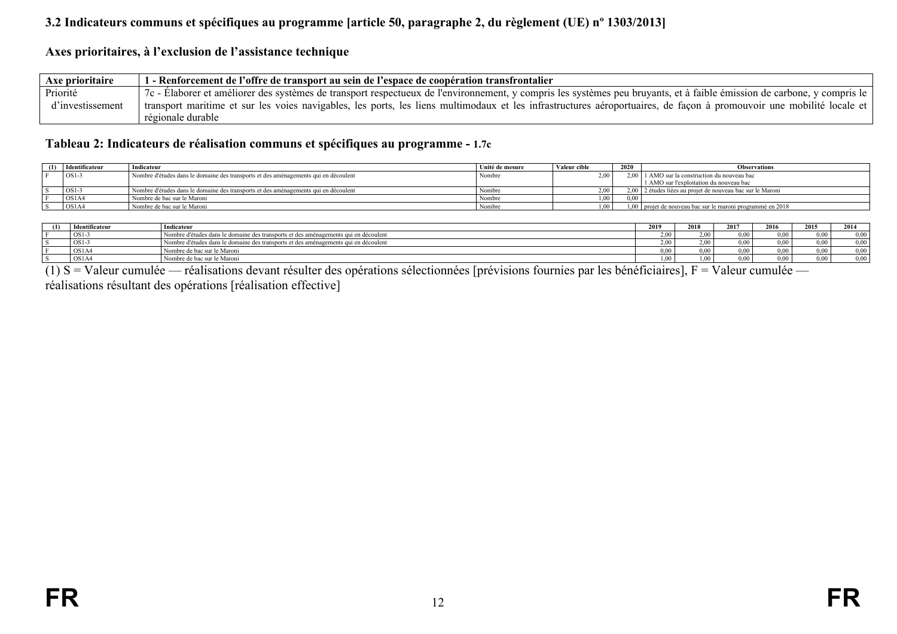### 3.2 Indicateurs communs et spécifiques au programme [article 50, paragraphe 2, du règlement (UE) nº 1303/2013]

#### Axes prioritaires, à l'exclusion de l'assistance technique

| Axe prioritaire | 1 - Renforcement de l'offre de transport au sein de l'espace de coopération transfrontalier |
|---|---|
| Priorité d'investissement | 7c - Élaborer et améliorer des systèmes de transport respectueux de l'environnement, y compris les systèmes peu bruyants, et à faible émission de carbone, y compris le transport maritime et sur les voies navigables, les ports, les liens multimodaux et les infrastructures aéroportuaires, de façon à promouvoir une mobilité locale et régionale durable |

#### Tableau 2: Indicateurs de réalisation communs et spécifiques au programme - 1.7c

| (1) | Identificateur | Indicateur | Unité de mesure | Valeur cible | 2020 | Observations |
|---|---|---|---|---|---|---|
| F | OS1-3 | Nombre d'études dans le domaine des transports et des aménagements qui en découlent | Nombre | 2,00 | 2,00 | 1 AMO sur la construction du nouveau bac<br>1 AMO sur l'exploitation du nouveau bac |
| S | OS1-3 | Nombre d'études dans le domaine des transports et des aménagements qui en découlent | Nombre | 2,00 | 2,00 | 2 études liées au projet de nouveau bac sur le Maroni |
| F | OS1A4 | Nombre de bac sur le Maroni | Nombre | 1,00 | 0,00 | |
| S | OS1A4 | Nombre de bac sur le Maroni | Nombre | 1,00 | 1,00 | projet de nouveau bac sur le maroni programmé en 2018 |

| (1) | Identificateur | Indicateur | 2019 | 2018 | 2017 | 2016 | 2015 | 2014 |
|---|---|---|---|---|---|---|---|---|
| F | OS1-3 | Nombre d'études dans le domaine des transports et des aménagements qui en découlent | 2,00 | 2,00 | 0,00 | 0,00 | 0,00 | 0,00 |
| S | OS1-3 | Nombre d'études dans le domaine des transports et des aménagements qui en découlent | 2,00 | 2,00 | 0,00 | 0,00 | 0,00 | 0,00 |
| F | OS1A4 | Nombre de bac sur le Maroni | 0,00 | 0,00 | 0,00 | 0,00 | 0,00 | 0,00 |
| S | OS1A4 | Nombre de bac sur le Maroni | 1,00 | 1,00 | 0,00 | 0,00 | 0,00 | 0,00 |

(1) S = Valeur cumulée — réalisations devant résulter des opérations sélectionnées [prévisions fournies par les bénéficiaires], F = Valeur cumulée — réalisations résultant des opérations [réalisation effective]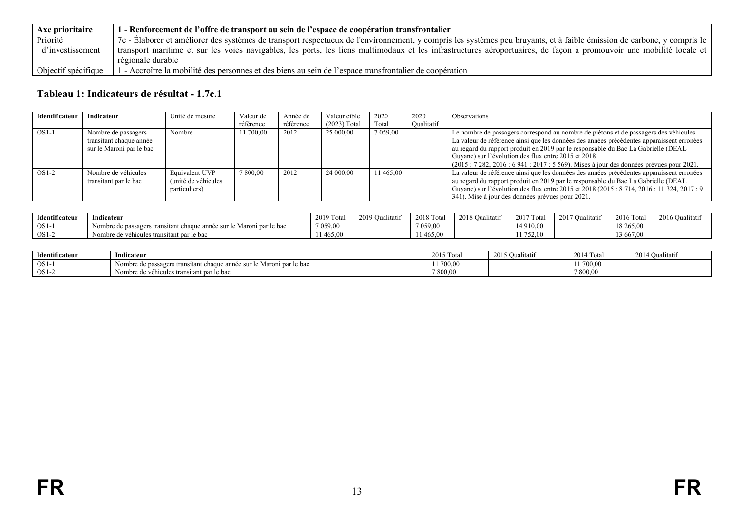| Axe prioritaire | 1 - Renforcement de l'offre de transport au sein de l'espace de coopération transfrontalier |
|---|---|
| Priorité d'investissement | 7c - Élaborer et améliorer des systèmes de transport respectueux de l'environnement, y compris les systèmes peu bruyants, et à faible émission de carbone, y compris le transport maritime et sur les voies navigables, les ports, les liens multimodaux et les infrastructures aéroportuaires, de façon à promouvoir une mobilité locale et régionale durable |
| Objectif spécifique | 1 - Accroître la mobilité des personnes et des biens au sein de l'espace transfrontalier de coopération |

### Tableau 1: Indicateurs de résultat - 1.7c.1

| Identificateur | Indicateur | Unité de mesure | Valeur de référence | Année de référence | Valeur cible (2023) Total | 2020 Total | 2020 Qualitatif | Observations |
|---|---|---|---|---|---|---|---|---|
| OS1-1 | Nombre de passagers transitant chaque année sur le Maroni par le bac | Nombre | 11 700,00 | 2012 | 25 000,00 | 7 059,00 | | Le nombre de passagers correspond au nombre de piétons et de passagers des véhicules. La valeur de référence ainsi que les données des années précédentes apparaissent erronées au regard du rapport produit en 2019 par le responsable du Bac La Gabrielle (DEAL Guyane) sur l'évolution des flux entre 2015 et 2018 (2015 : 7 282, 2016 : 6 941 : 2017 : 5 569). Mises à jour des données prévues pour 2021. |
| OS1-2 | Nombre de véhicules transitant par le bac | Equivalent UVP (unité de véhicules particuliers) | 7 800,00 | 2012 | 24 000,00 | 11 465,00 | | La valeur de référence ainsi que les données des années précédentes apparaissent erronées au regard du rapport produit en 2019 par le responsable du Bac La Gabrielle (DEAL Guyane) sur l'évolution des flux entre 2015 et 2018 (2015 : 8 714, 2016 : 11 324, 2017 : 9 341). Mise à jour des données prévues pour 2021. |

| Identificateur | Indicateur | 2019 Total | 2019 Qualitatif | 2018 Total | 2018 Qualitatif | 2017 Total | 2017 Qualitatif | 2016 Total | 2016 Qualitatif |
|---|---|---|---|---|---|---|---|---|---|
| OS1-1 | Nombre de passagers transitant chaque année sur le Maroni par le bac | 7 059,00 | | 7 059,00 | | 14 910,00 | | 18 265,00 | |
| OS1-2 | Nombre de véhicules transitant par le bac | 11 465,00 | | 11 465,00 | | 11 752,00 | | 13 667,00 | |

| Identificateur | Indicateur | 2015 Total | 2015 Qualitatif | 2014 Total | 2014 Qualitatif |
|---|---|---|---|---|---|
| OS1-1 | Nombre de passagers transitant chaque année sur le Maroni par le bac | 11 700,00 | | 11 700,00 | |
| OS1-2 | Nombre de véhicules transitant par le bac | 7 800,00 | | 7 800,00 | |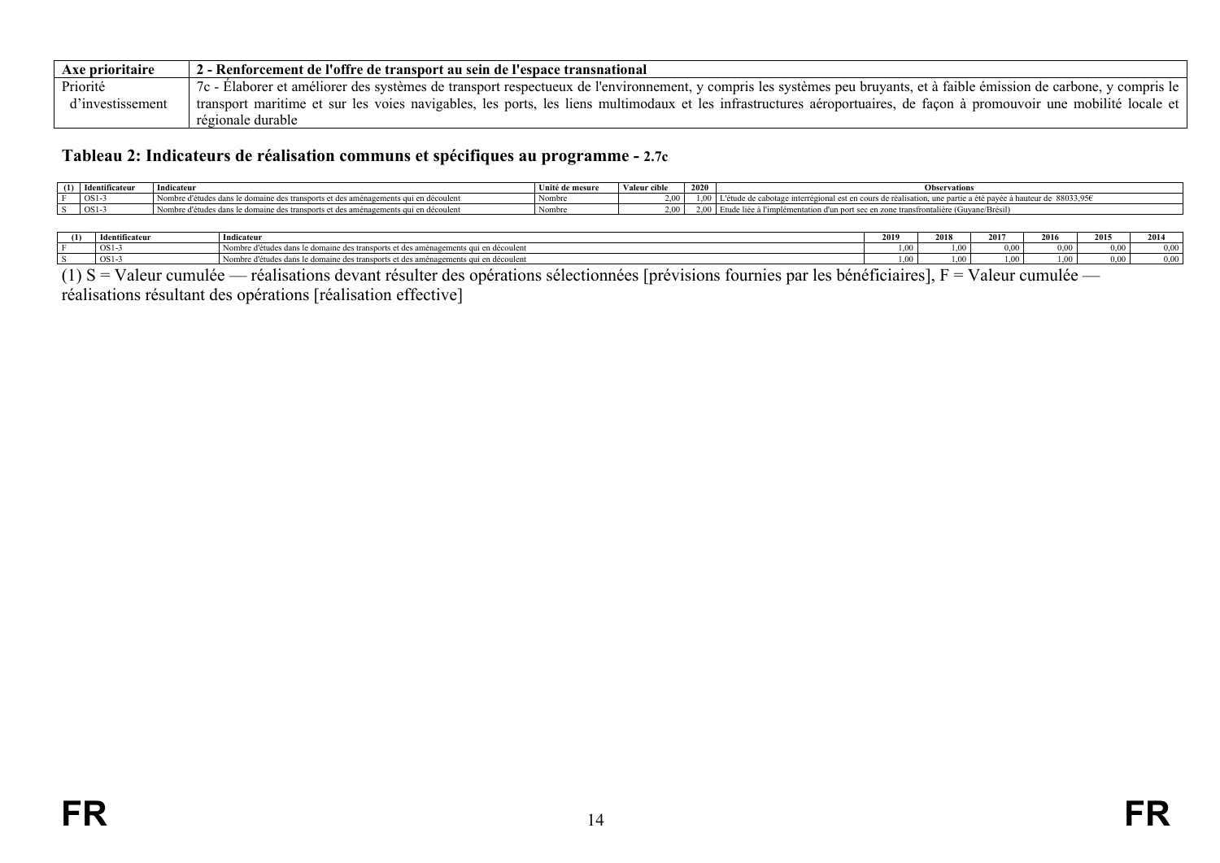| Axe prioritaire | 2 - Renforcement de l'offre de transport au sein de l'espace transnational |
|---|---|
| Priorité d'investissement | 7c - Élaborer et améliorer des systèmes de transport respectueux de l'environnement, y compris les systèmes peu bruyants, et à faible émission de carbone, y compris le transport maritime et sur les voies navigables, les ports, les liens multimodaux et les infrastructures aéroportuaires, de façon à promouvoir une mobilité locale et régionale durable |

### Tableau 2: Indicateurs de réalisation communs et spécifiques au programme - 2.7c

| (1) | Identificateur | Indicateur | Unité de mesure | Valeur cible | 2020 | Observations |
|---|---|---|---|---|---|---|
| F | OS1-3 | Nombre d'études dans le domaine des transports et des aménagements qui en découlent | Nombre | 2,00 | 1,00 | L'étude de cabotage interrégional est en cours de réalisation, une partie a été payée à hauteur de 88033,95€ |
| S | OS1-3 | Nombre d'études dans le domaine des transports et des aménagements qui en découlent | Nombre | 2,00 | 2,00 | Etude liée à l'implémentation d'un port sec en zone transfrontalière (Guyane/Brésil) |

| (1) | Identificateur | Indicateur | 2019 | 2018 | 2017 | 2016 | 2015 | 2014 |
|---|---|---|---|---|---|---|---|---|
| F | OS1-3 | Nombre d'études dans le domaine des transports et des aménagements qui en découlent | 1,00 | 1,00 | 0,00 | 0,00 | 0,00 | 0,00 |
| S | OS1-3 | Nombre d'études dans le domaine des transports et des aménagements qui en découlent | 1,00 | 1,00 | 1,00 | 1,00 | 0,00 | 0,00 |

(1) S = Valeur cumulée — réalisations devant résulter des opérations sélectionnées [prévisions fournies par les bénéficiaires], F = Valeur cumulée — réalisations résultant des opérations [réalisation effective]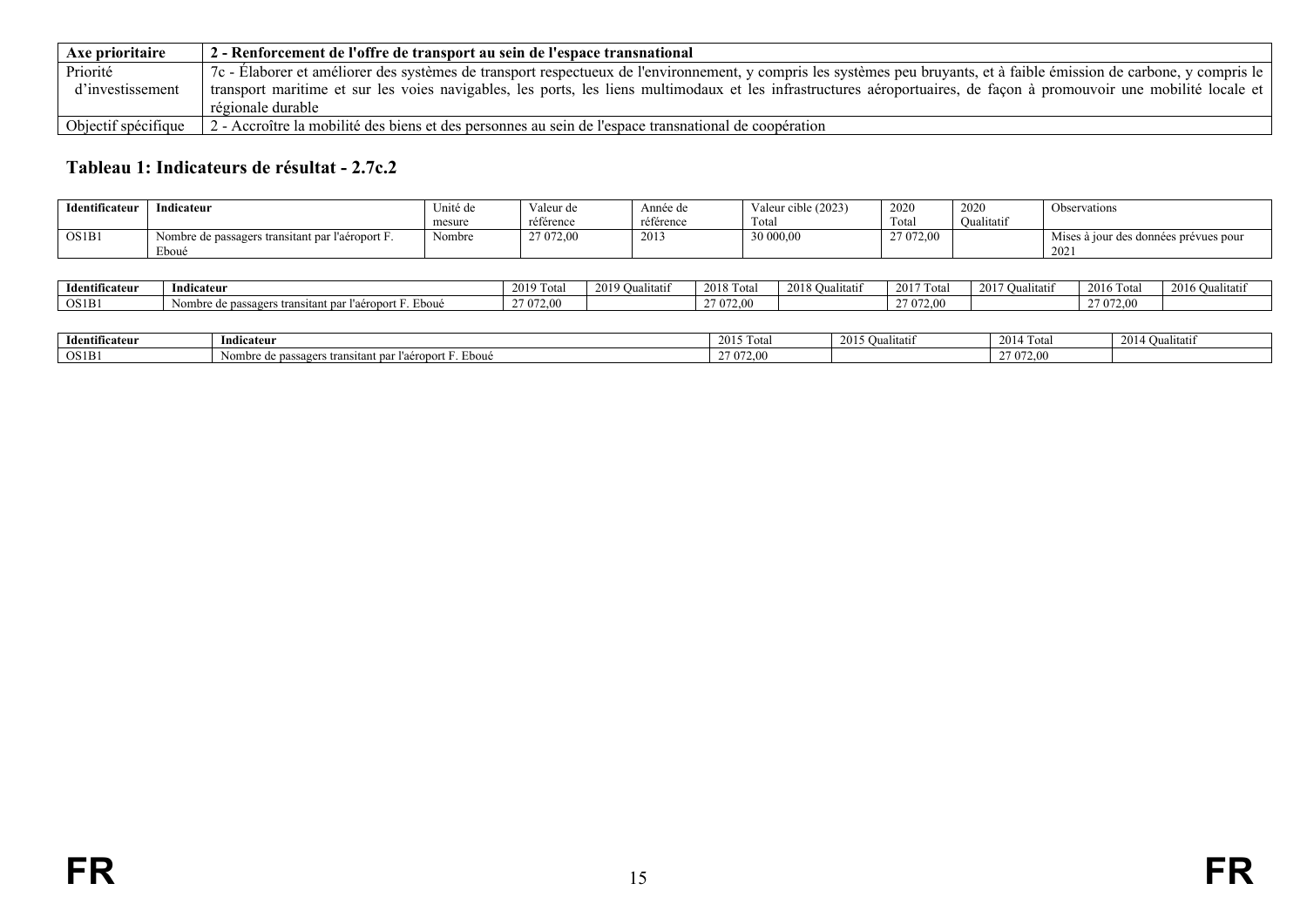| Axe prioritaire | 2 - Renforcement de l'offre de transport au sein de l'espace transnational |
|---|---|
| Priorité d'investissement | 7c - Élaborer et améliorer des systèmes de transport respectueux de l'environnement, y compris les systèmes peu bruyants, et à faible émission de carbone, y compris le transport maritime et sur les voies navigables, les ports, les liens multimodaux et les infrastructures aéroportuaires, de façon à promouvoir une mobilité locale et régionale durable |
| Objectif spécifique | 2 - Accroître la mobilité des biens et des personnes au sein de l'espace transnational de coopération |

### Tableau 1: Indicateurs de résultat - 2.7c.2

| Identificateur | Indicateur | Unité de mesure | Valeur de référence | Année de référence | Valeur cible (2023) Total | 2020 Total | 2020 Qualitatif | Observations |
|---|---|---|---|---|---|---|---|---|
| OS1B1 | Nombre de passagers transitant par l'aéroport F. Eboué | Nombre | 27 072,00 | 2013 | 30 000,00 | 27 072,00 | | Mises à jour des données prévues pour 2021 |

| Identificateur | Indicateur | 2019 Total | 2019 Qualitatif | 2018 Total | 2018 Qualitatif | 2017 Total | 2017 Qualitatif | 2016 Total | 2016 Qualitatif |
|---|---|---|---|---|---|---|---|---|---|
| OS1B1 | Nombre de passagers transitant par l'aéroport F. Eboué | 27 072,00 | | 27 072,00 | | 27 072,00 | | 27 072,00 | |

| Identificateur | Indicateur | 2015 Total | 2015 Qualitatif | 2014 Total | 2014 Qualitatif |
|---|---|---|---|---|---|
| OS1B1 | Nombre de passagers transitant par l'aéroport F. Eboué | 27 072,00 | | 27 072,00 | |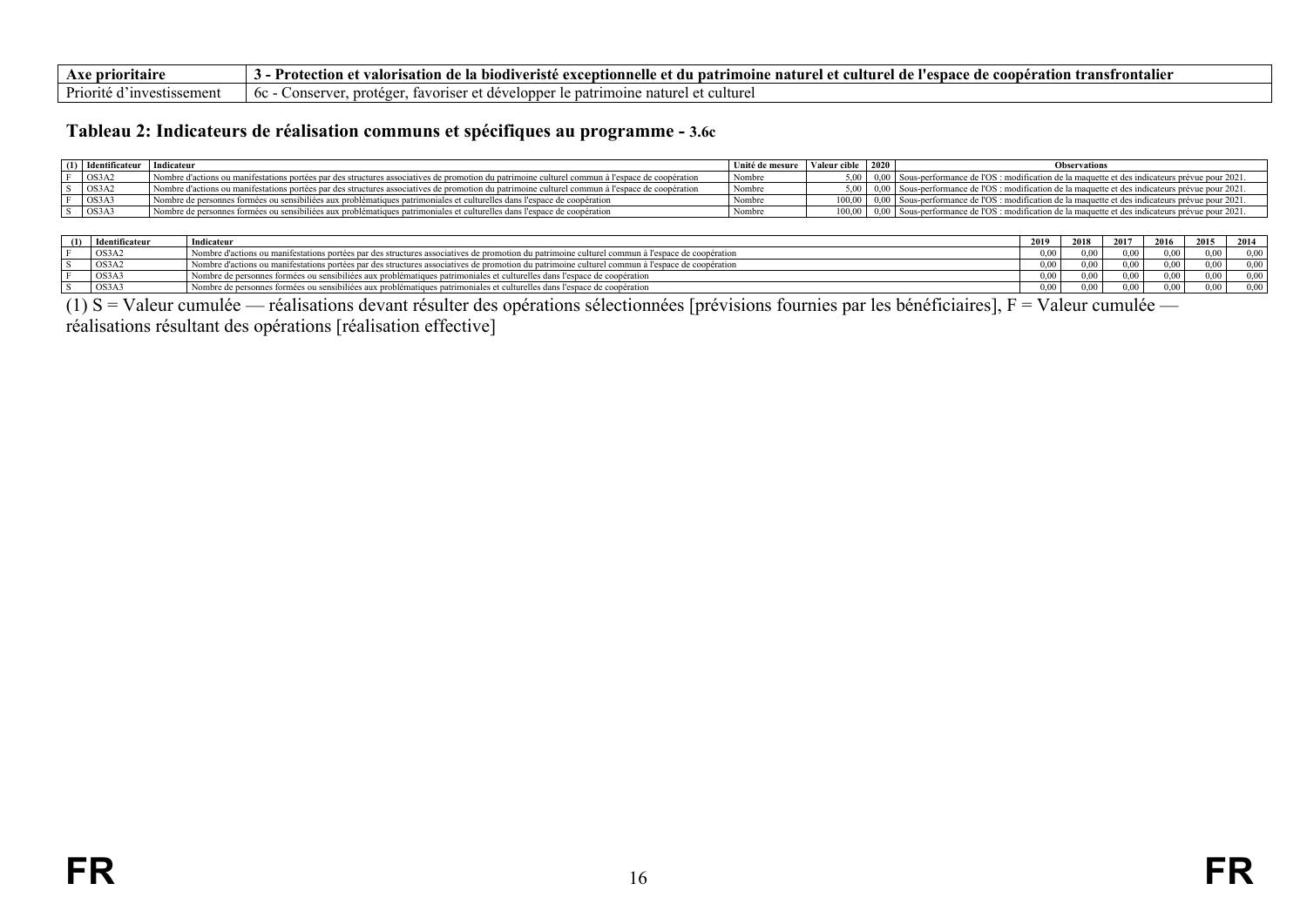| Axe prioritaire | 3 - Protection et valorisation de la biodiveristé exceptionnelle et du patrimoine naturel et culturel de l'espace de coopération transfrontalier |
|---|---|
| Priorité d'investissement | 6c - Conserver, protéger, favoriser et développer le patrimoine naturel et culturel |

## Tableau 2: Indicateurs de réalisation communs et spécifiques au programme - 3.6c

| (1) | Identificateur | Indicateur | Unité de mesure | Valeur cible | 2020 | Observations |
|---|---|---|---|---|---|---|
| F | OS3A2 | Nombre d'actions ou manifestations portées par des structures associatives de promotion du patrimoine culturel commun à l'espace de coopération | Nombre | 5,00 | 0,00 | Sous-performance de l'OS : modification de la maquette et des indicateurs prévue pour 2021. |
| S | OS3A2 | Nombre d'actions ou manifestations portées par des structures associatives de promotion du patrimoine culturel commun à l'espace de coopération | Nombre | 5,00 | 0,00 | Sous-performance de l'OS : modification de la maquette et des indicateurs prévue pour 2021. |
| F | OS3A3 | Nombre de personnes formées ou sensibiliées aux problématiques patrimoniales et culturelles dans l'espace de coopération | Nombre | 100,00 | 0,00 | Sous-performance de l'OS : modification de la maquette et des indicateurs prévue pour 2021. |
| S | OS3A3 | Nombre de personnes formées ou sensibiliées aux problématiques patrimoniales et culturelles dans l'espace de coopération | Nombre | 100,00 | 0,00 | Sous-performance de l'OS : modification de la maquette et des indicateurs prévue pour 2021. |

| (1) | Identificateur | Indicateur | 2019 | 2018 | 2017 | 2016 | 2015 | 2014 |
|---|---|---|---|---|---|---|---|---|
| F | OS3A2 | Nombre d'actions ou manifestations portées par des structures associatives de promotion du patrimoine culturel commun à l'espace de coopération | 0,00 | 0,00 | 0,00 | 0,00 | 0,00 | 0,00 |
| S | OS3A2 | Nombre d'actions ou manifestations portées par des structures associatives de promotion du patrimoine culturel commun à l'espace de coopération | 0,00 | 0,00 | 0,00 | 0,00 | 0,00 | 0,00 |
| F | OS3A3 | Nombre de personnes formées ou sensibiliées aux problématiques patrimoniales et culturelles dans l'espace de coopération | 0,00 | 0,00 | 0,00 | 0,00 | 0,00 | 0,00 |
| S | OS3A3 | Nombre de personnes formées ou sensibiliées aux problématiques patrimoniales et culturelles dans l'espace de coopération | 0,00 | 0,00 | 0,00 | 0,00 | 0,00 | 0,00 |

(1) S = Valeur cumulée — réalisations devant résulter des opérations sélectionnées [prévisions fournies par les bénéficiaires], F = Valeur cumulée — réalisations résultant des opérations [réalisation effective]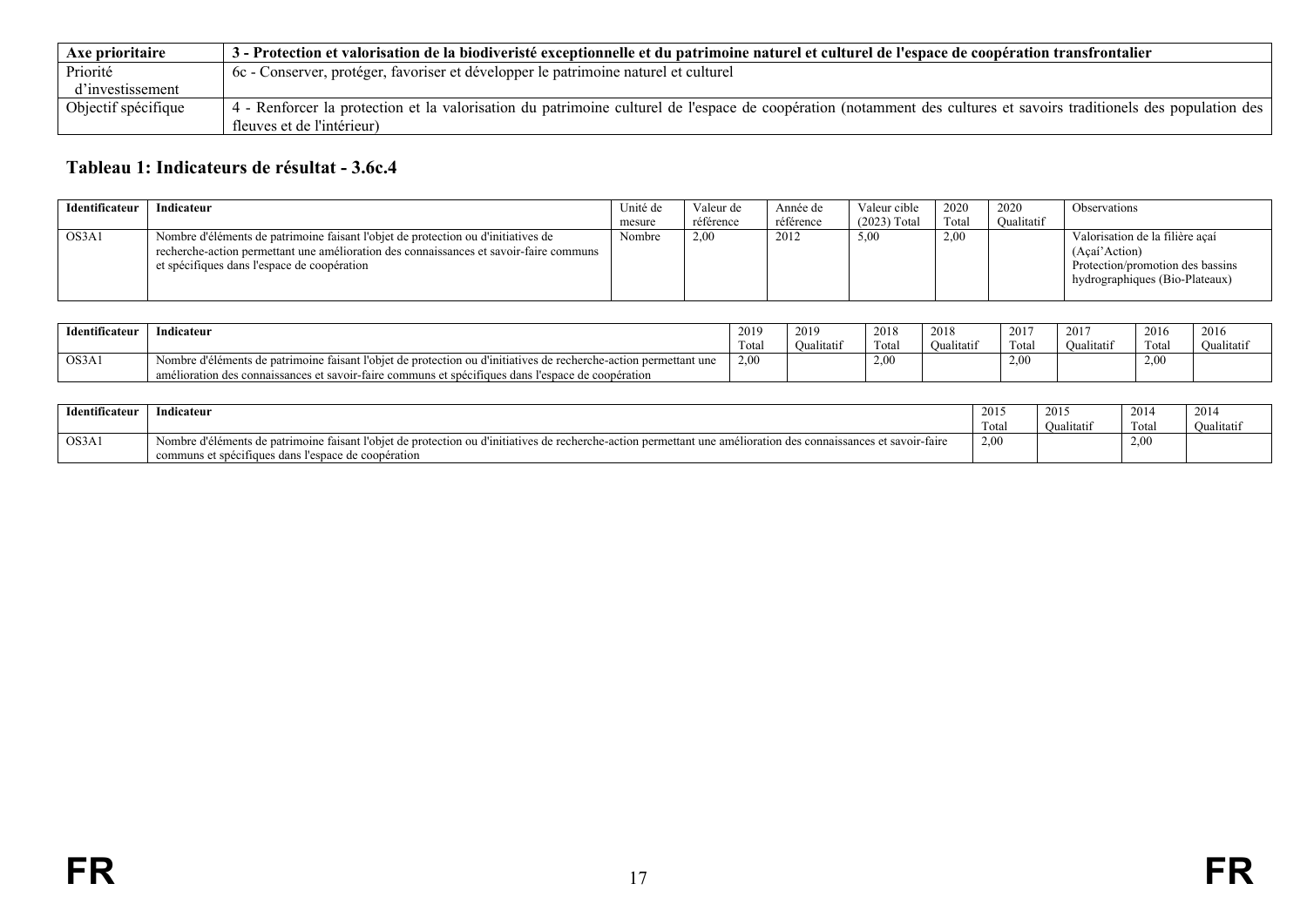| Axe prioritaire | 3 - Protection et valorisation de la biodiveristé exceptionnelle et du patrimoine naturel et culturel de l'espace de coopération transfrontalier |
|---|---|
| Priorité d'investissement | 6c - Conserver, protéger, favoriser et développer le patrimoine naturel et culturel |
| Objectif spécifique | 4 - Renforcer la protection et la valorisation du patrimoine culturel de l'espace de coopération (notamment des cultures et savoirs traditionels des population des fleuves et de l'intérieur) |

### Tableau 1: Indicateurs de résultat - 3.6c.4

| Identificateur | Indicateur | Unité de mesure | Valeur de référence | Année de référence | Valeur cible (2023) Total | 2020 Total | 2020 Qualitatif | Observations |
|---|---|---|---|---|---|---|---|---|
| OS3A1 | Nombre d'éléments de patrimoine faisant l'objet de protection ou d'initiatives de recherche-action permettant une amélioration des connaissances et savoir-faire communs et spécifiques dans l'espace de coopération | Nombre | 2,00 | 2012 | 5,00 | 2,00 | | Valorisation de la filière açaí (Açaí'Action) Protection/promotion des bassins hydrographiques (Bio-Plateaux) |

| Identificateur | Indicateur | 2019 Total | 2019 Qualitatif | 2018 Total | 2018 Qualitatif | 2017 Total | 2017 Qualitatif | 2016 Total | 2016 Qualitatif |
|---|---|---|---|---|---|---|---|---|---|
| OS3A1 | Nombre d'éléments de patrimoine faisant l'objet de protection ou d'initiatives de recherche-action permettant une amélioration des connaissances et savoir-faire communs et spécifiques dans l'espace de coopération | 2,00 | | 2,00 | | 2,00 | | 2,00 | |

| Identificateur | Indicateur | 2015 Total | 2015 Qualitatif | 2014 Total | 2014 Qualitatif |
|---|---|---|---|---|---|
| OS3A1 | Nombre d'éléments de patrimoine faisant l'objet de protection ou d'initiatives de recherche-action permettant une amélioration des connaissances et savoir-faire communs et spécifiques dans l'espace de coopération | 2,00 | | 2,00 | |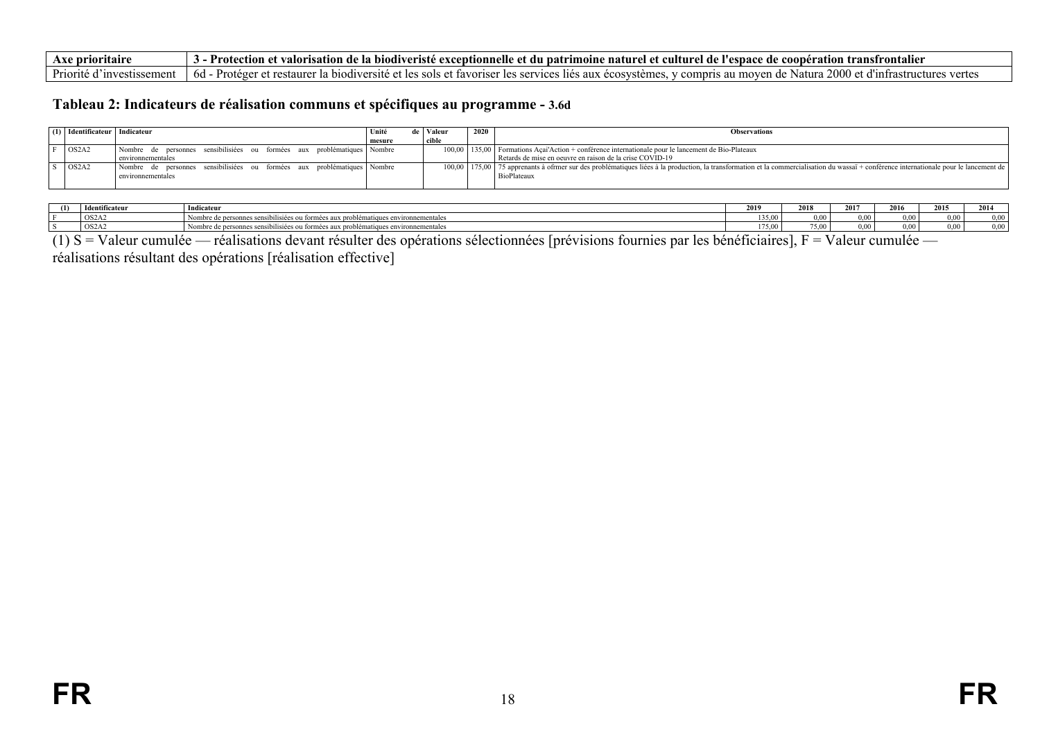| Axe prioritaire | 3 - Protection et valorisation de la biodiveristé exceptionnelle et du patrimoine naturel et culturel de l'espace de coopération transfrontalier |
|---|---|
| Priorité d'investissement | 6d - Protéger et restaurer la biodiversité et les sols et favoriser les services liés aux écosystèmes, y compris au moyen de Natura 2000 et d'infrastructures vertes |

### Tableau 2: Indicateurs de réalisation communs et spécifiques au programme - 3.6d

| (1) | Identificateur | Indicateur | Unité de mesure | Valeur cible | 2020 | Observations |
|---|---|---|---|---|---|---|
| F | OS2A2 | Nombre de personnes sensibilisiées ou formées aux problématiques environnementales | Nombre | 100,00 | 135,00 | Formations Açai'Action + conférence internationale pour le lancement de Bio-Plateaux<br>Retards de mise en oeuvre en raison de la crise COVID-19 |
| S | OS2A2 | Nombre de personnes sensibilisiées ou formées aux problématiques environnementales | Nombre | 100,00 | 175,00 | 75 apprenants à ofrmer sur des problématiques liées à la production, la transformation et la commercialisation du wassaï + conférence internationale pour le lancement de BioPlateaux |

| (1) | Identificateur | Indicateur | 2019 | 2018 | 2017 | 2016 | 2015 | 2014 |
|---|---|---|---|---|---|---|---|---|
| F | OS2A2 | Nombre de personnes sensibilisiées ou formées aux problématiques environnementales | 135,00 | 0,00 | 0,00 | 0,00 | 0,00 | 0,00 |
| S | OS2A2 | Nombre de personnes sensibilisiées ou formées aux problématiques environnementales | 175,00 | 75,00 | 0,00 | 0,00 | 0,00 | 0,00 |

(1) S = Valeur cumulée — réalisations devant résulter des opérations sélectionnées [prévisions fournies par les bénéficiaires], F = Valeur cumulée — réalisations résultant des opérations [réalisation effective]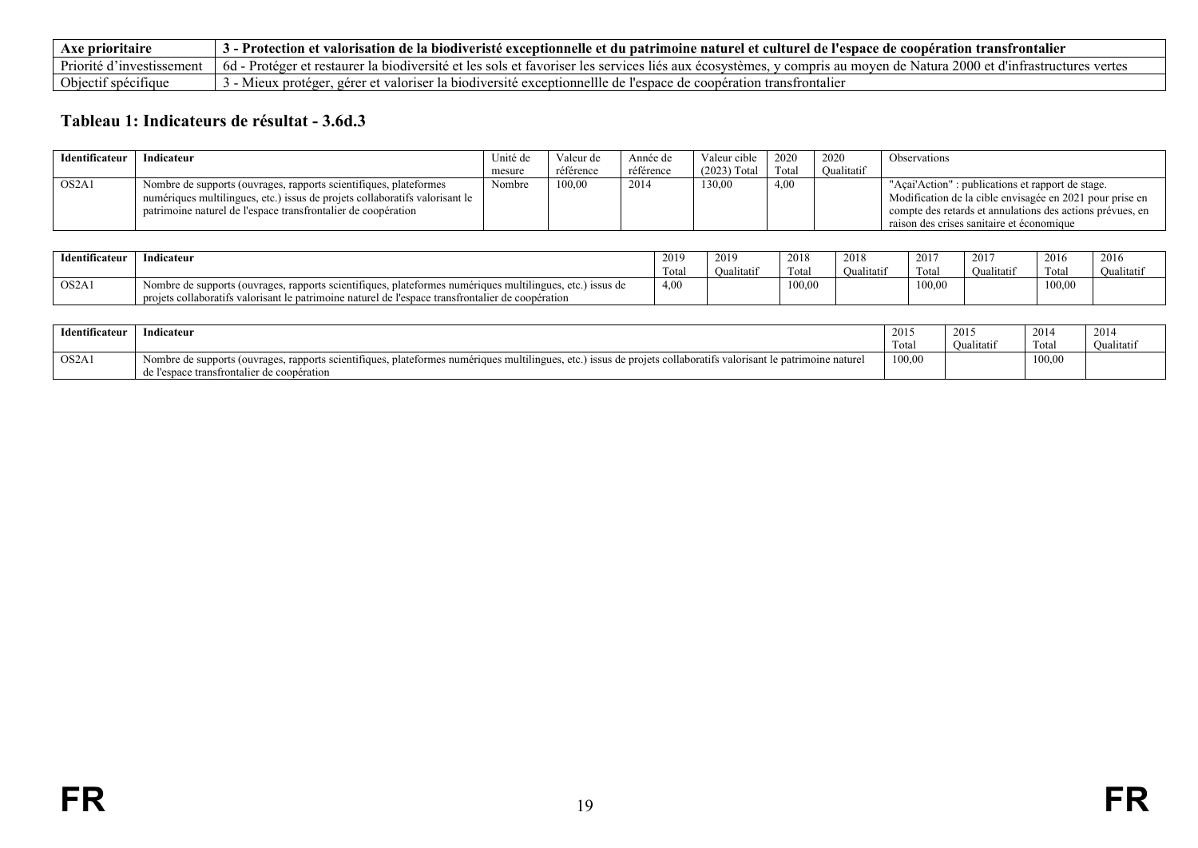| Axe prioritaire | 3 - Protection et valorisation de la biodiveristé exceptionnelle et du patrimoine naturel et culturel de l'espace de coopération transfrontalier |
|---|---|
| Priorité d'investissement | 6d - Protéger et restaurer la biodiversité et les sols et favoriser les services liés aux écosystèmes, y compris au moyen de Natura 2000 et d'infrastructures vertes |
| Objectif spécifique | 3 - Mieux protéger, gérer et valoriser la biodiversité exceptionnellle de l'espace de coopération transfrontalier |

## Tableau 1: Indicateurs de résultat - 3.6d.3

| Identificateur | Indicateur | Unité de mesure | Valeur de référence | Année de référence | Valeur cible (2023) Total | 2020 Total | 2020 Qualitatif | Observations |
|---|---|---|---|---|---|---|---|---|
| OS2A1 | Nombre de supports (ouvrages, rapports scientifiques, plateformes numériques multilingues, etc.) issus de projets collaboratifs valorisant le patrimoine naturel de l'espace transfrontalier de coopération | Nombre | 100,00 | 2014 | 130,00 | 4,00 | | "Açai'Action" : publications et rapport de stage. Modification de la cible envisagée en 2021 pour prise en compte des retards et annulations des actions prévues, en raison des crises sanitaire et économique |

| Identificateur | Indicateur | 2019 Total | 2019 Qualitatif | 2018 Total | 2018 Qualitatif | 2017 Total | 2017 Qualitatif | 2016 Total | 2016 Qualitatif |
|---|---|---|---|---|---|---|---|---|---|
| OS2A1 | Nombre de supports (ouvrages, rapports scientifiques, plateformes numériques multilingues, etc.) issus de projets collaboratifs valorisant le patrimoine naturel de l'espace transfrontalier de coopération | 4,00 | | 100,00 | | 100,00 | | 100,00 | |

| Identificateur | Indicateur | 2015 Total | 2015 Qualitatif | 2014 Total | 2014 Qualitatif |
|---|---|---|---|---|---|
| OS2A1 | Nombre de supports (ouvrages, rapports scientifiques, plateformes numériques multilingues, etc.) issus de projets collaboratifs valorisant le patrimoine naturel de l'espace transfrontalier de coopération | 100,00 | | 100,00 | |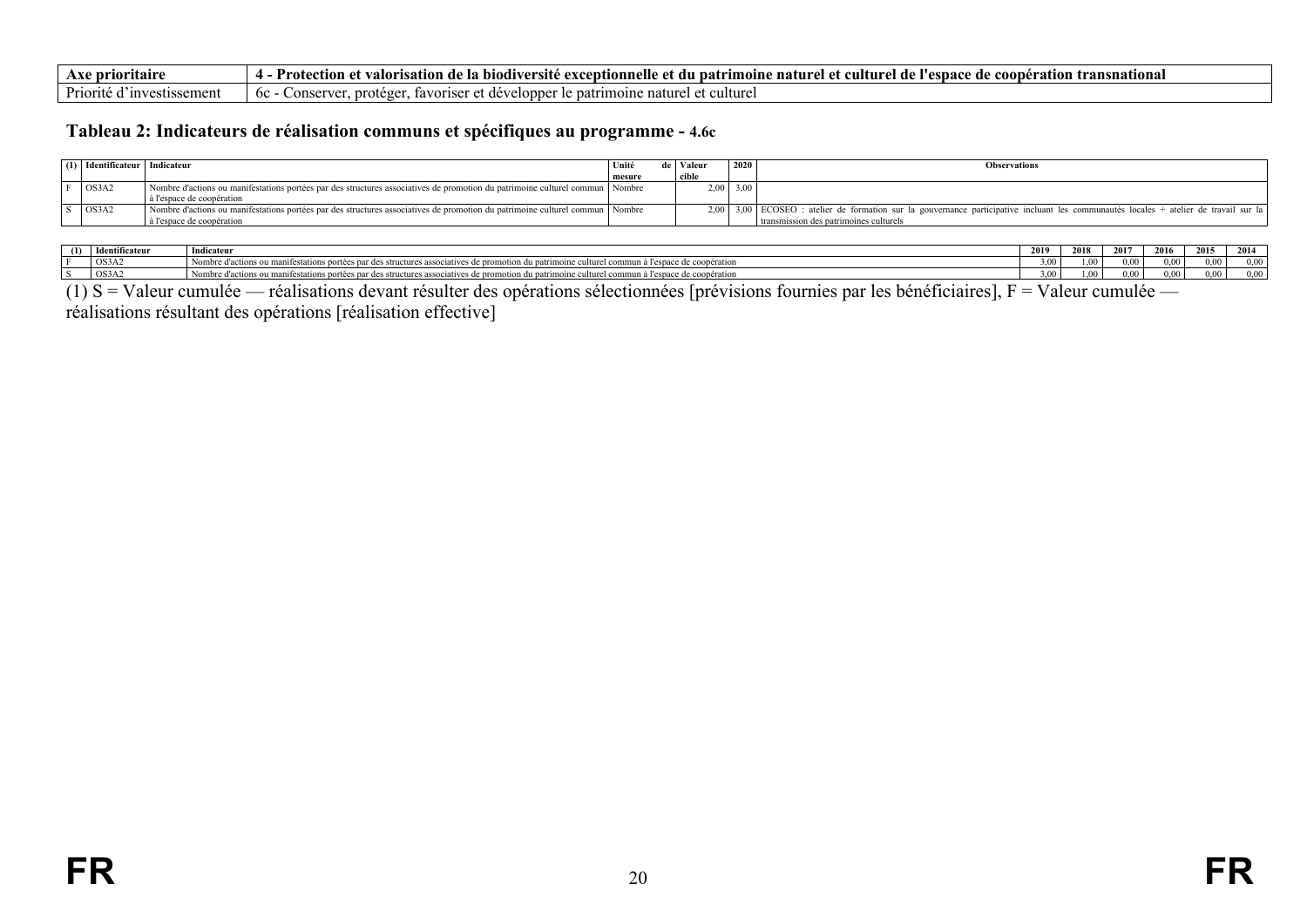| Axe prioritaire | 4 - Protection et valorisation de la biodiversité exceptionnelle et du patrimoine naturel et culturel de l'espace de coopération transnational |
|---|---|
| Priorité d'investissement | 6c - Conserver, protéger, favoriser et développer le patrimoine naturel et culturel |

### Tableau 2: Indicateurs de réalisation communs et spécifiques au programme - 4.6c

| (1) | Identificateur | Indicateur | Unité de mesure | Valeur cible | 2020 | Observations |
|---|---|---|---|---|---|---|
| F | OS3A2 | Nombre d'actions ou manifestations portées par des structures associatives de promotion du patrimoine culturel commun à l'espace de coopération | Nombre | 2,00 | 3,00 | |
| S | OS3A2 | Nombre d'actions ou manifestations portées par des structures associatives de promotion du patrimoine culturel commun à l'espace de coopération | Nombre | 2,00 | 3,00 | ECOSEO : atelier de formation sur la gouvernance participative incluant les communautés locales + atelier de travail sur la transmission des patrimoines culturels |

| (1) | Identificateur | Indicateur | 2019 | 2018 | 2017 | 2016 | 2015 | 2014 |
|---|---|---|---|---|---|---|---|---|
| F | OS3A2 | Nombre d'actions ou manifestations portées par des structures associatives de promotion du patrimoine culturel commun à l'espace de coopération | 3,00 | 1,00 | 0,00 | 0,00 | 0,00 | 0,00 |
| S | OS3A2 | Nombre d'actions ou manifestations portées par des structures associatives de promotion du patrimoine culturel commun à l'espace de coopération | 3,00 | 1,00 | 0,00 | 0,00 | 0,00 | 0,00 |

(1) S = Valeur cumulée — réalisations devant résulter des opérations sélectionnées [prévisions fournies par les bénéficiaires], F = Valeur cumulée — réalisations résultant des opérations [réalisation effective]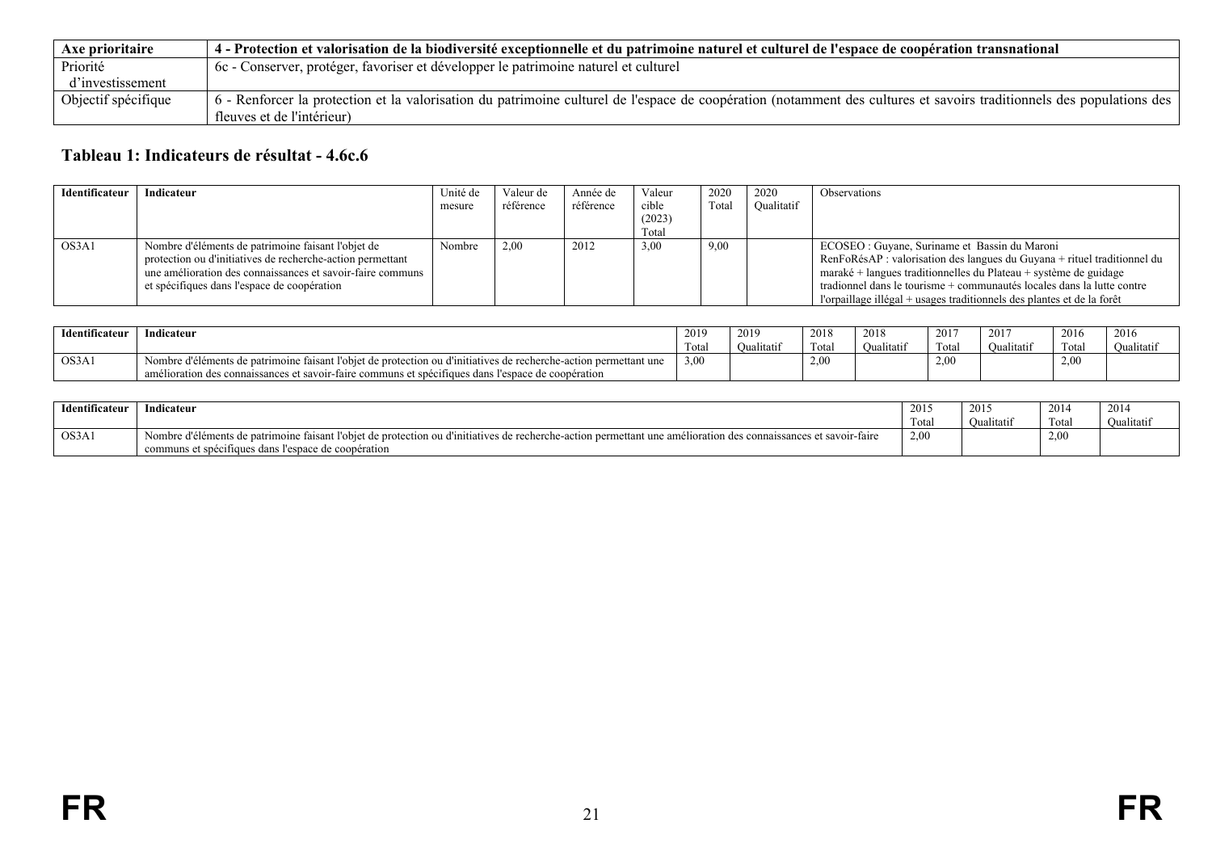| Axe prioritaire | 4 - Protection et valorisation de la biodiversité exceptionnelle et du patrimoine naturel et culturel de l'espace de coopération transnational |
|---|---|
| Priorité d'investissement | 6c - Conserver, protéger, favoriser et développer le patrimoine naturel et culturel |
| Objectif spécifique | 6 - Renforcer la protection et la valorisation du patrimoine culturel de l'espace de coopération (notamment des cultures et savoirs traditionnels des populations des fleuves et de l'intérieur) |

### Tableau 1: Indicateurs de résultat - 4.6c.6

| Identificateur | Indicateur | Unité de mesure | Valeur de référence | Année de référence | Valeur cible (2023) Total | 2020 Total | 2020 Qualitatif | Observations |
|---|---|---|---|---|---|---|---|---|
| OS3A1 | Nombre d'éléments de patrimoine faisant l'objet de protection ou d'initiatives de recherche-action permettant une amélioration des connaissances et savoir-faire communs et spécifiques dans l'espace de coopération | Nombre | 2,00 | 2012 | 3,00 | 9,00 | | ECOSEO : Guyane, Suriname et Bassin du Maroni RenFoRésAP : valorisation des langues du Guyana + rituel traditionnel du maraké + langues traditionnelles du Plateau + système de guidage tradionnel dans le tourisme + communautés locales dans la lutte contre l'orpaillage illégal + usages traditionnels des plantes et de la forêt |

| Identificateur | Indicateur | 2019 Total | 2019 Qualitatif | 2018 Total | 2018 Qualitatif | 2017 Total | 2017 Qualitatif | 2016 Total | 2016 Qualitatif |
|---|---|---|---|---|---|---|---|---|---|
| OS3A1 | Nombre d'éléments de patrimoine faisant l'objet de protection ou d'initiatives de recherche-action permettant une amélioration des connaissances et savoir-faire communs et spécifiques dans l'espace de coopération | 3,00 | | 2,00 | | 2,00 | | 2,00 | |

| Identificateur | Indicateur | 2015 Total | 2015 Qualitatif | 2014 Total | 2014 Qualitatif |
|---|---|---|---|---|---|
| OS3A1 | Nombre d'éléments de patrimoine faisant l'objet de protection ou d'initiatives de recherche-action permettant une amélioration des connaissances et savoir-faire communs et spécifiques dans l'espace de coopération | 2,00 | | 2,00 | |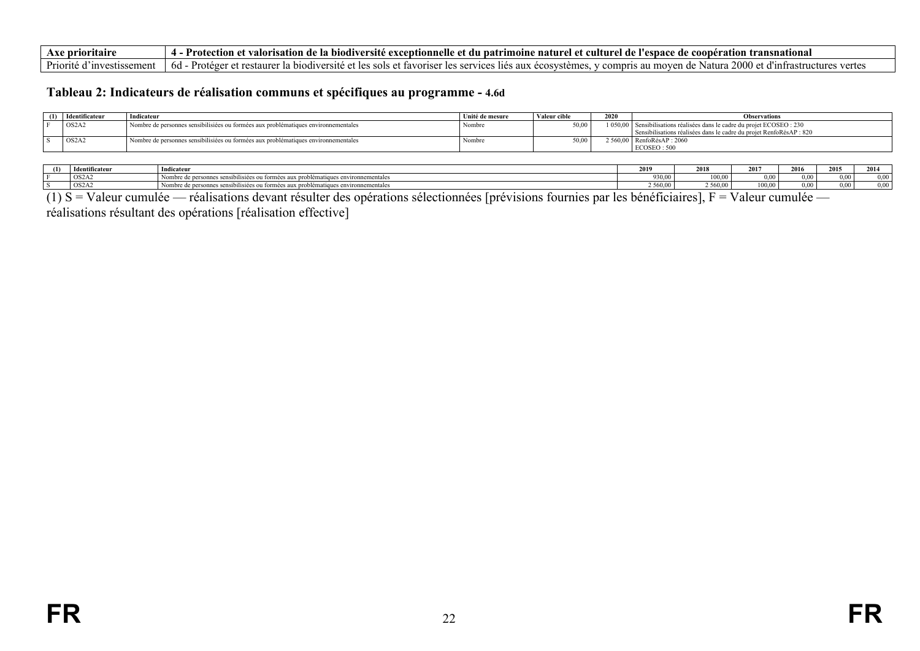| Axe prioritaire | 4 - Protection et valorisation de la biodiversité exceptionnelle et du patrimoine naturel et culturel de l'espace de coopération transnational |
|---|---|
| Priorité d'investissement | 6d - Protéger et restaurer la biodiversité et les sols et favoriser les services liés aux écosystèmes, y compris au moyen de Natura 2000 et d'infrastructures vertes |

## Tableau 2: Indicateurs de réalisation communs et spécifiques au programme - 4.6d

| (1) | Identificateur | Indicateur | Unité de mesure | Valeur cible | 2020 | Observations |
|---|---|---|---|---|---|---|
| F | OS2A2 | Nombre de personnes sensibilisiées ou formées aux problématiques environnementales | Nombre | 50,00 | 1 050,00 | Sensibilisations réalisées dans le cadre du projet ECOSEO : 230<br>Sensibilisations réalisées dans le cadre du projet RenfoRésAP : 820 |
| S | OS2A2 | Nombre de personnes sensibilisiées ou formées aux problématiques environnementales | Nombre | 50,00 | 2 560,00 | RenfoRésAP : 2060<br>ECOSEO : 500 |

| (1) | Identificateur | Indicateur | 2019 | 2018 | 2017 | 2016 | 2015 | 2014 |
|---|---|---|---|---|---|---|---|---|
| F | OS2A2 | Nombre de personnes sensibilisiées ou formées aux problématiques environnementales | 930,00 | 100,00 | 0,00 | 0,00 | 0,00 | 0,00 |
| S | OS2A2 | Nombre de personnes sensibilisiées ou formées aux problématiques environnementales | 2 560,00 | 2 560,00 | 100,00 | 0,00 | 0,00 | 0,00 |

(1) S = Valeur cumulée — réalisations devant résulter des opérations sélectionnées [prévisions fournies par les bénéficiaires], F = Valeur cumulée — réalisations résultant des opérations [réalisation effective]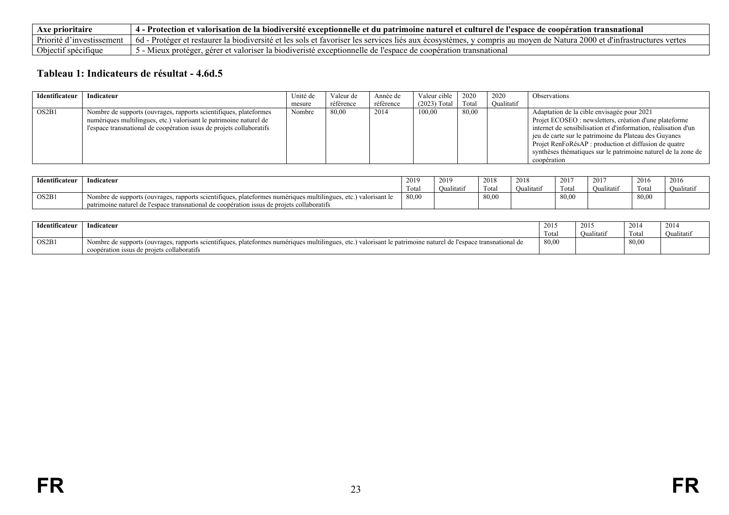| Axe prioritaire | 4 - Protection et valorisation de la biodiversité exceptionnelle et du patrimoine naturel et culturel de l'espace de coopération transnational |
|---|---|
| Priorité d'investissement | 6d - Protéger et restaurer la biodiversité et les sols et favoriser les services liés aux écosystèmes, y compris au moyen de Natura 2000 et d'infrastructures vertes |
| Objectif spécifique | 5 - Mieux protéger, gérer et valoriser la biodiveristé exceptionnelle de l'espace de coopération transnational |

## Tableau 1: Indicateurs de résultat - 4.6d.5

| Identificateur | Indicateur | Unité de mesure | Valeur de référence | Année de référence | Valeur cible (2023) Total | 2020 Total | 2020 Qualitatif | Observations |
|---|---|---|---|---|---|---|---|---|
| OS2B1 | Nombre de supports (ouvrages, rapports scientifiques, plateformes numériques multilingues, etc.) valorisant le patrimoine naturel de l'espace transnational de coopération issus de projets collaboratifs | Nombre | 80,00 | 2014 | 100,00 | 80,00 | | Adaptation de la cible envisagée pour 2021<br>Projet ECOSEO : newsletters, création d'une plateforme internet de sensibilisation et d'information, réalisation d'un jeu de carte sur le patrimoine du Plateau des Guyanes<br>Projet RenFoRésAP : production et diffusion de quatre synthèses thématiques sur le patrimoine naturel de la zone de coopération |

| Identificateur | Indicateur | 2019 Total | 2019 Qualitatif | 2018 Total | 2018 Qualitatif | 2017 Total | 2017 Qualitatif | 2016 Total | 2016 Qualitatif |
|---|---|---|---|---|---|---|---|---|---|
| OS2B1 | Nombre de supports (ouvrages, rapports scientifiques, plateformes numériques multilingues, etc.) valorisant le patrimoine naturel de l'espace transnational de coopération issus de projets collaboratifs | 80,00 | | 80,00 | | 80,00 | | 80,00 | |

| Identificateur | Indicateur | 2015 Total | 2015 Qualitatif | 2014 Total | 2014 Qualitatif |
|---|---|---|---|---|---|
| OS2B1 | Nombre de supports (ouvrages, rapports scientifiques, plateformes numériques multilingues, etc.) valorisant le patrimoine naturel de l'espace transnational de coopération issus de projets collaboratifs | 80,00 | | 80,00 | |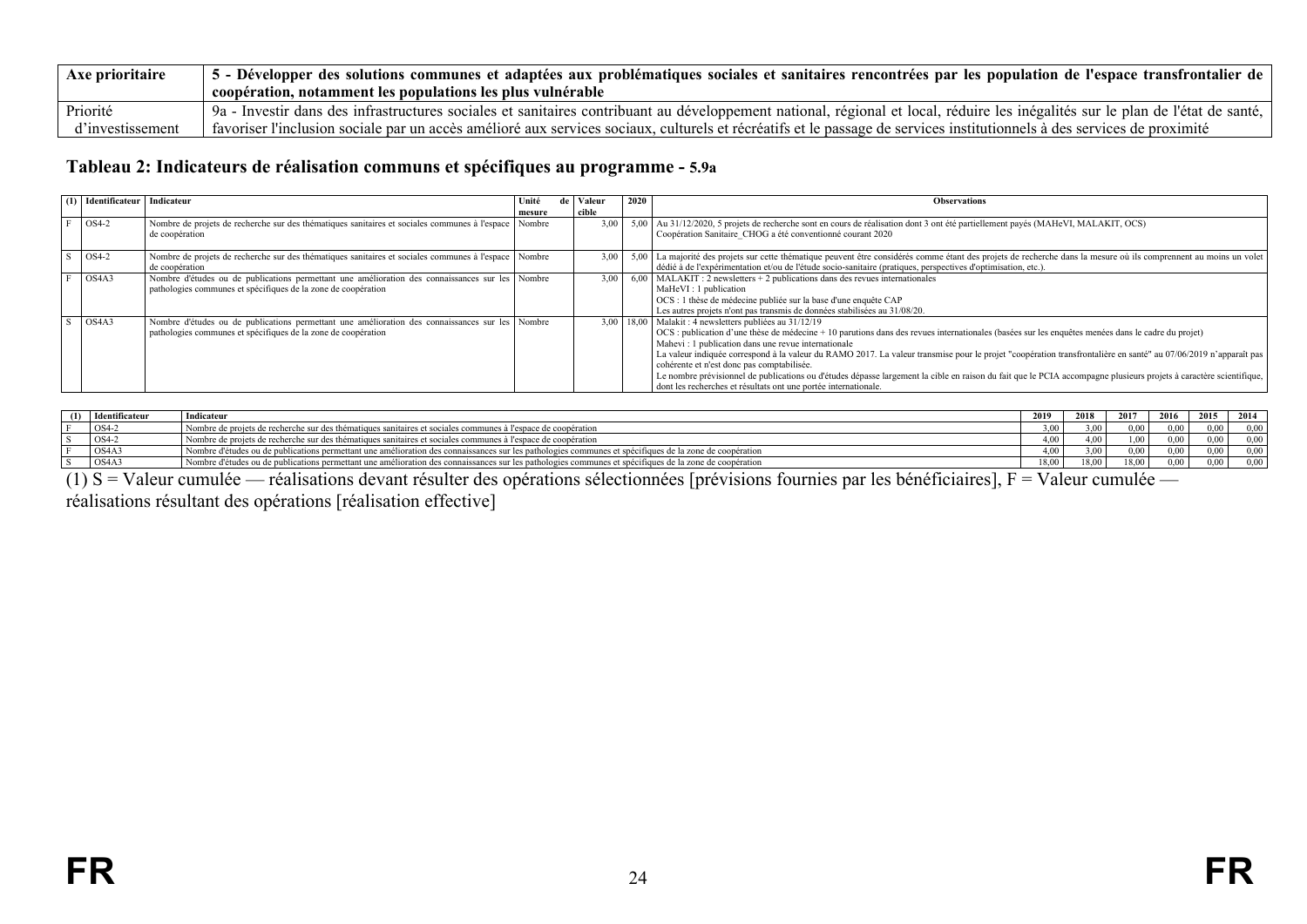| Axe prioritaire | 5 - Développer des solutions communes et adaptées aux problématiques sociales et sanitaires rencontrées par les population de l'espace transfrontalier de coopération, notamment les populations les plus vulnérable |
|---|---|
| Priorité d'investissement | 9a - Investir dans des infrastructures sociales et sanitaires contribuant au développement national, régional et local, réduire les inégalités sur le plan de l'état de santé, favoriser l'inclusion sociale par un accès amélioré aux services sociaux, culturels et récréatifs et le passage de services institutionnels à des services de proximité |

### Tableau 2: Indicateurs de réalisation communs et spécifiques au programme - 5.9a

| (1) | Identificateur | Indicateur | Unité de mesure | Valeur cible | 2020 | Observations |
|---|---|---|---|---|---|---|
| F | OS4-2 | Nombre de projets de recherche sur des thématiques sanitaires et sociales communes à l'espace de coopération | Nombre | 3,00 | 5,00 | Au 31/12/2020, 5 projets de recherche sont en cours de réalisation dont 3 ont été partiellement payés (MAHeVI, MALAKIT, OCS) Coopération Sanitaire_CHOG a été conventionné courant 2020 |
| S | OS4-2 | Nombre de projets de recherche sur des thématiques sanitaires et sociales communes à l'espace de coopération | Nombre | 3,00 | 5,00 | La majorité des projets sur cette thématique peuvent être considérés comme étant des projets de recherche dans la mesure où ils comprennent au moins un volet dédié à de l'expérimentation et/ou de l'étude socio-sanitaire (pratiques, perspectives d'optimisation, etc.). |
| F | OS4A3 | Nombre d'études ou de publications permettant une amélioration des connaissances sur les pathologies communes et spécifiques de la zone de coopération | Nombre | 3,00 | 6,00 | MALAKIT : 2 newsletters + 2 publications dans des revues internationales<br>MaHeVI : 1 publication<br>OCS : 1 thèse de médecine publiée sur la base d'une enquête CAP<br>Les autres projets n'ont pas transmis de données stabilisées au 31/08/20. |
| S | OS4A3 | Nombre d'études ou de publications permettant une amélioration des connaissances sur les pathologies communes et spécifiques de la zone de coopération | Nombre | 3,00 | 18,00 | Malakit : 4 newsletters publiées au 31/12/19<br>OCS : publication d'une thèse de médecine + 10 parutions dans des revues internationales (basées sur les enquêtes menées dans le cadre du projet)<br>Mahevi : 1 publication dans une revue internationale<br>La valeur indiquée correspond à la valeur du RAMO 2017. La valeur transmise pour le projet "coopération transfrontalière en santé" au 07/06/2019 n'apparaît pas cohérente et n'est donc pas comptabilisée.<br>Le nombre prévisionnel de publications ou d'études dépasse largement la cible en raison du fait que le PCIA accompagne plusieurs projets à caractère scientifique, dont les recherches et résultats ont une portée internationale. |

| (1) | Identificateur | Indicateur | 2019 | 2018 | 2017 | 2016 | 2015 | 2014 |
|---|---|---|---|---|---|---|---|---|
| F | OS4-2 | Nombre de projets de recherche sur des thématiques sanitaires et sociales communes à l'espace de coopération | 3,00 | 3,00 | 0,00 | 0,00 | 0,00 | 0,00 |
| S | OS4-2 | Nombre de projets de recherche sur des thématiques sanitaires et sociales communes à l'espace de coopération | 4,00 | 4,00 | 1,00 | 0,00 | 0,00 | 0,00 |
| F | OS4A3 | Nombre d'études ou de publications permettant une amélioration des connaissances sur les pathologies communes et spécifiques de la zone de coopération | 4,00 | 3,00 | 0,00 | 0,00 | 0,00 | 0,00 |
| S | OS4A3 | Nombre d'études ou de publications permettant une amélioration des connaissances sur les pathologies communes et spécifiques de la zone de coopération | 18,00 | 18,00 | 18,00 | 0,00 | 0,00 | 0,00 |

(1) S = Valeur cumulée — réalisations devant résulter des opérations sélectionnées [prévisions fournies par les bénéficiaires], F = Valeur cumulée — réalisations résultant des opérations [réalisation effective]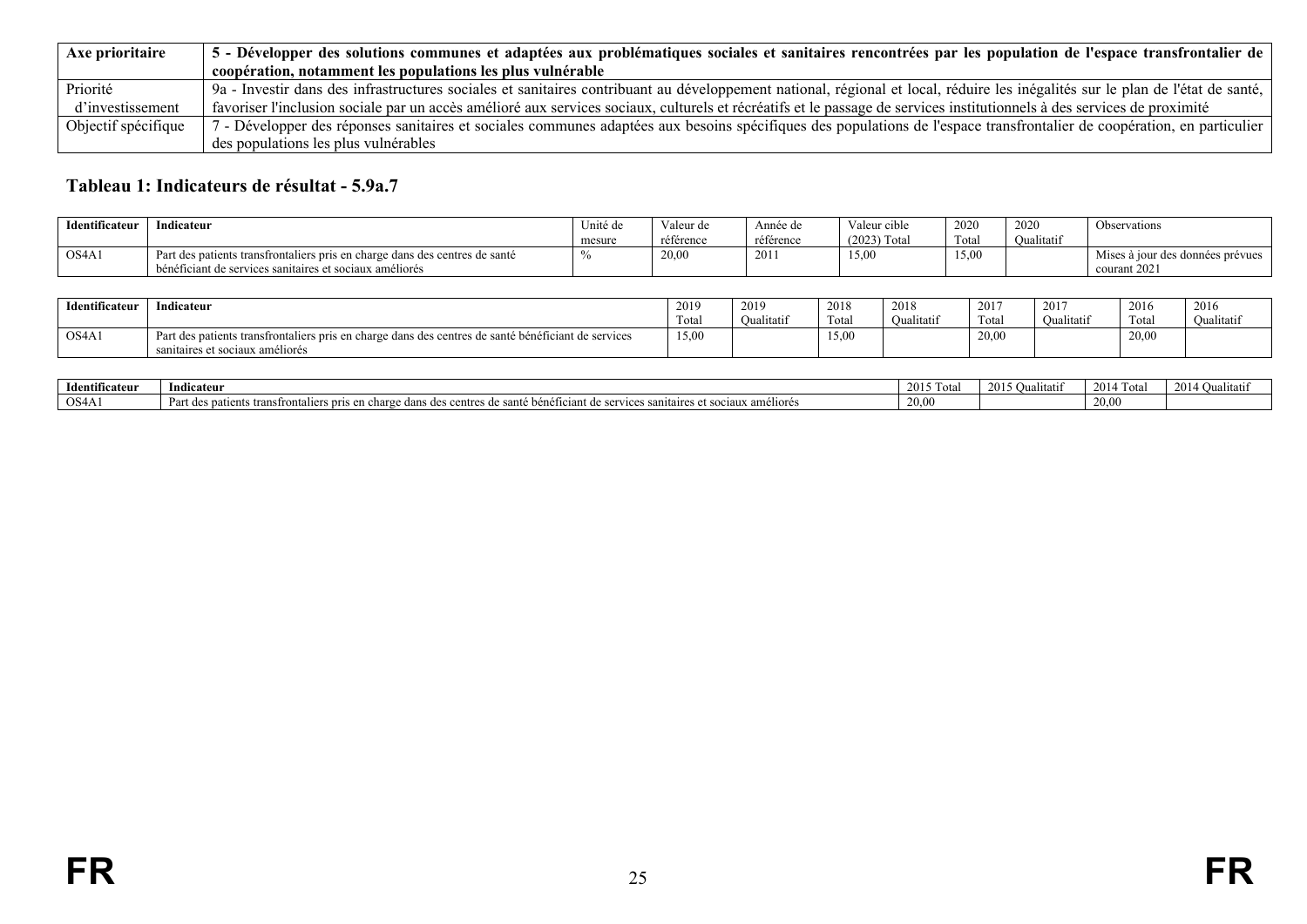| Axe prioritaire | **5 - Développer des solutions communes et adaptées aux problématiques sociales et sanitaires rencontrées par les population de l'espace transfrontalier de coopération, notamment les populations les plus vulnérable** |
|---|---|
| Priorité d'investissement | 9a - Investir dans des infrastructures sociales et sanitaires contribuant au développement national, régional et local, réduire les inégalités sur le plan de l'état de santé, favoriser l'inclusion sociale par un accès amélioré aux services sociaux, culturels et récréatifs et le passage de services institutionnels à des services de proximité |
| Objectif spécifique | 7 - Développer des réponses sanitaires et sociales communes adaptées aux besoins spécifiques des populations de l'espace transfrontalier de coopération, en particulier des populations les plus vulnérables |

## Tableau 1: Indicateurs de résultat - 5.9a.7

| **Identificateur** | **Indicateur** | Unité de mesure | Valeur de référence | Année de référence | Valeur cible (2023) Total | 2020 Total | 2020 Qualitatif | Observations |
|---|---|---|---|---|---|---|---|---|
| OS4A1 | Part des patients transfrontaliers pris en charge dans des centres de santé bénéficiant de services sanitaires et sociaux améliorés | % | 20,00 | 2011 | 15,00 | 15,00 | | Mises à jour des données prévues courant 2021 |

| **Identificateur** | **Indicateur** | 2019 Total | 2019 Qualitatif | 2018 Total | 2018 Qualitatif | 2017 Total | 2017 Qualitatif | 2016 Total | 2016 Qualitatif |
|---|---|---|---|---|---|---|---|---|---|
| OS4A1 | Part des patients transfrontaliers pris en charge dans des centres de santé bénéficiant de services sanitaires et sociaux améliorés | 15,00 | | 15,00 | | 20,00 | | 20,00 | |

| **Identificateur** | **Indicateur** | 2015 Total | 2015 Qualitatif | 2014 Total | 2014 Qualitatif |
|---|---|---|---|---|---|
| OS4A1 | Part des patients transfrontaliers pris en charge dans des centres de santé bénéficiant de services sanitaires et sociaux améliorés | 20,00 | | 20,00 | |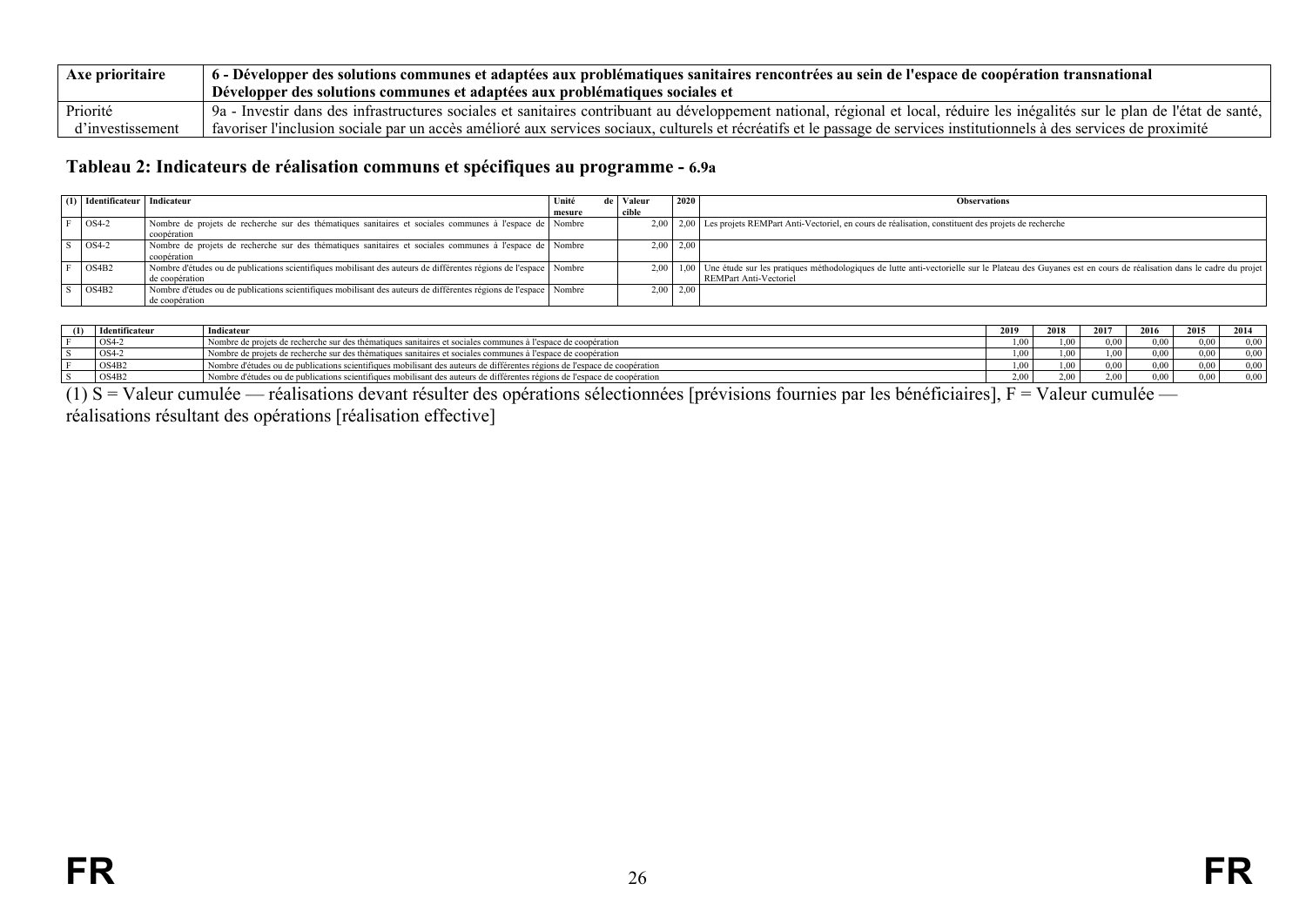| Axe prioritaire | 6 - Développer des solutions communes et adaptées aux problématiques sanitaires rencontrées au sein de l'espace de coopération transnational<br>Développer des solutions communes et adaptées aux problématiques sociales et |
|---|---|
| Priorité d'investissement | 9a - Investir dans des infrastructures sociales et sanitaires contribuant au développement national, régional et local, réduire les inégalités sur le plan de l'état de santé, favoriser l'inclusion sociale par un accès amélioré aux services sociaux, culturels et récréatifs et le passage de services institutionnels à des services de proximité |

### Tableau 2: Indicateurs de réalisation communs et spécifiques au programme - 6.9a

| (1) | Identificateur | Indicateur | Unité de mesure | Valeur cible | 2020 | Observations |
|---|---|---|---|---|---|---|
| F | OS4-2 | Nombre de projets de recherche sur des thématiques sanitaires et sociales communes à l'espace de coopération | Nombre | 2,00 | 2,00 | Les projets REMPart Anti-Vectoriel, en cours de réalisation, constituent des projets de recherche |
| S | OS4-2 | Nombre de projets de recherche sur des thématiques sanitaires et sociales communes à l'espace de coopération | Nombre | 2,00 | 2,00 | |
| F | OS4B2 | Nombre d'études ou de publications scientifiques mobilisant des auteurs de différentes régions de l'espace de coopération | Nombre | 2,00 | 1,00 | Une étude sur les pratiques méthodologiques de lutte anti-vectorielle sur le Plateau des Guyanes est en cours de réalisation dans le cadre du projet REMPart Anti-Vectoriel |
| S | OS4B2 | Nombre d'études ou de publications scientifiques mobilisant des auteurs de différentes régions de l'espace de coopération | Nombre | 2,00 | 2,00 | |

| (1) | Identificateur | Indicateur | 2019 | 2018 | 2017 | 2016 | 2015 | 2014 |
|---|---|---|---|---|---|---|---|---|
| F | OS4-2 | Nombre de projets de recherche sur des thématiques sanitaires et sociales communes à l'espace de coopération | 1,00 | 1,00 | 0,00 | 0,00 | 0,00 | 0,00 |
| S | OS4-2 | Nombre de projets de recherche sur des thématiques sanitaires et sociales communes à l'espace de coopération | 1,00 | 1,00 | 1,00 | 0,00 | 0,00 | 0,00 |
| F | OS4B2 | Nombre d'études ou de publications scientifiques mobilisant des auteurs de différentes régions de l'espace de coopération | 1,00 | 1,00 | 0,00 | 0,00 | 0,00 | 0,00 |
| S | OS4B2 | Nombre d'études ou de publications scientifiques mobilisant des auteurs de différentes régions de l'espace de coopération | 2,00 | 2,00 | 2,00 | 0,00 | 0,00 | 0,00 |

(1) S = Valeur cumulée — réalisations devant résulter des opérations sélectionnées [prévisions fournies par les bénéficiaires], F = Valeur cumulée — réalisations résultant des opérations [réalisation effective]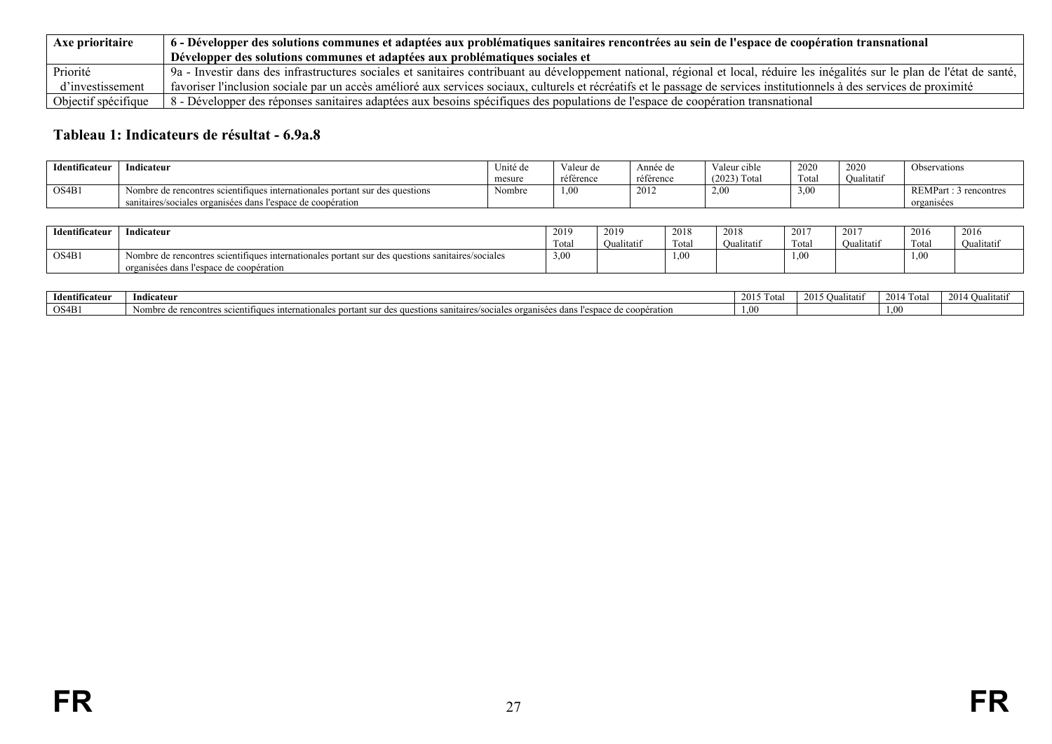| Axe prioritaire | 6 - Développer des solutions communes et adaptées aux problématiques sanitaires rencontrées au sein de l'espace de coopération transnational Développer des solutions communes et adaptées aux problématiques sociales et |
|---|---|
| Priorité d'investissement | 9a - Investir dans des infrastructures sociales et sanitaires contribuant au développement national, régional et local, réduire les inégalités sur le plan de l'état de santé, favoriser l'inclusion sociale par un accès amélioré aux services sociaux, culturels et récréatifs et le passage de services institutionnels à des services de proximité |
| Objectif spécifique | 8 - Développer des réponses sanitaires adaptées aux besoins spécifiques des populations de l'espace de coopération transnational |

### Tableau 1: Indicateurs de résultat - 6.9a.8

| Identificateur | Indicateur | Unité de mesure | Valeur de référence | Année de référence | Valeur cible (2023) Total | 2020 Total | 2020 Qualitatif | Observations |
|---|---|---|---|---|---|---|---|---|
| OS4B1 | Nombre de rencontres scientifiques internationales portant sur des questions sanitaires/sociales organisées dans l'espace de coopération | Nombre | 1,00 | 2012 | 2,00 | 3,00 | | REMPart : 3 rencontres organisées |

| Identificateur | Indicateur | 2019 Total | 2019 Qualitatif | 2018 Total | 2018 Qualitatif | 2017 Total | 2017 Qualitatif | 2016 Total | 2016 Qualitatif |
|---|---|---|---|---|---|---|---|---|---|
| OS4B1 | Nombre de rencontres scientifiques internationales portant sur des questions sanitaires/sociales organisées dans l'espace de coopération | 3,00 | | 1,00 | | 1,00 | | 1,00 | |

| Identificateur | Indicateur | 2015 Total | 2015 Qualitatif | 2014 Total | 2014 Qualitatif |
|---|---|---|---|---|---|
| OS4B1 | Nombre de rencontres scientifiques internationales portant sur des questions sanitaires/sociales organisées dans l'espace de coopération | 1,00 | | 1,00 | |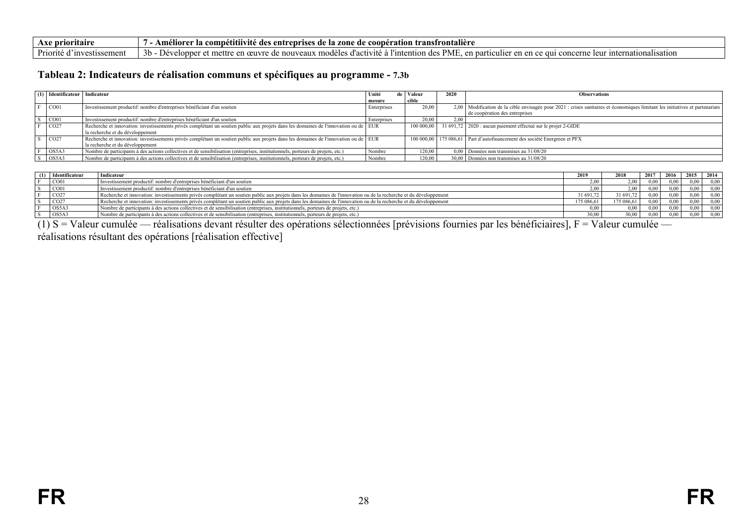| Axe prioritaire | 7 - Améliorer la compétitiivité des entreprises de la zone de coopération transfrontalière |
|---|---|
| Priorité d'investissement | 3b - Développer et mettre en œuvre de nouveaux modèles d'activité à l'intention des PME, en particulier en en ce qui concerne leur internationalisation |

## Tableau 2: Indicateurs de réalisation communs et spécifiques au programme - 7.3b

| (1) | Identificateur | Indicateur | Unité de mesure | Valeur cible | 2020 | Observations |
|---|---|---|---|---|---|---|
| F | CO01 | Investissement productif: nombre d'entreprises bénéficiant d'un soutien | Enterprises | 20,00 | 2,00 | Modification de la cible envisagée pour 2021 : crises sanitaires et économiques limitant les initiatives et partenariats de coopération des entreprises |
| S | CO01 | Investissement productif: nombre d'entreprises bénéficiant d'un soutien | Enterprises | 20,00 | 2,00 | |
| F | CO27 | Recherche et innovation: investissements privés complétant un soutien public aux projets dans les domaines de l'innovation ou de la recherche et du développement | EUR | 100 000,00 | 31 691,72 | 2020 : aucun paiement effectué sur le projet 2-GIDE |
| S | CO27 | Recherche et innovation: investissements privés complétant un soutien public aux projets dans les domaines de l'innovation ou de la recherche et du développement | EUR | 100 000,00 | 175 086,61 | Part d'autofinancement des société Energreen et PFX |
| F | OS5A3 | Nombre de participants à des actions collectives et de sensibilisation (entreprises, institutionnels, porteurs de projets, etc.) | Nombre | 120,00 | 0,00 | Données non transmises au 31/08/20 |
| S | OS5A3 | Nombre de participants à des actions collectives et de sensibilisation (entreprises, institutionnels, porteurs de projets, etc.) | Nombre | 120,00 | 30,00 | Données non transmises au 31/08/20 |

| (1) | Identificateur | Indicateur | 2019 | 2018 | 2017 | 2016 | 2015 | 2014 |
|---|---|---|---|---|---|---|---|---|
| F | CO01 | Investissement productif: nombre d'entreprises bénéficiant d'un soutien | 2,00 | 2,00 | 0,00 | 0,00 | 0,00 | 0,00 |
| S | CO01 | Investissement productif: nombre d'entreprises bénéficiant d'un soutien | 2,00 | 2,00 | 0,00 | 0,00 | 0,00 | 0,00 |
| F | CO27 | Recherche et innovation: investissements privés complétant un soutien public aux projets dans les domaines de l'innovation ou de la recherche et du développement | 31 691,72 | 31 691,72 | 0,00 | 0,00 | 0,00 | 0,00 |
| S | CO27 | Recherche et innovation: investissements privés complétant un soutien public aux projets dans les domaines de l'innovation ou de la recherche et du développement | 175 086,61 | 175 086,61 | 0,00 | 0,00 | 0,00 | 0,00 |
| F | OS5A3 | Nombre de participants à des actions collectives et de sensibilisation (entreprises, institutionnels, porteurs de projets, etc.) | 0,00 | 0,00 | 0,00 | 0,00 | 0,00 | 0,00 |
| S | OS5A3 | Nombre de participants à des actions collectives et de sensibilisation (entreprises, institutionnels, porteurs de projets, etc.) | 30,00 | 30,00 | 0,00 | 0,00 | 0,00 | 0,00 |

(1) S = Valeur cumulée — réalisations devant résulter des opérations sélectionnées [prévisions fournies par les bénéficiaires], F = Valeur cumulée — réalisations résultant des opérations [réalisation effective]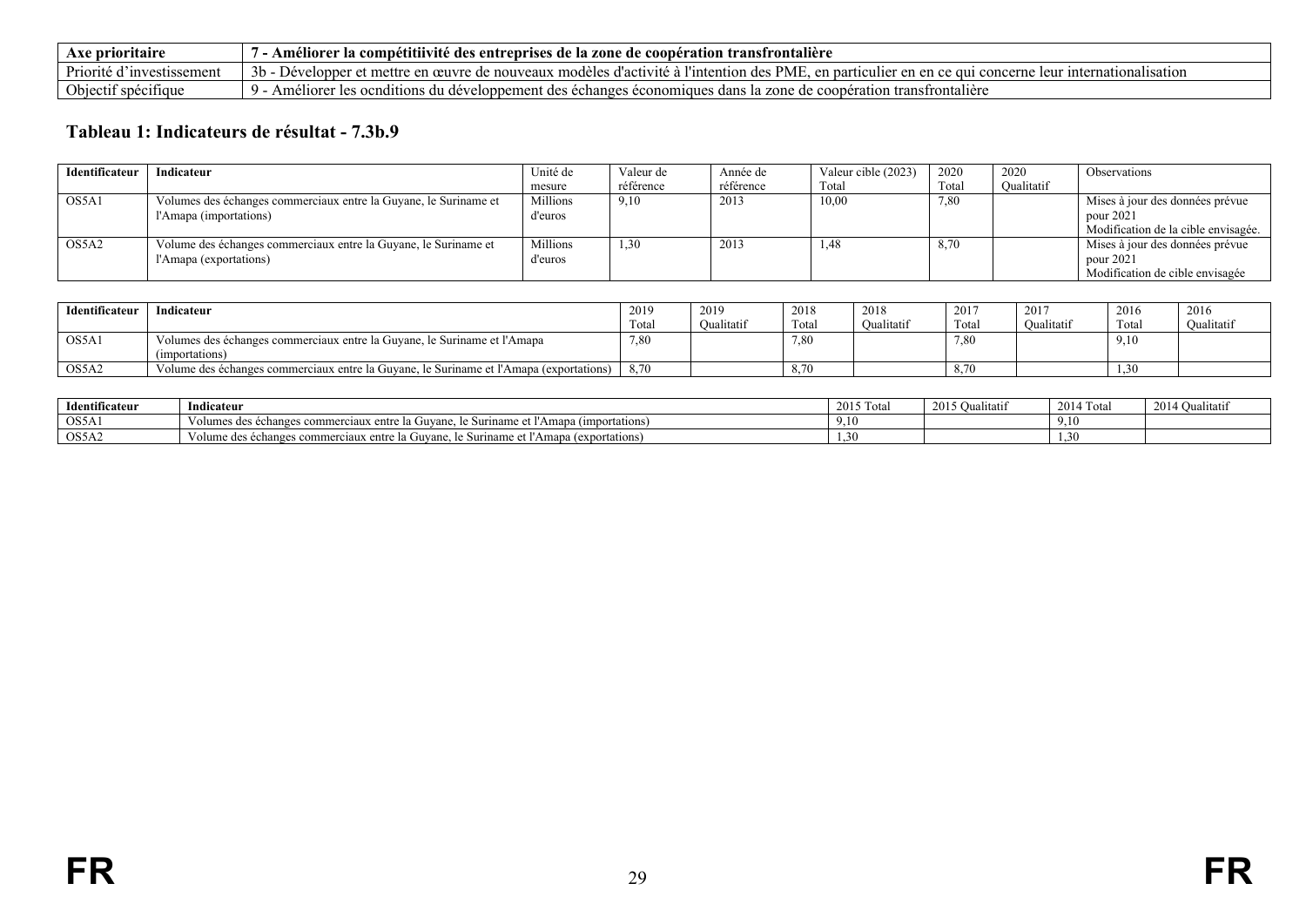| Axe prioritaire | 7 - Améliorer la compétitiivité des entreprises de la zone de coopération transfrontalière |
|---|---|
| Priorité d'investissement | 3b - Développer et mettre en œuvre de nouveaux modèles d'activité à l'intention des PME, en particulier en en ce qui concerne leur internationalisation |
| Objectif spécifique | 9 - Améliorer les ocnditions du développement des échanges économiques dans la zone de coopération transfrontalière |

### Tableau 1: Indicateurs de résultat - 7.3b.9

| Identificateur | Indicateur | Unité de mesure | Valeur de référence | Année de référence | Valeur cible (2023) Total | 2020 Total | 2020 Qualitatif | Observations |
|---|---|---|---|---|---|---|---|---|
| OS5A1 | Volumes des échanges commerciaux entre la Guyane, le Suriname et l'Amapa (importations) | Millions d'euros | 9,10 | 2013 | 10,00 | 7,80 | | Mises à jour des données prévue pour 2021 Modification de la cible envisagée. |
| OS5A2 | Volume des échanges commerciaux entre la Guyane, le Suriname et l'Amapa (exportations) | Millions d'euros | 1,30 | 2013 | 1,48 | 8,70 | | Mises à jour des données prévue pour 2021 Modification de cible envisagée |

| Identificateur | Indicateur | 2019 Total | 2019 Qualitatif | 2018 Total | 2018 Qualitatif | 2017 Total | 2017 Qualitatif | 2016 Total | 2016 Qualitatif |
|---|---|---|---|---|---|---|---|---|---|
| OS5A1 | Volumes des échanges commerciaux entre la Guyane, le Suriname et l'Amapa (importations) | 7,80 | | 7,80 | | 7,80 | | 9,10 | |
| OS5A2 | Volume des échanges commerciaux entre la Guyane, le Suriname et l'Amapa (exportations) | 8,70 | | 8,70 | | 8,70 | | 1,30 | |

| Identificateur | Indicateur | 2015 Total | 2015 Qualitatif | 2014 Total | 2014 Qualitatif |
|---|---|---|---|---|---|
| OS5A1 | Volumes des échanges commerciaux entre la Guyane, le Suriname et l'Amapa (importations) | 9,10 | | 9,10 | |
| OS5A2 | Volume des échanges commerciaux entre la Guyane, le Suriname et l'Amapa (exportations) | 1,30 | | 1,30 | |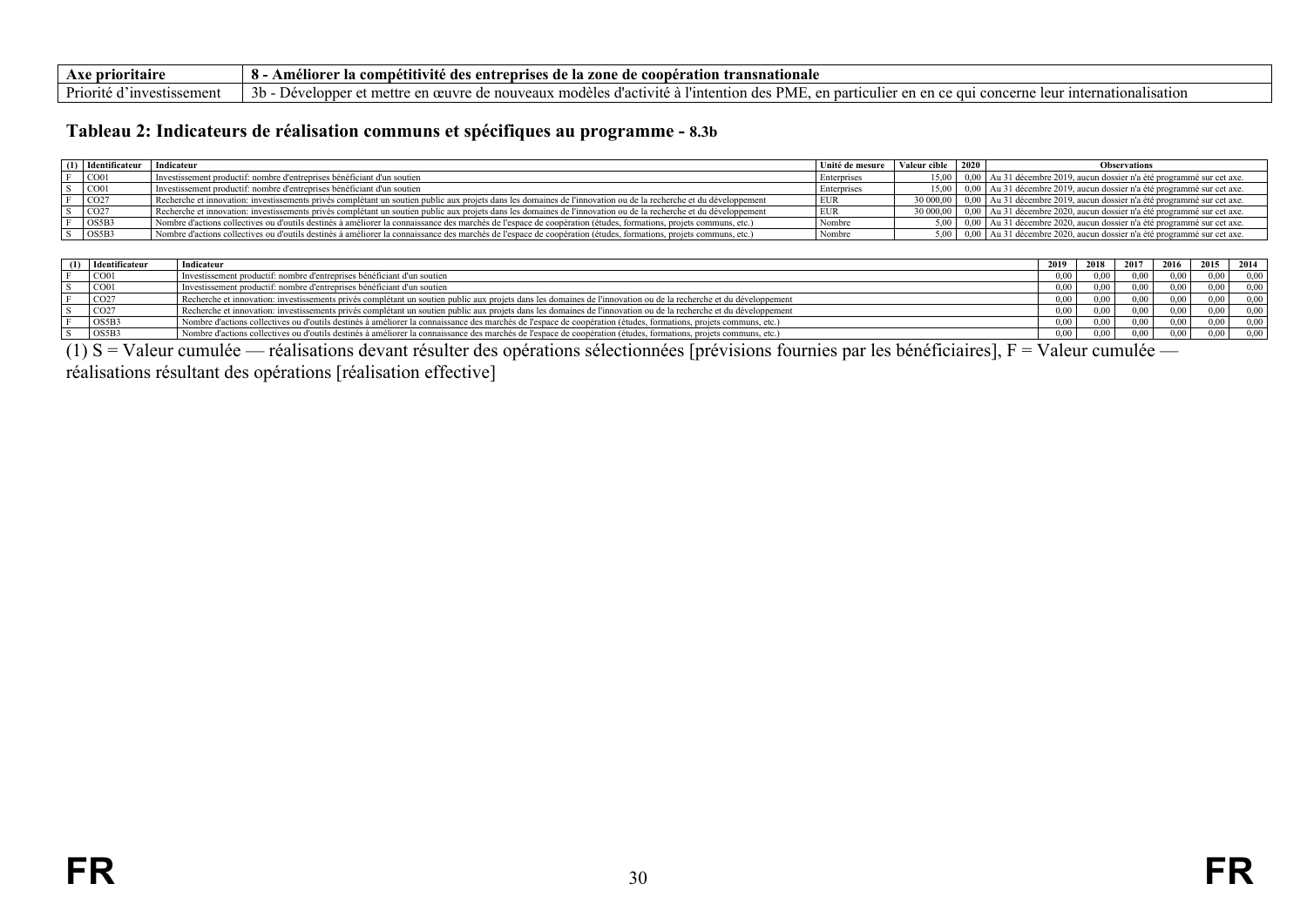| Axe prioritaire | 8 - Améliorer la compétitivité des entreprises de la zone de coopération transnationale |
|---|---|
| Priorité d'investissement | 3b - Développer et mettre en œuvre de nouveaux modèles d'activité à l'intention des PME, en particulier en en ce qui concerne leur internationalisation |

### Tableau 2: Indicateurs de réalisation communs et spécifiques au programme - 8.3b

| (1) | Identificateur | Indicateur | Unité de mesure | Valeur cible | 2020 | Observations |
|---|---|---|---|---|---|---|
| F | CO01 | Investissement productif: nombre d'entreprises bénéficiant d'un soutien | Enterprises | 15,00 | 0,00 | Au 31 décembre 2019, aucun dossier n'a été programmé sur cet axe. |
| S | CO01 | Investissement productif: nombre d'entreprises bénéficiant d'un soutien | Enterprises | 15,00 | 0,00 | Au 31 décembre 2019, aucun dossier n'a été programmé sur cet axe. |
| F | CO27 | Recherche et innovation: investissements privés complétant un soutien public aux projets dans les domaines de l'innovation ou de la recherche et du développement | EUR | 30 000,00 | 0,00 | Au 31 décembre 2019, aucun dossier n'a été programmé sur cet axe. |
| S | CO27 | Recherche et innovation: investissements privés complétant un soutien public aux projets dans les domaines de l'innovation ou de la recherche et du développement | EUR | 30 000,00 | 0,00 | Au 31 décembre 2020, aucun dossier n'a été programmé sur cet axe. |
| F | OS5B3 | Nombre d'actions collectives ou d'outils destinés à améliorer la connaissance des marchés de l'espace de coopération (études, formations, projets communs, etc.) | Nombre | 5,00 | 0,00 | Au 31 décembre 2020, aucun dossier n'a été programmé sur cet axe. |
| S | OS5B3 | Nombre d'actions collectives ou d'outils destinés à améliorer la connaissance des marchés de l'espace de coopération (études, formations, projets communs, etc.) | Nombre | 5,00 | 0,00 | Au 31 décembre 2020, aucun dossier n'a été programmé sur cet axe. |

| (1) | Identificateur | Indicateur | 2019 | 2018 | 2017 | 2016 | 2015 | 2014 |
|---|---|---|---|---|---|---|---|---|
| F | CO01 | Investissement productif: nombre d'entreprises bénéficiant d'un soutien | 0,00 | 0,00 | 0,00 | 0,00 | 0,00 | 0,00 |
| S | CO01 | Investissement productif: nombre d'entreprises bénéficiant d'un soutien | 0,00 | 0,00 | 0,00 | 0,00 | 0,00 | 0,00 |
| F | CO27 | Recherche et innovation: investissements privés complétant un soutien public aux projets dans les domaines de l'innovation ou de la recherche et du développement | 0,00 | 0,00 | 0,00 | 0,00 | 0,00 | 0,00 |
| S | CO27 | Recherche et innovation: investissements privés complétant un soutien public aux projets dans les domaines de l'innovation ou de la recherche et du développement | 0,00 | 0,00 | 0,00 | 0,00 | 0,00 | 0,00 |
| F | OS5B3 | Nombre d'actions collectives ou d'outils destinés à améliorer la connaissance des marchés de l'espace de coopération (études, formations, projets communs, etc.) | 0,00 | 0,00 | 0,00 | 0,00 | 0,00 | 0,00 |
| S | OS5B3 | Nombre d'actions collectives ou d'outils destinés à améliorer la connaissance des marchés de l'espace de coopération (études, formations, projets communs, etc.) | 0,00 | 0,00 | 0,00 | 0,00 | 0,00 | 0,00 |

(1) S = Valeur cumulée — réalisations devant résulter des opérations sélectionnées [prévisions fournies par les bénéficiaires], F = Valeur cumulée — réalisations résultant des opérations [réalisation effective]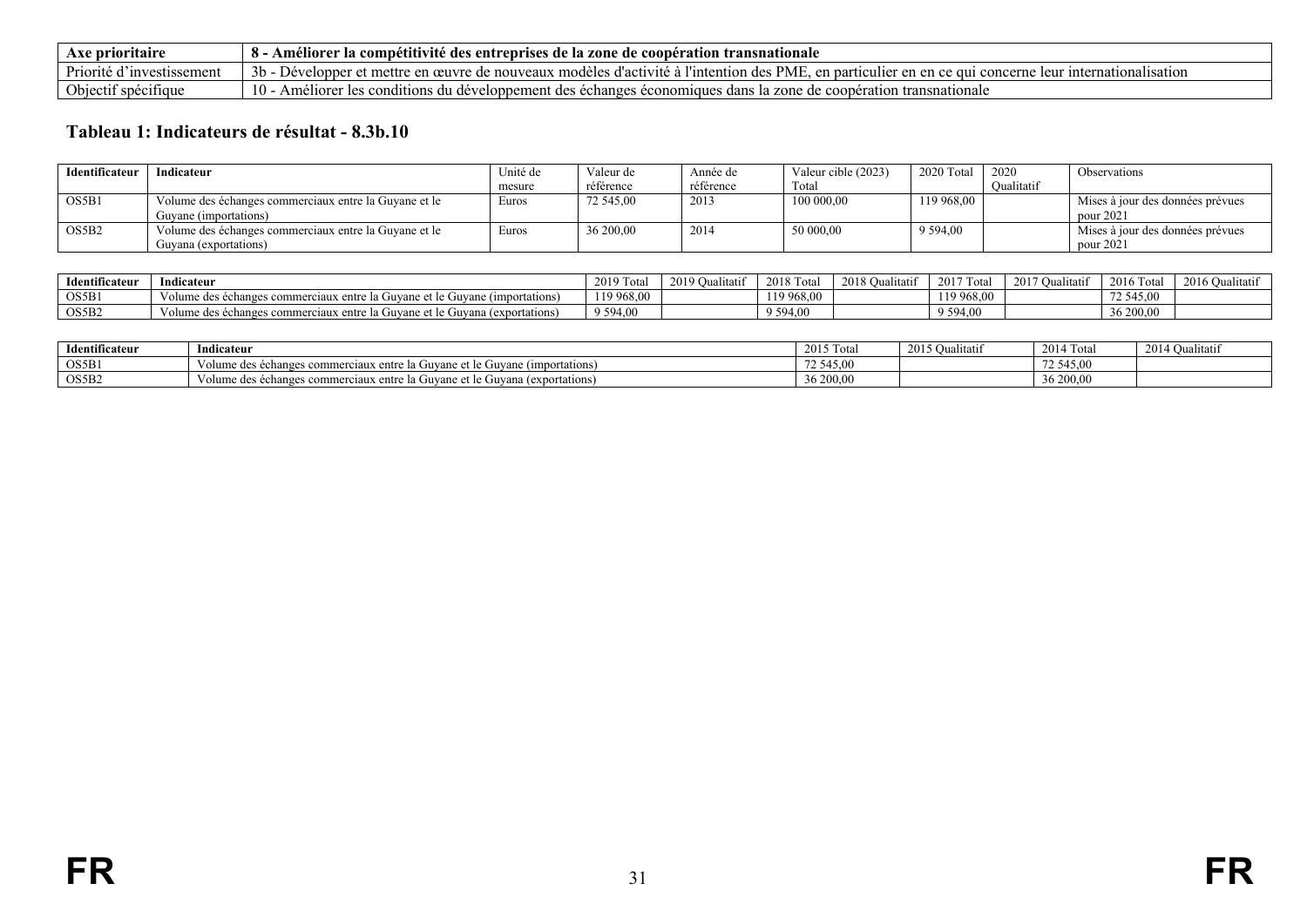| Axe prioritaire | 8 - Améliorer la compétitivité des entreprises de la zone de coopération transnationale |
|---|---|
| Priorité d'investissement | 3b - Développer et mettre en œuvre de nouveaux modèles d'activité à l'intention des PME, en particulier en en ce qui concerne leur internationalisation |
| Objectif spécifique | 10 - Améliorer les conditions du développement des échanges économiques dans la zone de coopération transnationale |

## Tableau 1: Indicateurs de résultat - 8.3b.10

| Identificateur | Indicateur | Unité de mesure | Valeur de référence | Année de référence | Valeur cible (2023) Total | 2020 Total | 2020 Qualitatif | Observations |
|---|---|---|---|---|---|---|---|---|
| OS5B1 | Volume des échanges commerciaux entre la Guyane et le Guyane (importations) | Euros | 72 545,00 | 2013 | 100 000,00 | 119 968,00 | | Mises à jour des données prévues pour 2021 |
| OS5B2 | Volume des échanges commerciaux entre la Guyane et le Guyana (exportations) | Euros | 36 200,00 | 2014 | 50 000,00 | 9 594,00 | | Mises à jour des données prévues pour 2021 |

| Identificateur | Indicateur | 2019 Total | 2019 Qualitatif | 2018 Total | 2018 Qualitatif | 2017 Total | 2017 Qualitatif | 2016 Total | 2016 Qualitatif |
|---|---|---|---|---|---|---|---|---|---|
| OS5B1 | Volume des échanges commerciaux entre la Guyane et le Guyane (importations) | 119 968,00 | | 119 968,00 | | 119 968,00 | | 72 545,00 | |
| OS5B2 | Volume des échanges commerciaux entre la Guyane et le Guyana (exportations) | 9 594,00 | | 9 594,00 | | 9 594,00 | | 36 200,00 | |

| Identificateur | Indicateur | 2015 Total | 2015 Qualitatif | 2014 Total | 2014 Qualitatif |
|---|---|---|---|---|---|
| OS5B1 | Volume des échanges commerciaux entre la Guyane et le Guyane (importations) | 72 545,00 | | 72 545,00 | |
| OS5B2 | Volume des échanges commerciaux entre la Guyane et le Guyana (exportations) | 36 200,00 | | 36 200,00 | |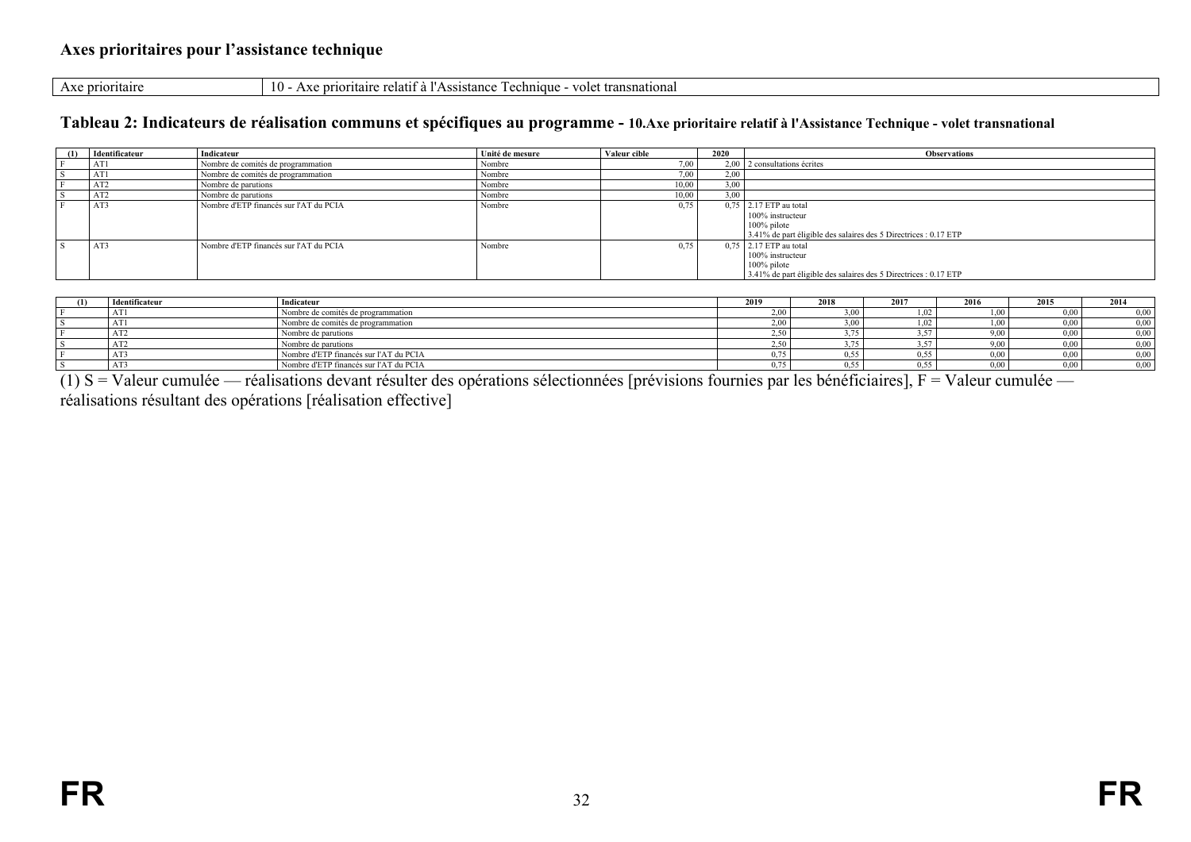### Axes prioritaires pour l'assistance technique

| Axe prioritaire | 10 - Axe prioritaire relatif à l'Assistance Technique - volet transnational |
|---|---|

### Tableau 2: Indicateurs de réalisation communs et spécifiques au programme - 10.Axe prioritaire relatif à l'Assistance Technique - volet transnational

| (1) | Identificateur | Indicateur | Unité de mesure | Valeur cible | 2020 | Observations |
|---|---|---|---|---|---|---|
| F | AT1 | Nombre de comités de programmation | Nombre | 7,00 | 2,00 | 2 consultations écrites |
| S | AT1 | Nombre de comités de programmation | Nombre | 7,00 | 2,00 | |
| F | AT2 | Nombre de parutions | Nombre | 10,00 | 3,00 | |
| S | AT2 | Nombre de parutions | Nombre | 10,00 | 3,00 | |
| F | AT3 | Nombre d'ETP financés sur l'AT du PCIA | Nombre | 0,75 | 0,75 | 2.17 ETP au total<br>100% instructeur<br>100% pilote<br>3.41% de part éligible des salaires des 5 Directrices : 0.17 ETP |
| S | AT3 | Nombre d'ETP financés sur l'AT du PCIA | Nombre | 0,75 | 0,75 | 2.17 ETP au total<br>100% instructeur<br>100% pilote<br>3.41% de part éligible des salaires des 5 Directrices : 0.17 ETP |

| (1) | Identificateur | Indicateur | 2019 | 2018 | 2017 | 2016 | 2015 | 2014 |
|---|---|---|---|---|---|---|---|---|
| F | AT1 | Nombre de comités de programmation | 2,00 | 3,00 | 1,02 | 1,00 | 0,00 | 0,00 |
| S | AT1 | Nombre de comités de programmation | 2,00 | 3,00 | 1,02 | 1,00 | 0,00 | 0,00 |
| F | AT2 | Nombre de parutions | 2,50 | 3,75 | 3,57 | 9,00 | 0,00 | 0,00 |
| S | AT2 | Nombre de parutions | 2,50 | 3,75 | 3,57 | 9,00 | 0,00 | 0,00 |
| F | AT3 | Nombre d'ETP financés sur l'AT du PCIA | 0,75 | 0,55 | 0,55 | 0,00 | 0,00 | 0,00 |
| S | AT3 | Nombre d'ETP financés sur l'AT du PCIA | 0,75 | 0,55 | 0,55 | 0,00 | 0,00 | 0,00 |

(1) S = Valeur cumulée — réalisations devant résulter des opérations sélectionnées [prévisions fournies par les bénéficiaires], F = Valeur cumulée — réalisations résultant des opérations [réalisation effective]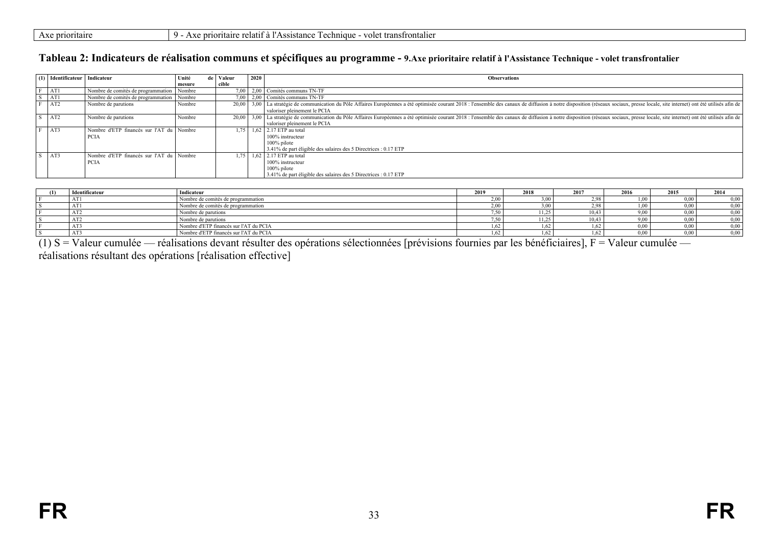| Axe prioritaire | 9 - Axe prioritaire relatif à l'Assistance Technique - volet transfrontalier |
|---|---|

## Tableau 2: Indicateurs de réalisation communs et spécifiques au programme - 9.Axe prioritaire relatif à l'Assistance Technique - volet transfrontalier

| (1) | Identificateur | Indicateur | Unité de mesure | Valeur cible | 2020 | Observations |
|---|---|---|---|---|---|---|
| F | AT1 | Nombre de comités de programmation | Nombre | 7,00 | 2,00 | Comités communs TN-TF |
| S | AT1 | Nombre de comités de programmation | Nombre | 7,00 | 2,00 | Comités communs TN-TF |
| F | AT2 | Nombre de parutions | Nombre | 20,00 | 3,00 | La stratégie de communication du Pôle Affaires Européennes a été optimisée courant 2018 : l'ensemble des canaux de diffusion à notre disposition (réseaux sociaux, presse locale, site internet) ont été utilisés afin de valoriser pleinement le PCIA |
| S | AT2 | Nombre de parutions | Nombre | 20,00 | 3,00 | La stratégie de communication du Pôle Affaires Européennes a été optimisée courant 2018 : l'ensemble des canaux de diffusion à notre disposition (réseaux sociaux, presse locale, site internet) ont été utilisés afin de valoriser pleinement le PCIA |
| F | AT3 | Nombre d'ETP financés sur l'AT du PCIA | Nombre | 1,75 | 1,62 | 2.17 ETP au total<br>100% instructeur<br>100% pilote<br>3.41% de part éligible des salaires des 5 Directrices : 0.17 ETP |
| S | AT3 | Nombre d'ETP financés sur l'AT du PCIA | Nombre | 1,75 | 1,62 | 2.17 ETP au total<br>100% instructeur<br>100% pilote<br>3.41% de part éligible des salaires des 5 Directrices : 0.17 ETP |

| (1) | Identificateur | Indicateur | 2019 | 2018 | 2017 | 2016 | 2015 | 2014 |
|---|---|---|---|---|---|---|---|---|
| F | AT1 | Nombre de comités de programmation | 2,00 | 3,00 | 2,98 | 1,00 | 0,00 | 0,00 |
| S | AT1 | Nombre de comités de programmation | 2,00 | 3,00 | 2,98 | 1,00 | 0,00 | 0,00 |
| F | AT2 | Nombre de parutions | 7,50 | 11,25 | 10,43 | 9,00 | 0,00 | 0,00 |
| S | AT2 | Nombre de parutions | 7,50 | 11,25 | 10,43 | 9,00 | 0,00 | 0,00 |
| F | AT3 | Nombre d'ETP financés sur l'AT du PCIA | 1,62 | 1,62 | 1,62 | 0,00 | 0,00 | 0,00 |
| S | AT3 | Nombre d'ETP financés sur l'AT du PCIA | 1,62 | 1,62 | 1,62 | 0,00 | 0,00 | 0,00 |

(1) S = Valeur cumulée — réalisations devant résulter des opérations sélectionnées [prévisions fournies par les bénéficiaires], F = Valeur cumulée — réalisations résultant des opérations [réalisation effective]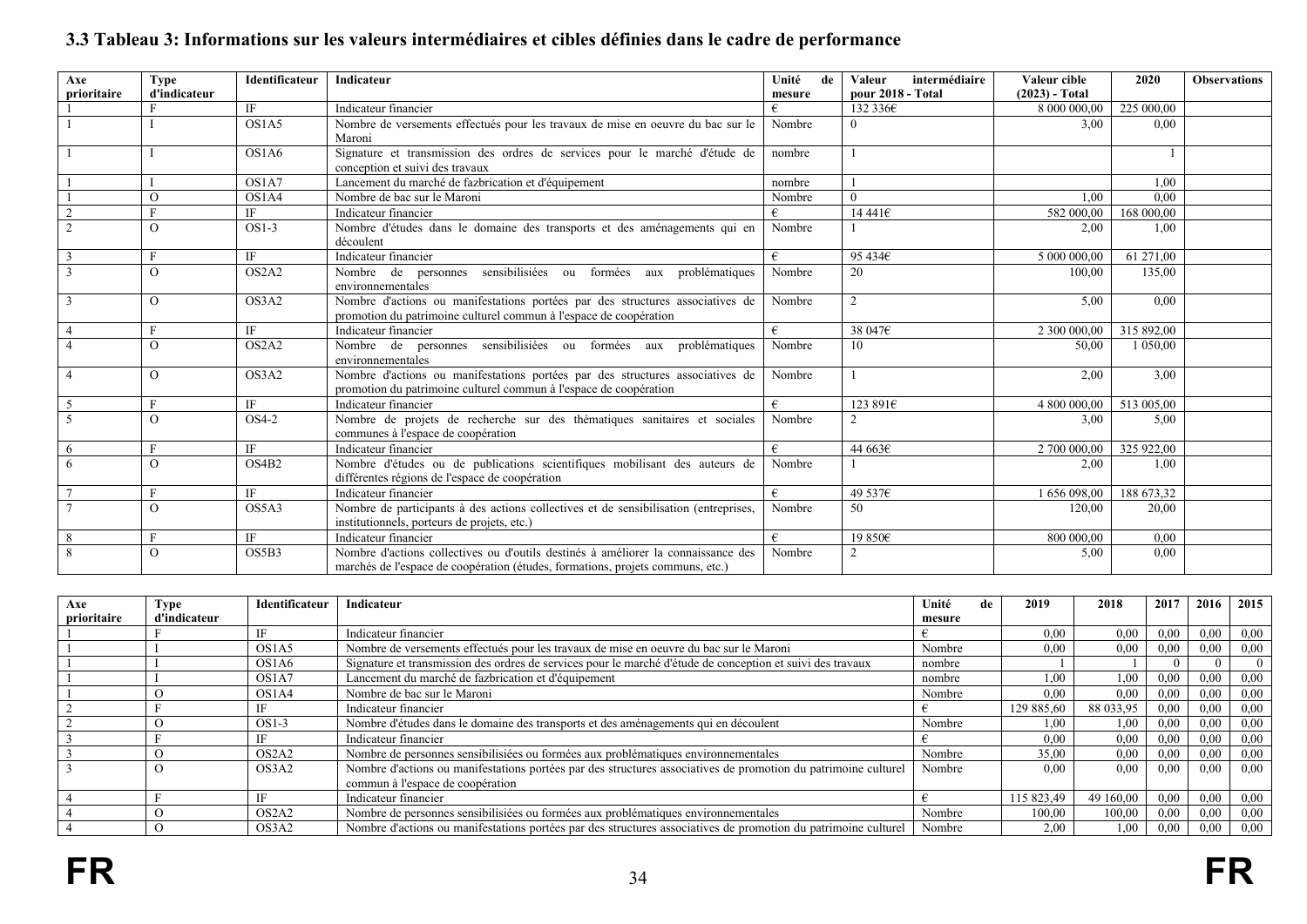### 3.3 Tableau 3: Informations sur les valeurs intermédiaires et cibles définies dans le cadre de performance

| Axe prioritaire | Type d'indicateur | Identificateur | Indicateur | Unité de mesure | Valeur intermédiaire pour 2018 - Total | Valeur cible (2023) - Total | 2020 | Observations |
|---|---|---|---|---|---|---|---|---|
| 1 | F | IF | Indicateur financier | € | 132 336€ | 8 000 000,00 | 225 000,00 | |
| 1 | I | OS1A5 | Nombre de versements effectués pour les travaux de mise en oeuvre du bac sur le Maroni | Nombre | 0 | 3,00 | 0,00 | |
| 1 | I | OS1A6 | Signature et transmission des ordres de services pour le marché d'étude de conception et suivi des travaux | nombre | 1 | | 1 | |
| 1 | I | OS1A7 | Lancement du marché de fazbrication et d'équipement | nombre | 1 | | 1,00 | |
| 1 | O | OS1A4 | Nombre de bac sur le Maroni | Nombre | 0 | 1,00 | 0,00 | |
| 2 | F | IF | Indicateur financier | € | 14 441€ | 582 000,00 | 168 000,00 | |
| 2 | O | OS1-3 | Nombre d'études dans le domaine des transports et des aménagements qui en découlent | Nombre | 1 | 2,00 | 1,00 | |
| 3 | F | IF | Indicateur financier | € | 95 434€ | 5 000 000,00 | 61 271,00 | |
| 3 | O | OS2A2 | Nombre de personnes sensibilisiées ou formées aux problématiques environnementales | Nombre | 20 | 100,00 | 135,00 | |
| 3 | O | OS3A2 | Nombre d'actions ou manifestations portées par des structures associatives de promotion du patrimoine culturel commun à l'espace de coopération | Nombre | 2 | 5,00 | 0,00 | |
| 4 | F | IF | Indicateur financier | € | 38 047€ | 2 300 000,00 | 315 892,00 | |
| 4 | O | OS2A2 | Nombre de personnes sensibilisiées ou formées aux problématiques environnementales | Nombre | 10 | 50,00 | 1 050,00 | |
| 4 | O | OS3A2 | Nombre d'actions ou manifestations portées par des structures associatives de promotion du patrimoine culturel commun à l'espace de coopération | Nombre | 1 | 2,00 | 3,00 | |
| 5 | F | IF | Indicateur financier | € | 123 891€ | 4 800 000,00 | 513 005,00 | |
| 5 | O | OS4-2 | Nombre de projets de recherche sur des thématiques sanitaires et sociales communes à l'espace de coopération | Nombre | 2 | 3,00 | 5,00 | |
| 6 | F | IF | Indicateur financier | € | 44 663€ | 2 700 000,00 | 325 922,00 | |
| 6 | O | OS4B2 | Nombre d'études ou de publications scientifiques mobilisant des auteurs de différentes régions de l'espace de coopération | Nombre | 1 | 2,00 | 1,00 | |
| 7 | F | IF | Indicateur financier | € | 49 537€ | 1 656 098,00 | 188 673,32 | |
| 7 | O | OS5A3 | Nombre de participants à des actions collectives et de sensibilisation (entreprises, institutionnels, porteurs de projets, etc.) | Nombre | 50 | 120,00 | 20,00 | |
| 8 | F | IF | Indicateur financier | € | 19 850€ | 800 000,00 | 0,00 | |
| 8 | O | OS5B3 | Nombre d'actions collectives ou d'outils destinés à améliorer la connaissance des marchés de l'espace de coopération (études, formations, projets communs, etc.) | Nombre | 2 | 5,00 | 0,00 | |

| Axe prioritaire | Type d'indicateur | Identificateur | Indicateur | Unité de mesure | 2019 | 2018 | 2017 | 2016 | 2015 |
|---|---|---|---|---|---|---|---|---|---|
| 1 | F | IF | Indicateur financier | € | 0,00 | 0,00 | 0,00 | 0,00 | 0,00 |
| 1 | I | OS1A5 | Nombre de versements effectués pour les travaux de mise en oeuvre du bac sur le Maroni | Nombre | 0,00 | 0,00 | 0,00 | 0,00 | 0,00 |
| 1 | I | OS1A6 | Signature et transmission des ordres de services pour le marché d'étude de conception et suivi des travaux | nombre | 1 | 1 | 0 | 0 | 0 |
| 1 | I | OS1A7 | Lancement du marché de fazbrication et d'équipement | nombre | 1,00 | 1,00 | 0,00 | 0,00 | 0,00 |
| 1 | O | OS1A4 | Nombre de bac sur le Maroni | Nombre | 0,00 | 0,00 | 0,00 | 0,00 | 0,00 |
| 2 | F | IF | Indicateur financier | € | 129 885,60 | 88 033,95 | 0,00 | 0,00 | 0,00 |
| 2 | O | OS1-3 | Nombre d'études dans le domaine des transports et des aménagements qui en découlent | Nombre | 1,00 | 1,00 | 0,00 | 0,00 | 0,00 |
| 3 | F | IF | Indicateur financier | € | 0,00 | 0,00 | 0,00 | 0,00 | 0,00 |
| 3 | O | OS2A2 | Nombre de personnes sensibilisiées ou formées aux problématiques environnementales | Nombre | 35,00 | 0,00 | 0,00 | 0,00 | 0,00 |
| 3 | O | OS3A2 | Nombre d'actions ou manifestations portées par des structures associatives de promotion du patrimoine culturel commun à l'espace de coopération | Nombre | 0,00 | 0,00 | 0,00 | 0,00 | 0,00 |
| 4 | F | IF | Indicateur financier | € | 115 823,49 | 49 160,00 | 0,00 | 0,00 | 0,00 |
| 4 | O | OS2A2 | Nombre de personnes sensibilisiées ou formées aux problématiques environnementales | Nombre | 100,00 | 100,00 | 0,00 | 0,00 | 0,00 |
| 4 | O | OS3A2 | Nombre d'actions ou manifestations portées par des structures associatives de promotion du patrimoine culturel | Nombre | 2,00 | 1,00 | 0,00 | 0,00 | 0,00 |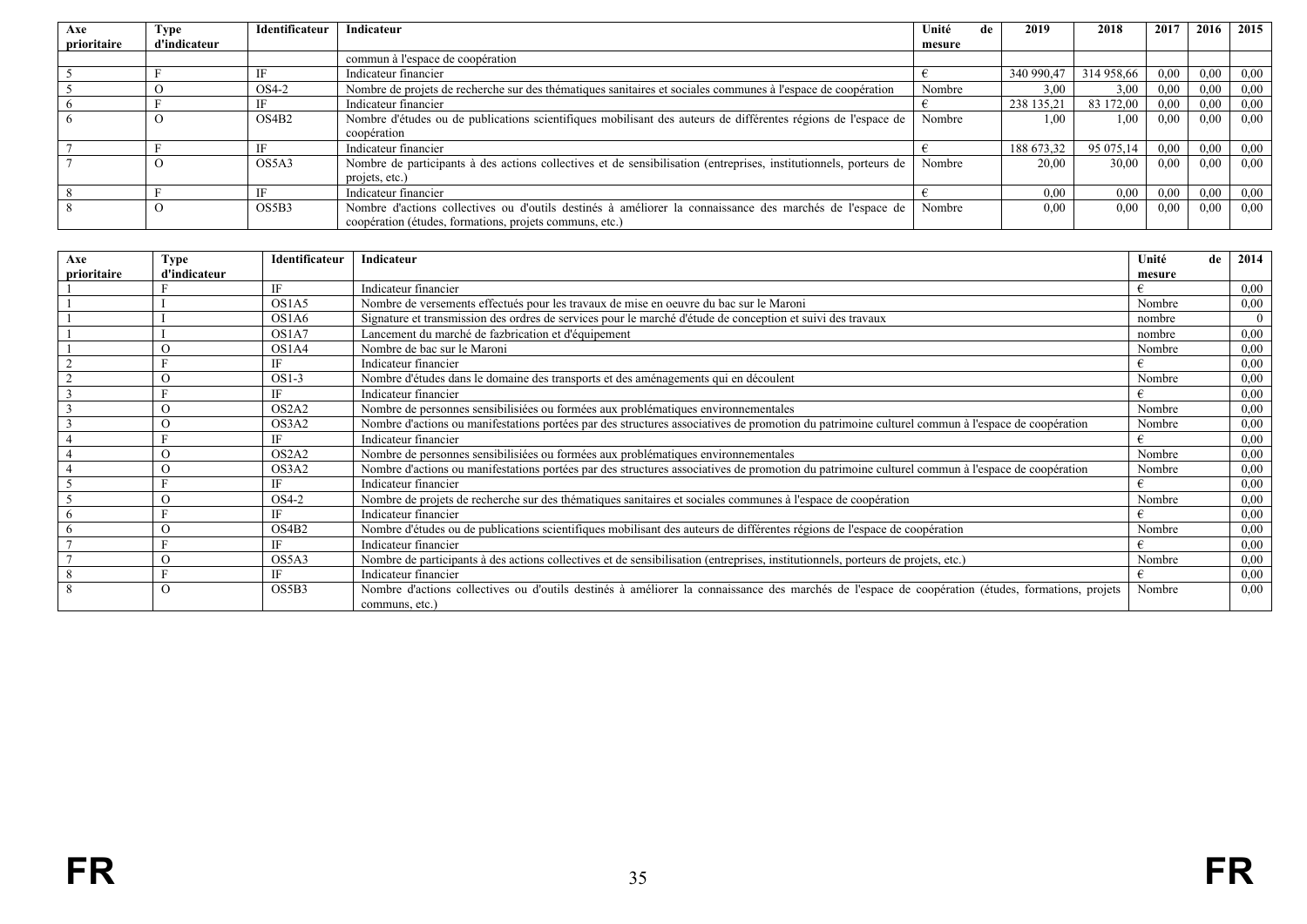| Axe prioritaire | Type d'indicateur | Identificateur | Indicateur | Unité de mesure | 2019 | 2018 | 2017 | 2016 | 2015 |
|---|---|---|---|---|---|---|---|---|---|
| | | | commun à l'espace de coopération | | | | | | |
| 5 | F | IF | Indicateur financier | € | 340 990,47 | 314 958,66 | 0,00 | 0,00 | 0,00 |
| 5 | O | OS4-2 | Nombre de projets de recherche sur des thématiques sanitaires et sociales communes à l'espace de coopération | Nombre | 3,00 | 3,00 | 0,00 | 0,00 | 0,00 |
| 6 | F | IF | Indicateur financier | € | 238 135,21 | 83 172,00 | 0,00 | 0,00 | 0,00 |
| 6 | O | OS4B2 | Nombre d'études ou de publications scientifiques mobilisant des auteurs de différentes régions de l'espace de coopération | Nombre | 1,00 | 1,00 | 0,00 | 0,00 | 0,00 |
| 7 | F | IF | Indicateur financier | € | 188 673,32 | 95 075,14 | 0,00 | 0,00 | 0,00 |
| 7 | O | OS5A3 | Nombre de participants à des actions collectives et de sensibilisation (entreprises, institutionnels, porteurs de projets, etc.) | Nombre | 20,00 | 30,00 | 0,00 | 0,00 | 0,00 |
| 8 | F | IF | Indicateur financier | € | 0,00 | 0,00 | 0,00 | 0,00 | 0,00 |
| 8 | O | OS5B3 | Nombre d'actions collectives ou d'outils destinés à améliorer la connaissance des marchés de l'espace de coopération (études, formations, projets communs, etc.) | Nombre | 0,00 | 0,00 | 0,00 | 0,00 | 0,00 |

| Axe prioritaire | Type d'indicateur | Identificateur | Indicateur | Unité de mesure | 2014 |
|---|---|---|---|---|---|
| 1 | F | IF | Indicateur financier | € | 0,00 |
| 1 | I | OS1A5 | Nombre de versements effectués pour les travaux de mise en oeuvre du bac sur le Maroni | Nombre | 0,00 |
| 1 | I | OS1A6 | Signature et transmission des ordres de services pour le marché d'étude de conception et suivi des travaux | nombre | 0 |
| 1 | I | OS1A7 | Lancement du marché de fazbrication et d'équipement | nombre | 0,00 |
| 1 | O | OS1A4 | Nombre de bac sur le Maroni | Nombre | 0,00 |
| 2 | F | IF | Indicateur financier | € | 0,00 |
| 2 | O | OS1-3 | Nombre d'études dans le domaine des transports et des aménagements qui en découlent | Nombre | 0,00 |
| 3 | F | IF | Indicateur financier | € | 0,00 |
| 3 | O | OS2A2 | Nombre de personnes sensibilisiées ou formées aux problématiques environnementales | Nombre | 0,00 |
| 3 | O | OS3A2 | Nombre d'actions ou manifestations portées par des structures associatives de promotion du patrimoine culturel commun à l'espace de coopération | Nombre | 0,00 |
| 4 | F | IF | Indicateur financier | € | 0,00 |
| 4 | O | OS2A2 | Nombre de personnes sensibilisiées ou formées aux problématiques environnementales | Nombre | 0,00 |
| 4 | O | OS3A2 | Nombre d'actions ou manifestations portées par des structures associatives de promotion du patrimoine culturel commun à l'espace de coopération | Nombre | 0,00 |
| 5 | F | IF | Indicateur financier | € | 0,00 |
| 5 | O | OS4-2 | Nombre de projets de recherche sur des thématiques sanitaires et sociales communes à l'espace de coopération | Nombre | 0,00 |
| 6 | F | IF | Indicateur financier | € | 0,00 |
| 6 | O | OS4B2 | Nombre d'études ou de publications scientifiques mobilisant des auteurs de différentes régions de l'espace de coopération | Nombre | 0,00 |
| 7 | F | IF | Indicateur financier | € | 0,00 |
| 7 | O | OS5A3 | Nombre de participants à des actions collectives et de sensibilisation (entreprises, institutionnels, porteurs de projets, etc.) | Nombre | 0,00 |
| 8 | F | IF | Indicateur financier | € | 0,00 |
| 8 | O | OS5B3 | Nombre d'actions collectives ou d'outils destinés à améliorer la connaissance des marchés de l'espace de coopération (études, formations, projets communs, etc.) | Nombre | 0,00 |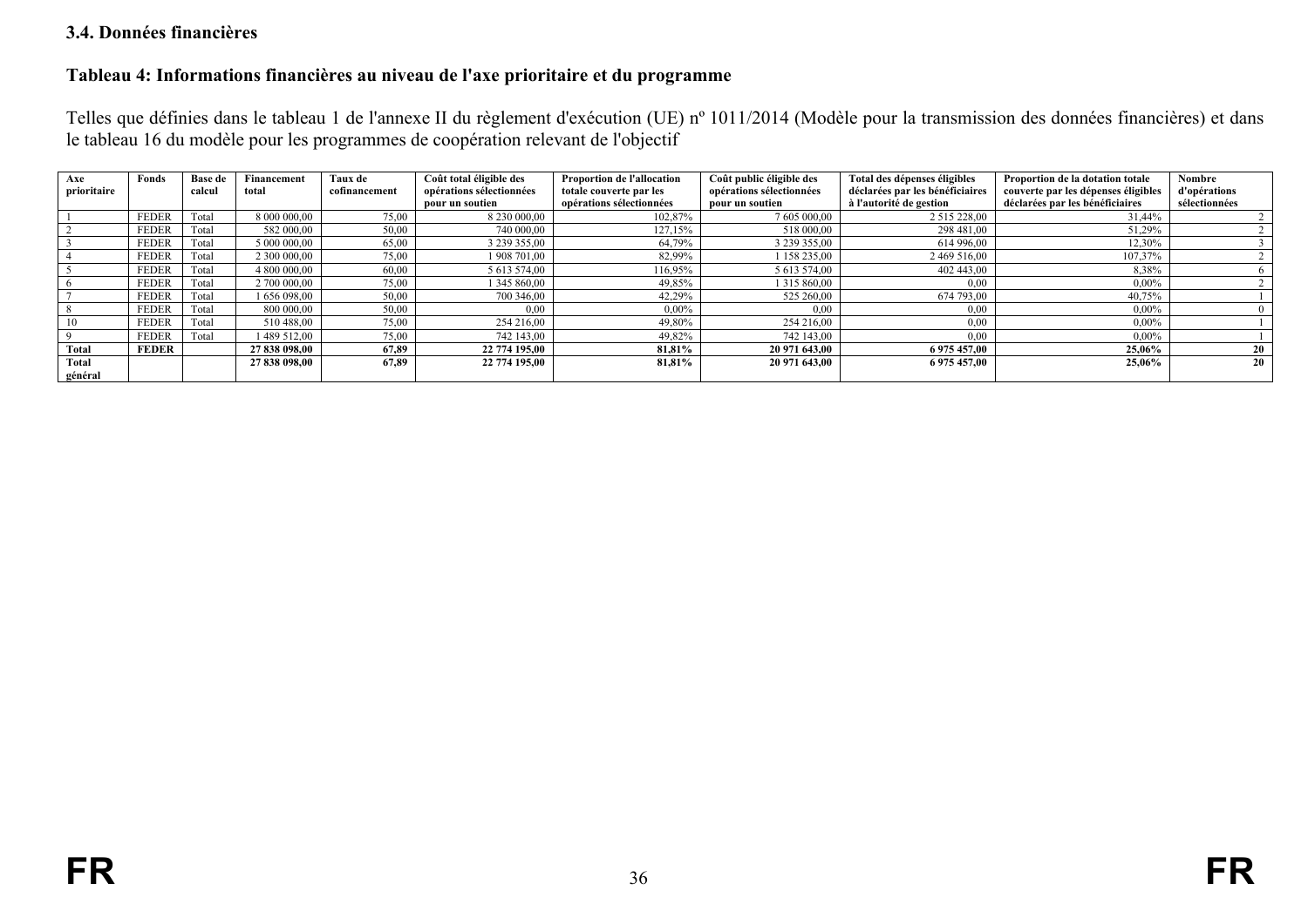### 3.4. Données financières

#### Tableau 4: Informations financières au niveau de l'axe prioritaire et du programme

Telles que définies dans le tableau 1 de l'annexe II du règlement d'exécution (UE) nº 1011/2014 (Modèle pour la transmission des données financières) et dans le tableau 16 du modèle pour les programmes de coopération relevant de l'objectif

| Axe prioritaire | Fonds | Base de calcul | Financement total | Taux de cofinancement | Coût total éligible des opérations sélectionnées pour un soutien | Proportion de l'allocation totale couverte par les opérations sélectionnées | Coût public éligible des opérations sélectionnées pour un soutien | Total des dépenses éligibles déclarées par les bénéficiaires à l'autorité de gestion | Proportion de la dotation totale couverte par les dépenses éligibles déclarées par les bénéficiaires | Nombre d'opérations sélectionnées |
|---|---|---|---|---|---|---|---|---|---|---|
| 1 | FEDER | Total | 8 000 000,00 | 75,00 | 8 230 000,00 | 102,87% | 7 605 000,00 | 2 515 228,00 | 31,44% | 2 |
| 2 | FEDER | Total | 582 000,00 | 50,00 | 740 000,00 | 127,15% | 518 000,00 | 298 481,00 | 51,29% | 2 |
| 3 | FEDER | Total | 5 000 000,00 | 65,00 | 3 239 355,00 | 64,79% | 3 239 355,00 | 614 996,00 | 12,30% | 3 |
| 4 | FEDER | Total | 2 300 000,00 | 75,00 | 1 908 701,00 | 82,99% | 1 158 235,00 | 2 469 516,00 | 107,37% | 2 |
| 5 | FEDER | Total | 4 800 000,00 | 60,00 | 5 613 574,00 | 116,95% | 5 613 574,00 | 402 443,00 | 8,38% | 6 |
| 6 | FEDER | Total | 2 700 000,00 | 75,00 | 1 345 860,00 | 49,85% | 1 315 860,00 | 0,00 | 0,00% | 2 |
| 7 | FEDER | Total | 1 656 098,00 | 50,00 | 700 346,00 | 42,29% | 525 260,00 | 674 793,00 | 40,75% | 1 |
| 8 | FEDER | Total | 800 000,00 | 50,00 | 0,00 | 0,00% | 0,00 | 0,00 | 0,00% | 0 |
| 10 | FEDER | Total | 510 488,00 | 75,00 | 254 216,00 | 49,80% | 254 216,00 | 0,00 | 0,00% | 1 |
| 9 | FEDER | Total | 1 489 512,00 | 75,00 | 742 143,00 | 49,82% | 742 143,00 | 0,00 | 0,00% | 1 |
| **Total** | **FEDER** | | **27 838 098,00** | **67,89** | **22 774 195,00** | **81,81%** | **20 971 643,00** | **6 975 457,00** | **25,06%** | **20** |
| **Total général** | | | **27 838 098,00** | **67,89** | **22 774 195,00** | **81,81%** | **20 971 643,00** | **6 975 457,00** | **25,06%** | **20** |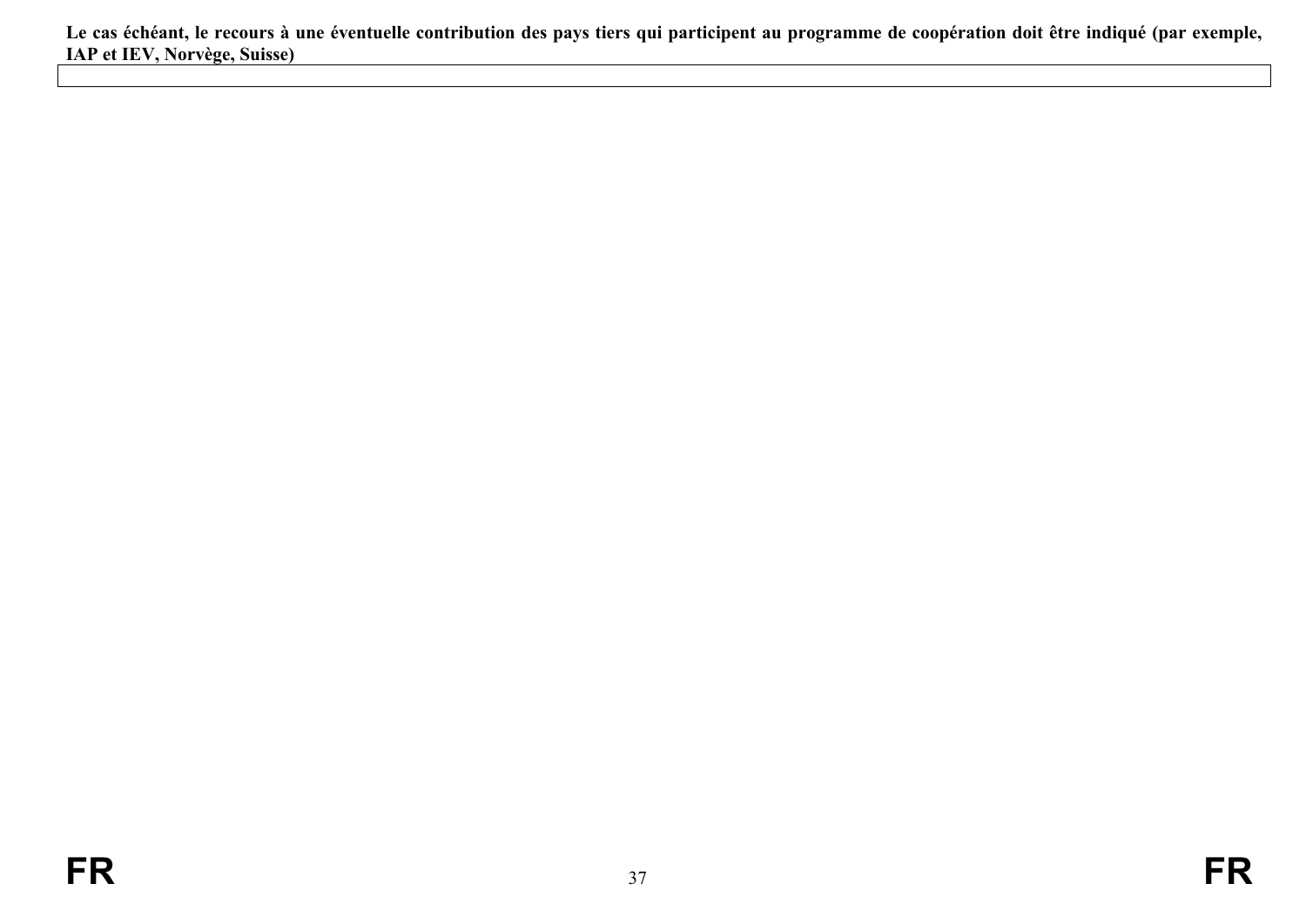**Le cas échéant, le recours à une éventuelle contribution des pays tiers qui participent au programme de coopération doit être indiqué (par exemple, IAP et IEV, Norvège, Suisse)**

| |
|---|
| |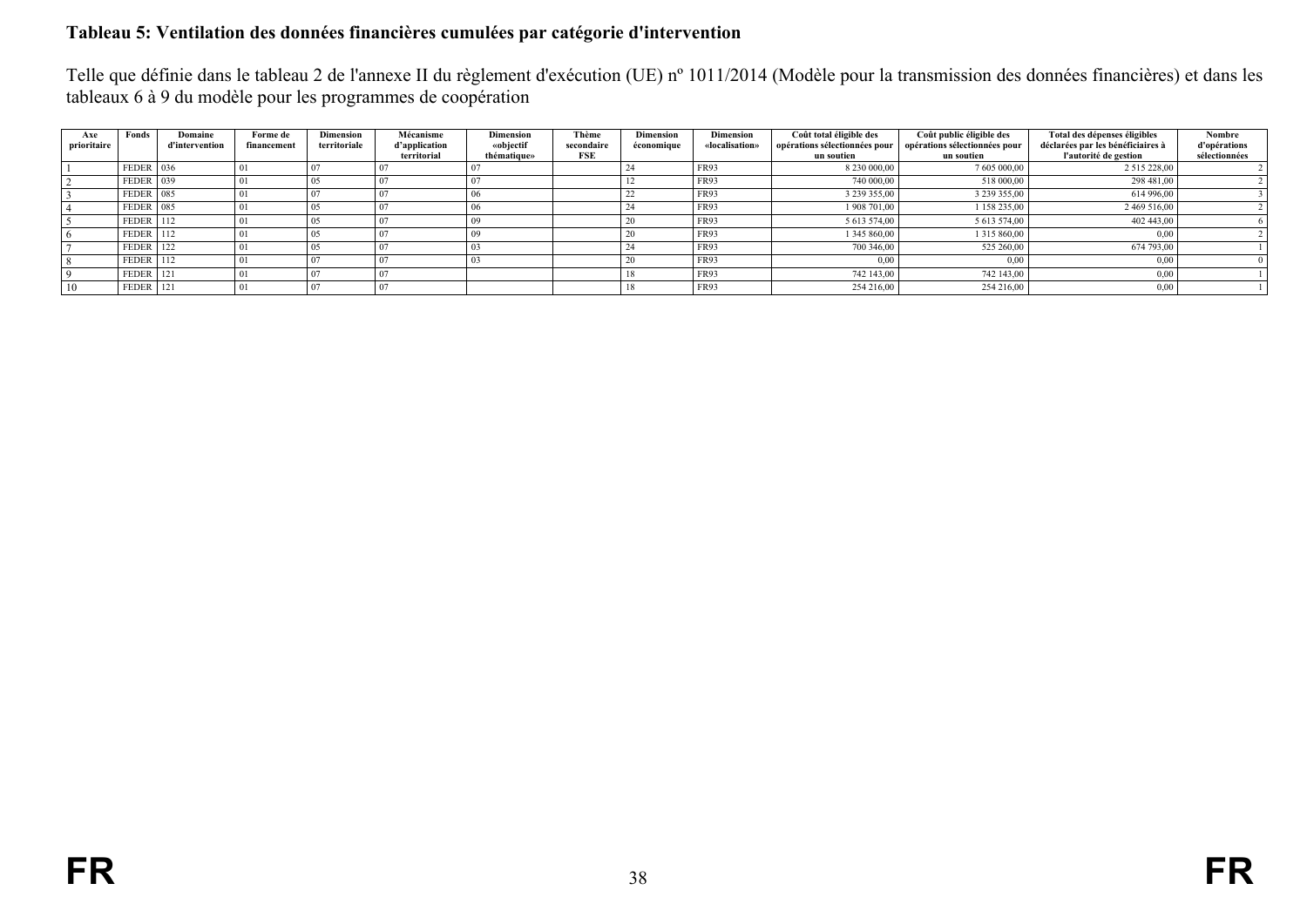**Tableau 5: Ventilation des données financières cumulées par catégorie d'intervention**

Telle que définie dans le tableau 2 de l'annexe II du règlement d'exécution (UE) nº 1011/2014 (Modèle pour la transmission des données financières) et dans les tableaux 6 à 9 du modèle pour les programmes de coopération

| Axe prioritaire | Fonds | Domaine d'intervention | Forme de financement | Dimension territoriale | Mécanisme d'application territorial | Dimension «objectif thématique» | Thème secondaire FSE | Dimension économique | Dimension «localisation» | Coût total éligible des opérations sélectionnées pour un soutien | Coût public éligible des opérations sélectionnées pour un soutien | Total des dépenses éligibles déclarées par les bénéficiaires à l'autorité de gestion | Nombre d'opérations sélectionnées |
|---|---|---|---|---|---|---|---|---|---|---|---|---|---|
| 1 | FEDER | 036 | 01 | 07 | 07 | 07 | | 24 | FR93 | 8 230 000,00 | 7 605 000,00 | 2 515 228,00 | 2 |
| 2 | FEDER | 039 | 01 | 05 | 07 | 07 | | 12 | FR93 | 740 000,00 | 518 000,00 | 298 481,00 | 2 |
| 3 | FEDER | 085 | 01 | 07 | 07 | 06 | | 22 | FR93 | 3 239 355,00 | 3 239 355,00 | 614 996,00 | 3 |
| 4 | FEDER | 085 | 01 | 05 | 07 | 06 | | 24 | FR93 | 1 908 701,00 | 1 158 235,00 | 2 469 516,00 | 2 |
| 5 | FEDER | 112 | 01 | 05 | 07 | 09 | | 20 | FR93 | 5 613 574,00 | 5 613 574,00 | 402 443,00 | 6 |
| 6 | FEDER | 112 | 01 | 05 | 07 | 09 | | 20 | FR93 | 1 345 860,00 | 1 315 860,00 | 0,00 | 2 |
| 7 | FEDER | 122 | 01 | 05 | 07 | 03 | | 24 | FR93 | 700 346,00 | 525 260,00 | 674 793,00 | 1 |
| 8 | FEDER | 112 | 01 | 07 | 07 | 03 | | 20 | FR93 | 0,00 | 0,00 | 0,00 | 0 |
| 9 | FEDER | 121 | 01 | 07 | 07 | | | 18 | FR93 | 742 143,00 | 742 143,00 | 0,00 | 1 |
| 10 | FEDER | 121 | 01 | 07 | 07 | | | 18 | FR93 | 254 216,00 | 254 216,00 | 0,00 | 1 |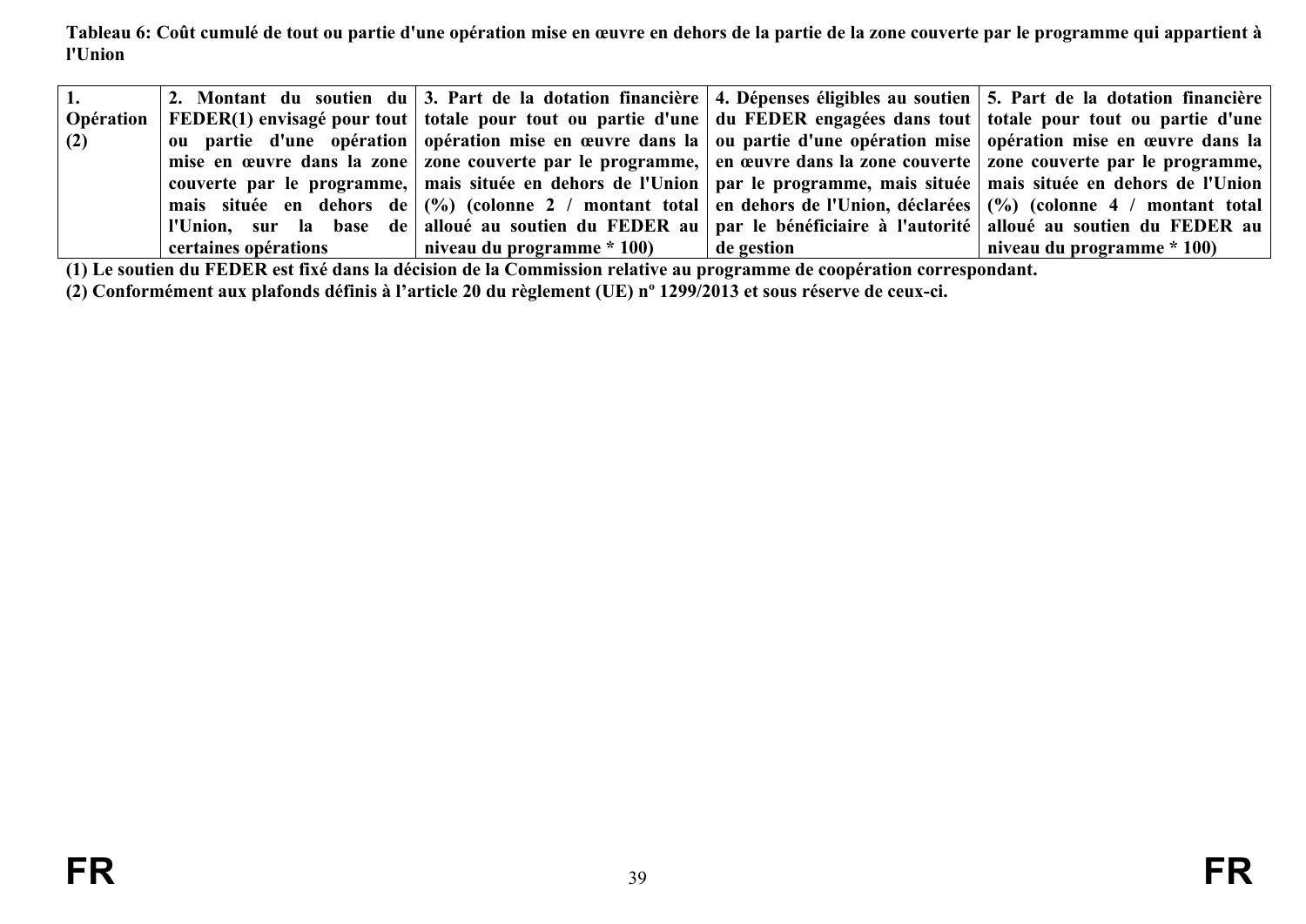**Tableau 6: Coût cumulé de tout ou partie d'une opération mise en œuvre en dehors de la partie de la zone couverte par le programme qui appartient à l'Union**

| 1. Opération (2) | 2. Montant du soutien du FEDER(1) envisagé pour tout ou partie d'une opération mise en œuvre dans la zone couverte par le programme, mais située en dehors de l'Union, sur la base de certaines opérations | 3. Part de la dotation financière totale pour tout ou partie d'une opération mise en œuvre dans la zone couverte par le programme, mais située en dehors de l'Union (%) (colonne 2 / montant total alloué au soutien du FEDER au niveau du programme * 100) | 4. Dépenses éligibles au soutien du FEDER engagées dans tout ou partie d'une opération mise en œuvre dans la zone couverte par le programme, mais située en dehors de l'Union, déclarées par le bénéficiaire à l'autorité de gestion | 5. Part de la dotation financière totale pour tout ou partie d'une opération mise en œuvre dans la zone couverte par le programme, mais située en dehors de l'Union (%) (colonne 4 / montant total alloué au soutien du FEDER au niveau du programme * 100) |
|---|---|---|---|---|

**(1) Le soutien du FEDER est fixé dans la décision de la Commission relative au programme de coopération correspondant.**

**(2) Conformément aux plafonds définis à l'article 20 du règlement (UE) nº 1299/2013 et sous réserve de ceux-ci.**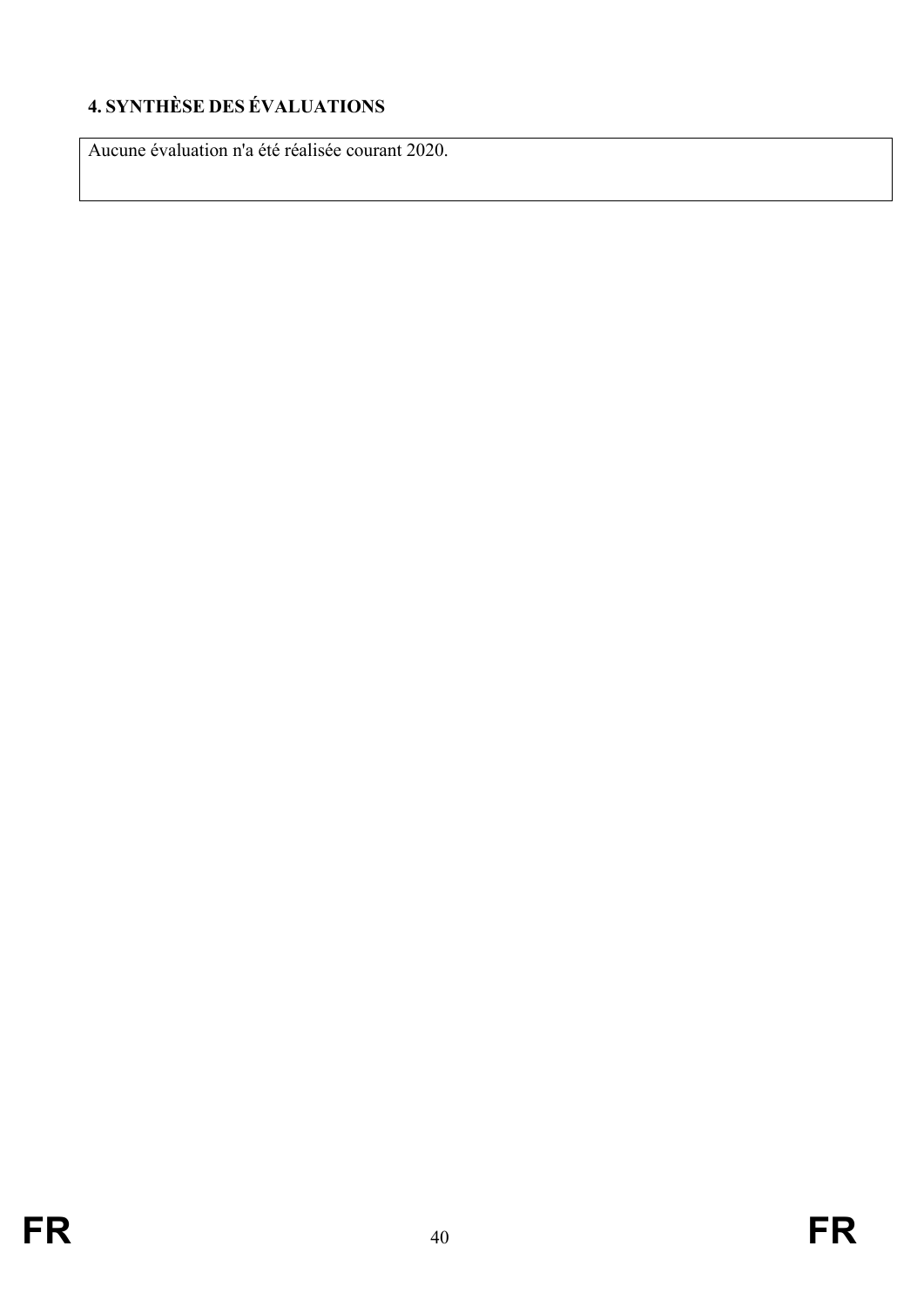## 4. SYNTHÈSE DES ÉVALUATIONS

Aucune évaluation n'a été réalisée courant 2020.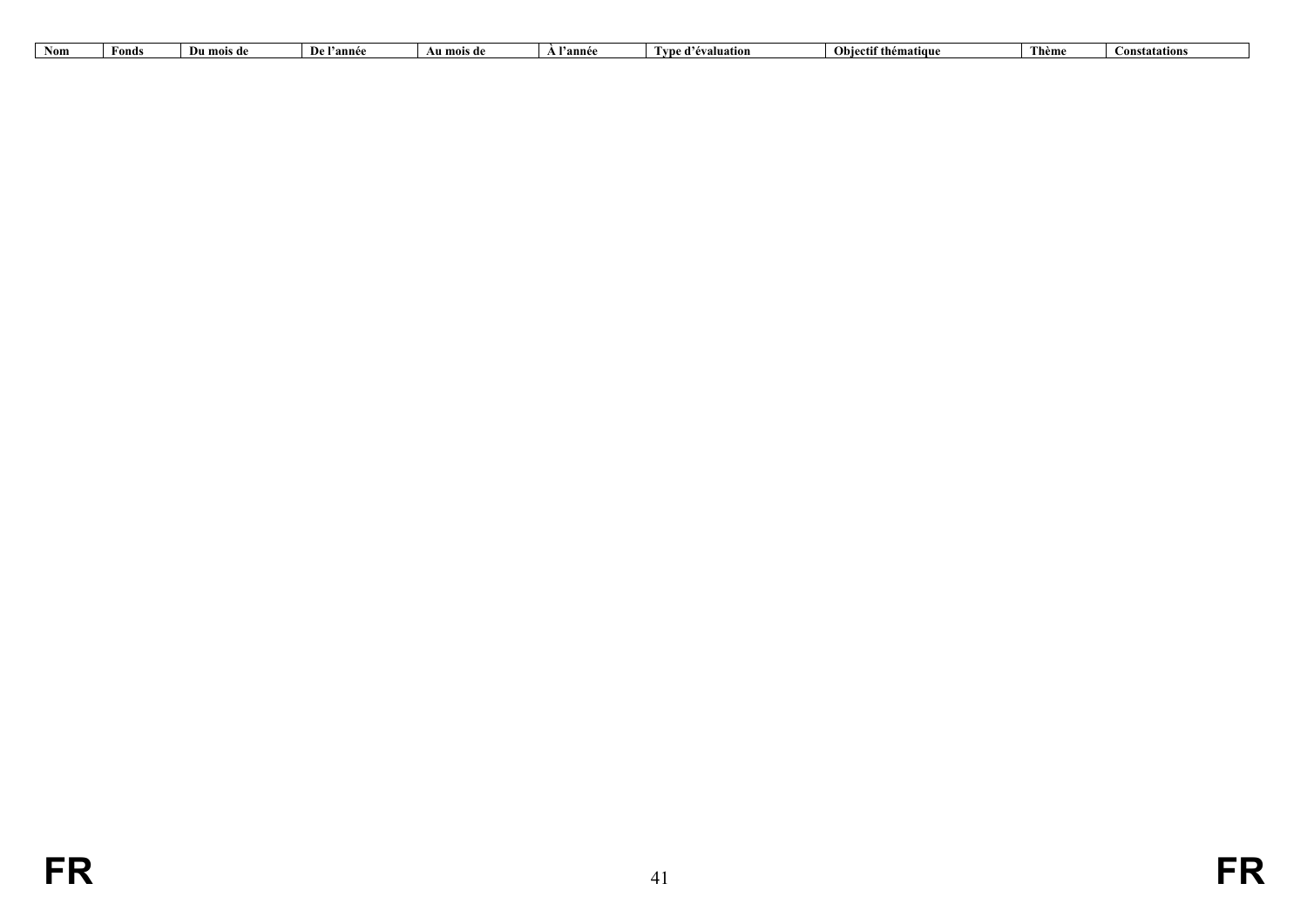| Nom | Fonds | Du mois de | De l'année | Au mois de | À l'année | Type d'évaluation | Objectif thématique | Thème | Constatations |
|---|---|---|---|---|---|---|---|---|---|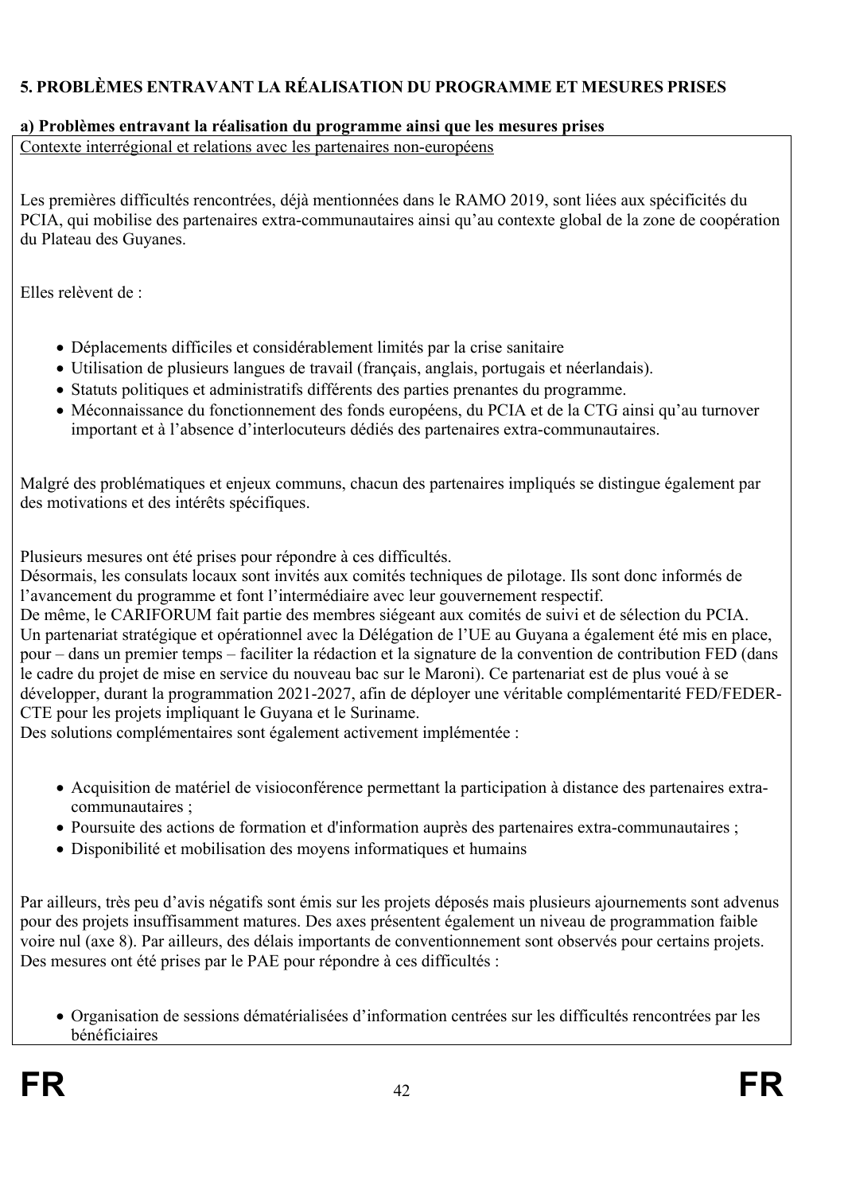**5. PROBLÈMES ENTRAVANT LA RÉALISATION DU PROGRAMME ET MESURES PRISES**

**a) Problèmes entravant la réalisation du programme ainsi que les mesures prises**

Contexte interrégional et relations avec les partenaires non-européens

Les premières difficultés rencontrées, déjà mentionnées dans le RAMO 2019, sont liées aux spécificités du PCIA, qui mobilise des partenaires extra-communautaires ainsi qu'au contexte global de la zone de coopération du Plateau des Guyanes.

Elles relèvent de :

- Déplacements difficiles et considérablement limités par la crise sanitaire
- Utilisation de plusieurs langues de travail (français, anglais, portugais et néerlandais).
- Statuts politiques et administratifs différents des parties prenantes du programme.
- Méconnaissance du fonctionnement des fonds européens, du PCIA et de la CTG ainsi qu'au turnover important et à l'absence d'interlocuteurs dédiés des partenaires extra-communautaires.

Malgré des problématiques et enjeux communs, chacun des partenaires impliqués se distingue également par des motivations et des intérêts spécifiques.

Plusieurs mesures ont été prises pour répondre à ces difficultés.
Désormais, les consulats locaux sont invités aux comités techniques de pilotage. Ils sont donc informés de l'avancement du programme et font l'intermédiaire avec leur gouvernement respectif.
De même, le CARIFORUM fait partie des membres siégeant aux comités de suivi et de sélection du PCIA.
Un partenariat stratégique et opérationnel avec la Délégation de l'UE au Guyana a également été mis en place, pour – dans un premier temps – faciliter la rédaction et la signature de la convention de contribution FED (dans le cadre du projet de mise en service du nouveau bac sur le Maroni). Ce partenariat est de plus voué à se développer, durant la programmation 2021-2027, afin de déployer une véritable complémentarité FED/FEDER-CTE pour les projets impliquant le Guyana et le Suriname.
Des solutions complémentaires sont également activement implémentée :

- Acquisition de matériel de visioconférence permettant la participation à distance des partenaires extra-communautaires ;
- Poursuite des actions de formation et d'information auprès des partenaires extra-communautaires ;
- Disponibilité et mobilisation des moyens informatiques et humains

Par ailleurs, très peu d'avis négatifs sont émis sur les projets déposés mais plusieurs ajournements sont advenus pour des projets insuffisamment matures. Des axes présentent également un niveau de programmation faible voire nul (axe 8). Par ailleurs, des délais importants de conventionnement sont observés pour certains projets. Des mesures ont été prises par le PAE pour répondre à ces difficultés :

- Organisation de sessions dématérialisées d'information centrées sur les difficultés rencontrées par les bénéficiaires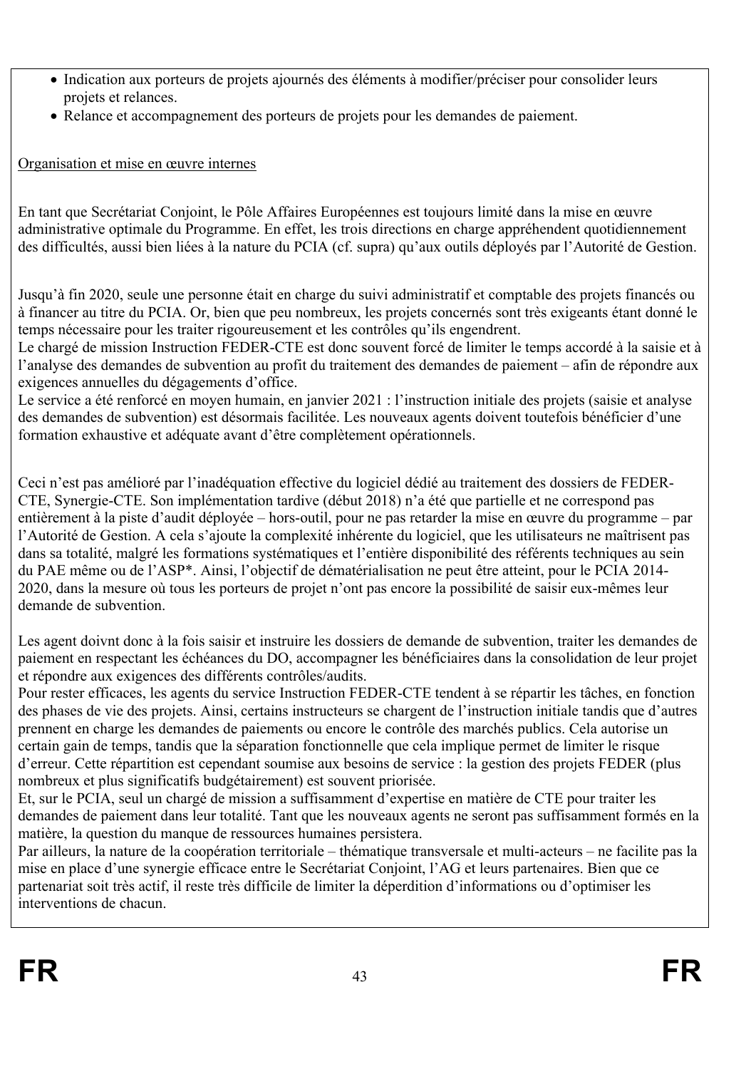- Indication aux porteurs de projets ajournés des éléments à modifier/préciser pour consolider leurs projets et relances.
- Relance et accompagnement des porteurs de projets pour les demandes de paiement.

Organisation et mise en œuvre internes

En tant que Secrétariat Conjoint, le Pôle Affaires Européennes est toujours limité dans la mise en œuvre administrative optimale du Programme. En effet, les trois directions en charge appréhendent quotidiennement des difficultés, aussi bien liées à la nature du PCIA (cf. supra) qu'aux outils déployés par l'Autorité de Gestion.

Jusqu'à fin 2020, seule une personne était en charge du suivi administratif et comptable des projets financés ou à financer au titre du PCIA. Or, bien que peu nombreux, les projets concernés sont très exigeants étant donné le temps nécessaire pour les traiter rigoureusement et les contrôles qu'ils engendrent.
Le chargé de mission Instruction FEDER-CTE est donc souvent forcé de limiter le temps accordé à la saisie et à l'analyse des demandes de subvention au profit du traitement des demandes de paiement – afin de répondre aux exigences annuelles du dégagements d'office.
Le service a été renforcé en moyen humain, en janvier 2021 : l'instruction initiale des projets (saisie et analyse des demandes de subvention) est désormais facilitée. Les nouveaux agents doivent toutefois bénéficier d'une formation exhaustive et adéquate avant d'être complètement opérationnels.

Ceci n'est pas amélioré par l'inadéquation effective du logiciel dédié au traitement des dossiers de FEDER-CTE, Synergie-CTE. Son implémentation tardive (début 2018) n'a été que partielle et ne correspond pas entièrement à la piste d'audit déployée – hors-outil, pour ne pas retarder la mise en œuvre du programme – par l'Autorité de Gestion. A cela s'ajoute la complexité inhérente du logiciel, que les utilisateurs ne maîtrisent pas dans sa totalité, malgré les formations systématiques et l'entière disponibilité des référents techniques au sein du PAE même ou de l'ASP*. Ainsi, l'objectif de dématérialisation ne peut être atteint, pour le PCIA 2014-2020, dans la mesure où tous les porteurs de projet n'ont pas encore la possibilité de saisir eux-mêmes leur demande de subvention.

Les agent doivnt donc à la fois saisir et instruire les dossiers de demande de subvention, traiter les demandes de paiement en respectant les échéances du DO, accompagner les bénéficiaires dans la consolidation de leur projet et répondre aux exigences des différents contrôles/audits.
Pour rester efficaces, les agents du service Instruction FEDER-CTE tendent à se répartir les tâches, en fonction des phases de vie des projets. Ainsi, certains instructeurs se chargent de l'instruction initiale tandis que d'autres prennent en charge les demandes de paiements ou encore le contrôle des marchés publics. Cela autorise un certain gain de temps, tandis que la séparation fonctionnelle que cela implique permet de limiter le risque d'erreur. Cette répartition est cependant soumise aux besoins de service : la gestion des projets FEDER (plus nombreux et plus significatifs budgétairement) est souvent priorisée.
Et, sur le PCIA, seul un chargé de mission a suffisamment d'expertise en matière de CTE pour traiter les demandes de paiement dans leur totalité. Tant que les nouveaux agents ne seront pas suffisamment formés en la matière, la question du manque de ressources humaines persistera.
Par ailleurs, la nature de la coopération territoriale – thématique transversale et multi-acteurs – ne facilite pas la mise en place d'une synergie efficace entre le Secrétariat Conjoint, l'AG et leurs partenaires. Bien que ce partenariat soit très actif, il reste très difficile de limiter la déperdition d'informations ou d'optimiser les interventions de chacun.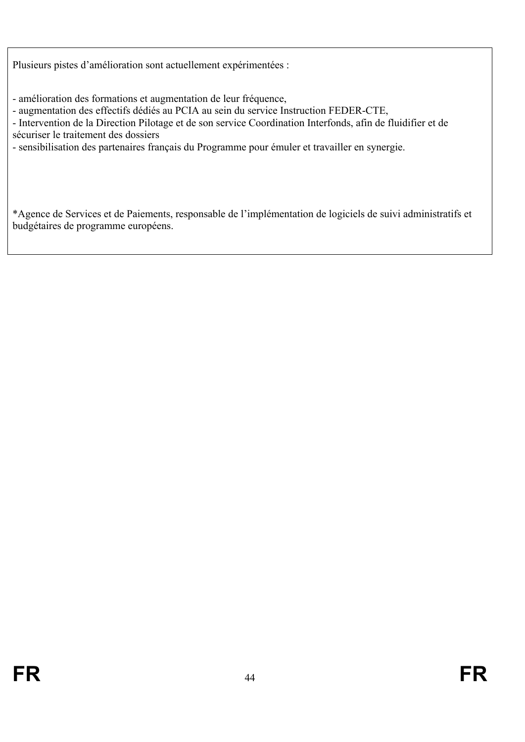Plusieurs pistes d’amélioration sont actuellement expérimentées :

- amélioration des formations et augmentation de leur fréquence,
- augmentation des effectifs dédiés au PCIA au sein du service Instruction FEDER-CTE,
- Intervention de la Direction Pilotage et de son service Coordination Interfonds, afin de fluidifier et de sécuriser le traitement des dossiers
- sensibilisation des partenaires français du Programme pour émuler et travailler en synergie.

*Agence de Services et de Paiements, responsable de l’implémentation de logiciels de suivi administratifs et budgétaires de programme européens.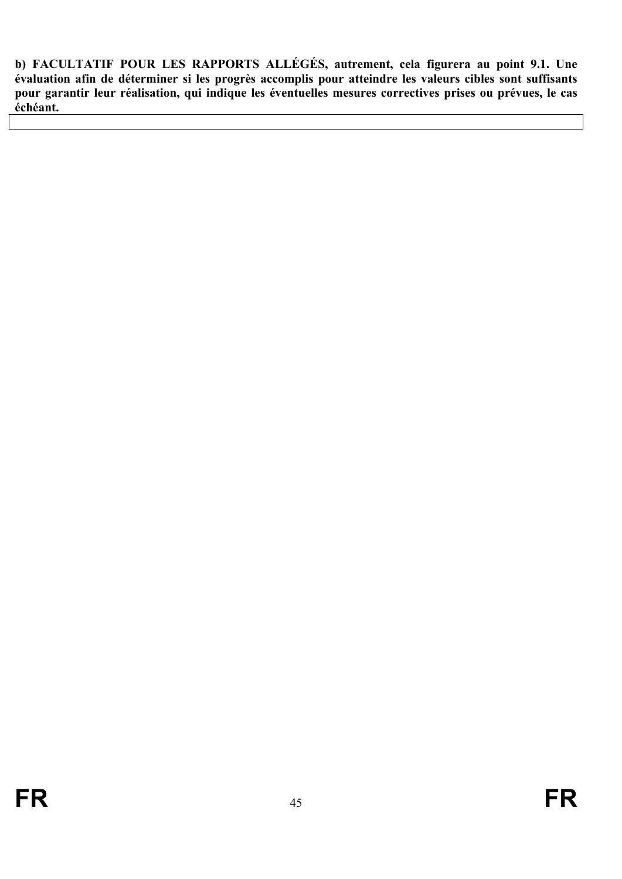**b) FACULTATIF POUR LES RAPPORTS ALLÉGÉS, autrement, cela figurera au point 9.1. Une évaluation afin de déterminer si les progrès accomplis pour atteindre les valeurs cibles sont suffisants pour garantir leur réalisation, qui indique les éventuelles mesures correctives prises ou prévues, le cas échéant.**

| |
|---|
| |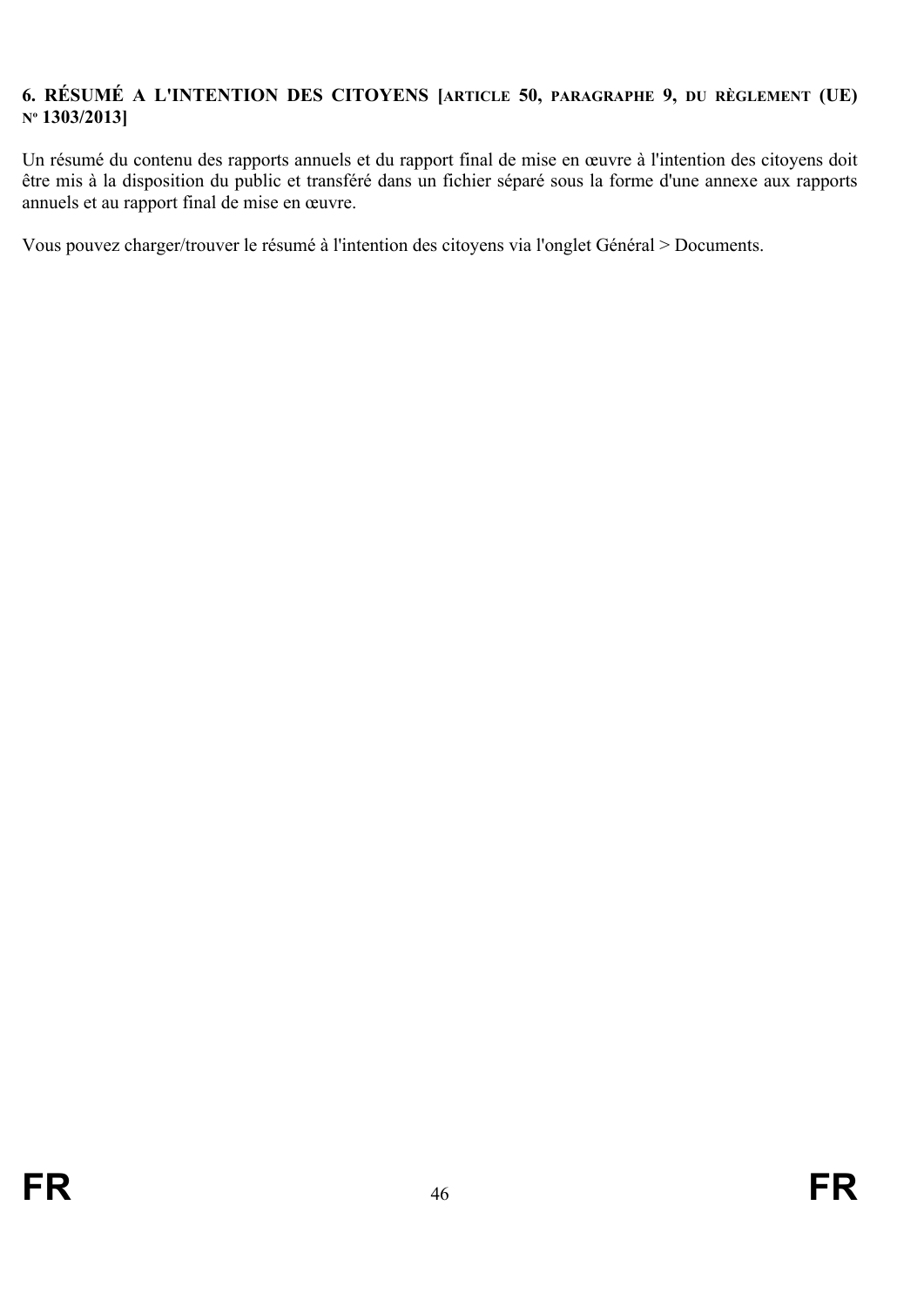## 6. RÉSUMÉ A L'INTENTION DES CITOYENS [ARTICLE 50, PARAGRAPHE 9, DU RÈGLEMENT (UE) Nº 1303/2013]

Un résumé du contenu des rapports annuels et du rapport final de mise en œuvre à l'intention des citoyens doit être mis à la disposition du public et transféré dans un fichier séparé sous la forme d'une annexe aux rapports annuels et au rapport final de mise en œuvre.

Vous pouvez charger/trouver le résumé à l'intention des citoyens via l'onglet Général > Documents.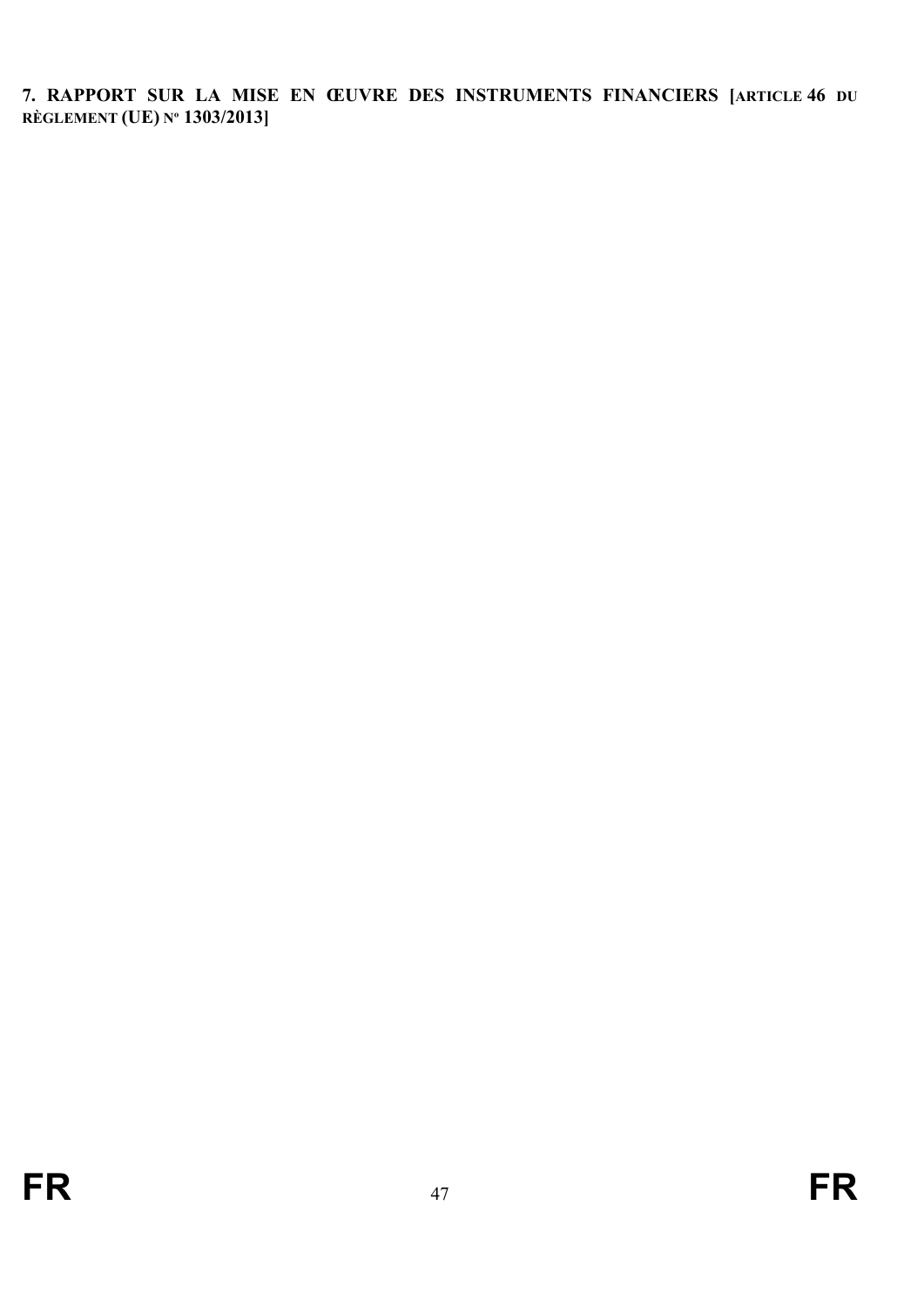## 7. RAPPORT SUR LA MISE EN ŒUVRE DES INSTRUMENTS FINANCIERS [ARTICLE 46 DU RÈGLEMENT (UE) Nº 1303/2013]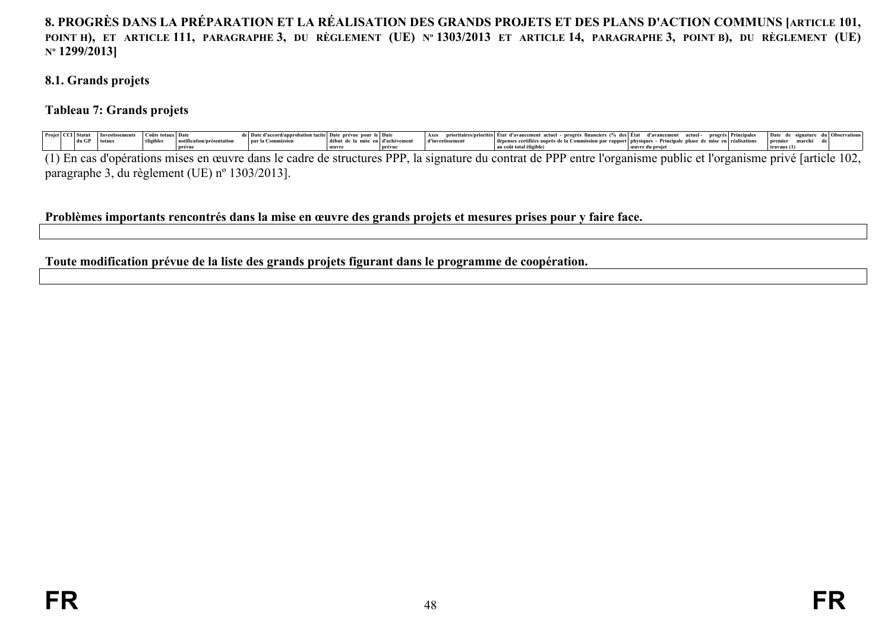## 8. PROGRÈS DANS LA PRÉPARATION ET LA RÉALISATION DES GRANDS PROJETS ET DES PLANS D'ACTION COMMUNS [ARTICLE 101, POINT H), ET ARTICLE 111, PARAGRAPHE 3, DU RÈGLEMENT (UE) Nº 1303/2013 ET ARTICLE 14, PARAGRAPHE 3, POINT B), DU RÈGLEMENT (UE) Nº 1299/2013]

### 8.1. Grands projets

**Tableau 7: Grands projets**

| Projet | CCI | Statut du GP | Investissements totaux | Coûts totaux éligibles | Date de notification/présentation prévue | Date d'accord/approbation tacite par la Commission | Date prévue pour le début de la mise en œuvre | Date d'achèvement prévue | Axes prioritaires/priorités d'investissement | État d'avancement actuel - progrès financiers (% des dépenses certifiées auprès de la Commission par rapport au coût total éligible) | État d'avancement actuel - progrès physiques - Principale phase de mise en œuvre du projet | Principales réalisations | Date de signature du premier marché de travaux (1) | Observations |
|---|---|---|---|---|---|---|---|---|---|---|---|---|---|---|

(1) En cas d'opérations mises en œuvre dans le cadre de structures PPP, la signature du contrat de PPP entre l'organisme public et l'organisme privé [article 102, paragraphe 3, du règlement (UE) nº 1303/2013].

**Problèmes importants rencontrés dans la mise en œuvre des grands projets et mesures prises pour y faire face.**

**Toute modification prévue de la liste des grands projets figurant dans le programme de coopération.**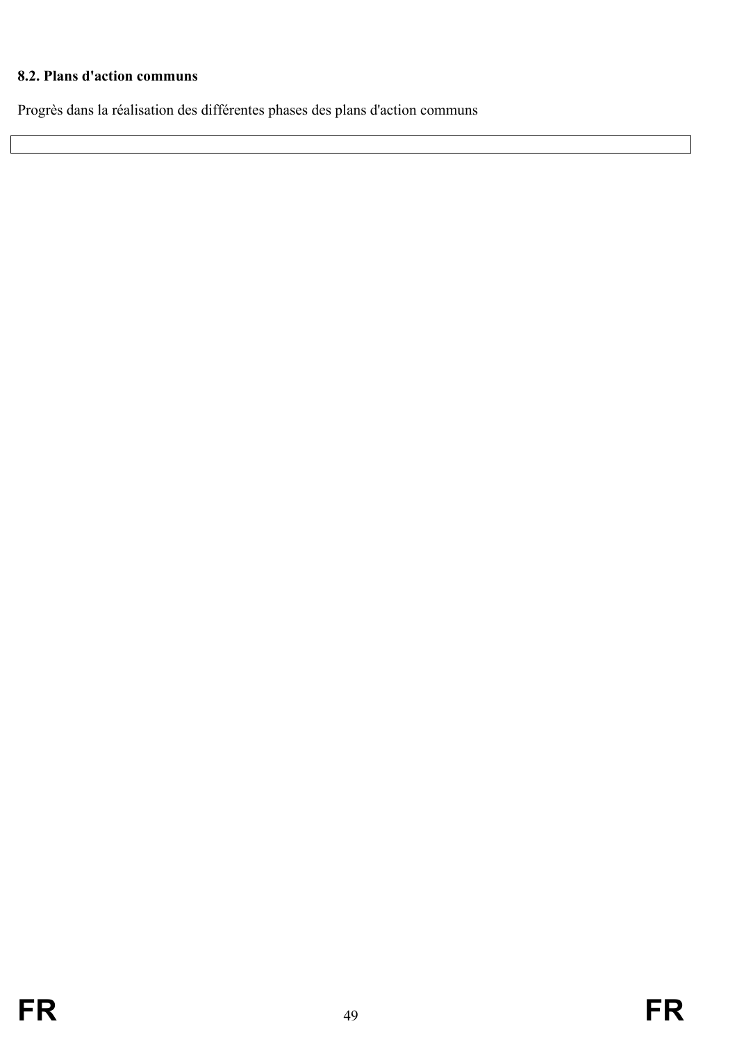**8.2. Plans d'action communs**

Progrès dans la réalisation des différentes phases des plans d'action communs

| |
|---|
| |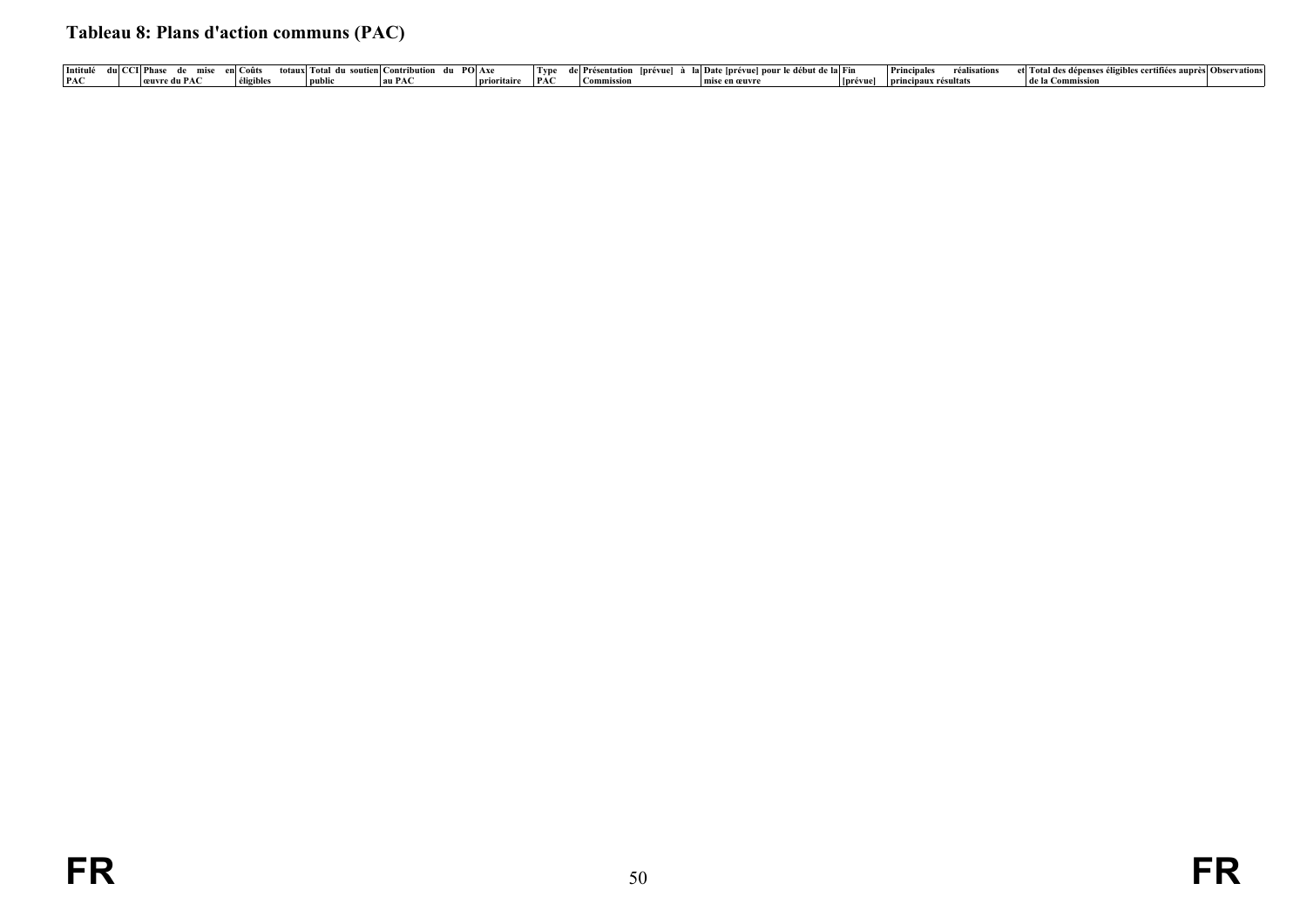**Tableau 8: Plans d'action communs (PAC)**

| Intitulé du PAC | CCI | Phase de mise en œuvre du PAC | Coûts totaux éligibles | Total du soutien public | Contribution du PO au PAC | Axe prioritaire | Type de PAC | Présentation [prévue] à la Commission | Date [prévue] pour le début de la mise en œuvre | Fin [prévue] | Principales réalisations et principaux résultats | Total des dépenses éligibles certifiées auprès de la Commission | Observations |
|---|---|---|---|---|---|---|---|---|---|---|---|---|---|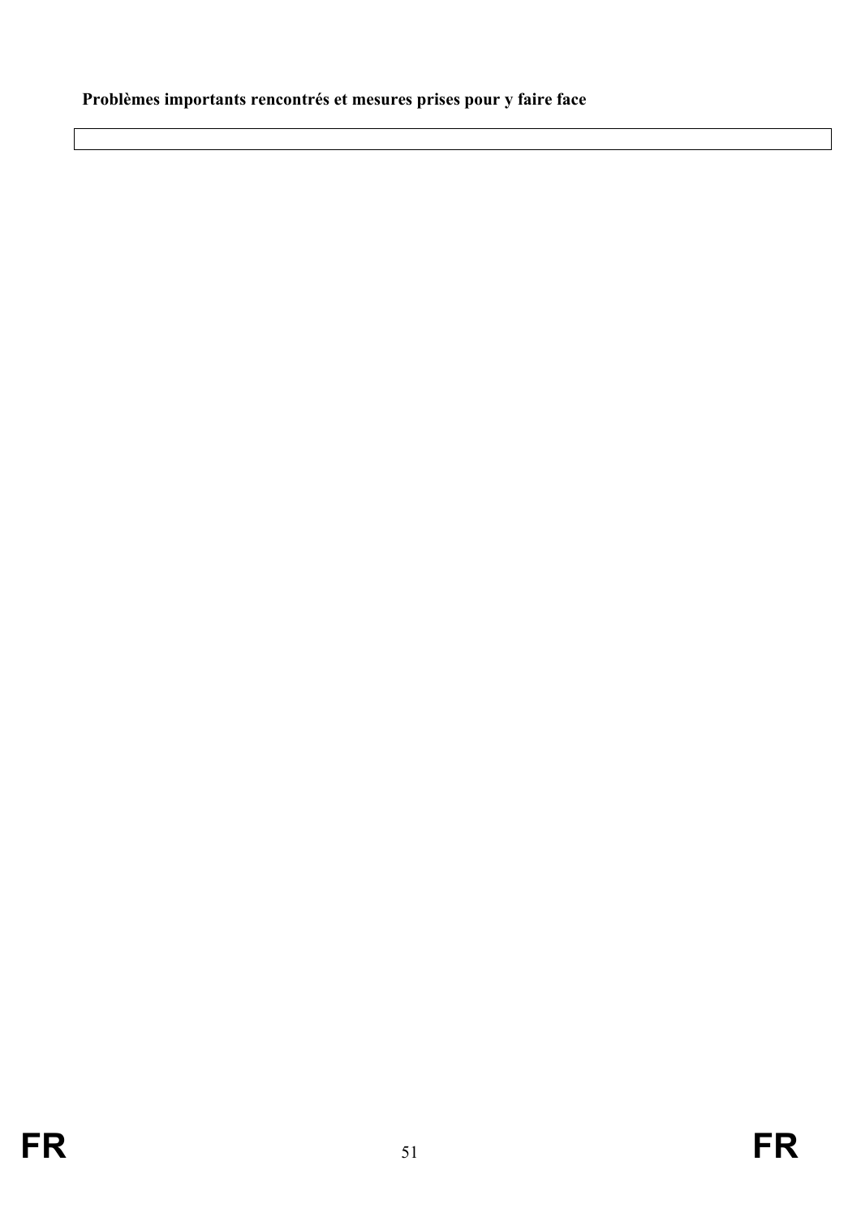**Problèmes importants rencontrés et mesures prises pour y faire face**

| |
|---|
| |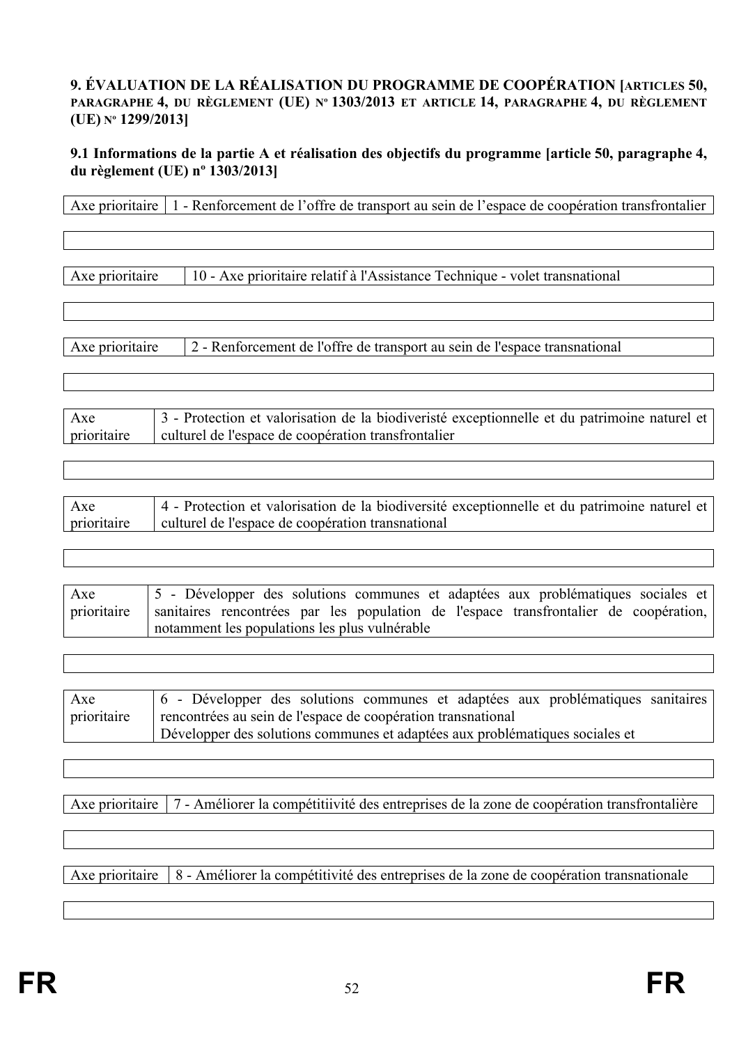## 9. ÉVALUATION DE LA RÉALISATION DU PROGRAMME DE COOPÉRATION [ARTICLES 50, PARAGRAPHE 4, DU RÈGLEMENT (UE) Nº 1303/2013 ET ARTICLE 14, PARAGRAPHE 4, DU RÈGLEMENT (UE) Nº 1299/2013]

### 9.1 Informations de la partie A et réalisation des objectifs du programme [article 50, paragraphe 4, du règlement (UE) nº 1303/2013]

| Axe prioritaire | 1 - Renforcement de l’offre de transport au sein de l’espace de coopération transfrontalier |
|---|---|

| |
|---|

| Axe prioritaire | 10 - Axe prioritaire relatif à l'Assistance Technique - volet transnational |
|---|---|

| |
|---|

| Axe prioritaire | 2 - Renforcement de l'offre de transport au sein de l'espace transnational |
|---|---|

| |
|---|

| Axe prioritaire | 3 - Protection et valorisation de la biodiveristé exceptionnelle et du patrimoine naturel et culturel de l'espace de coopération transfrontalier |
|---|---|

| |
|---|

| Axe prioritaire | 4 - Protection et valorisation de la biodiversité exceptionnelle et du patrimoine naturel et culturel de l'espace de coopération transnational |
|---|---|

| |
|---|

| Axe prioritaire | 5 - Développer des solutions communes et adaptées aux problématiques sociales et sanitaires rencontrées par les population de l'espace transfrontalier de coopération, notamment les populations les plus vulnérable |
|---|---|

| |
|---|

| Axe prioritaire | 6 - Développer des solutions communes et adaptées aux problématiques sanitaires rencontrées au sein de l'espace de coopération transnational<br>Développer des solutions communes et adaptées aux problématiques sociales et |
|---|---|

| |
|---|

| Axe prioritaire | 7 - Améliorer la compétitiivité des entreprises de la zone de coopération transfrontalière |
|---|---|

| |
|---|

| Axe prioritaire | 8 - Améliorer la compétitivité des entreprises de la zone de coopération transnationale |
|---|---|

| |
|---|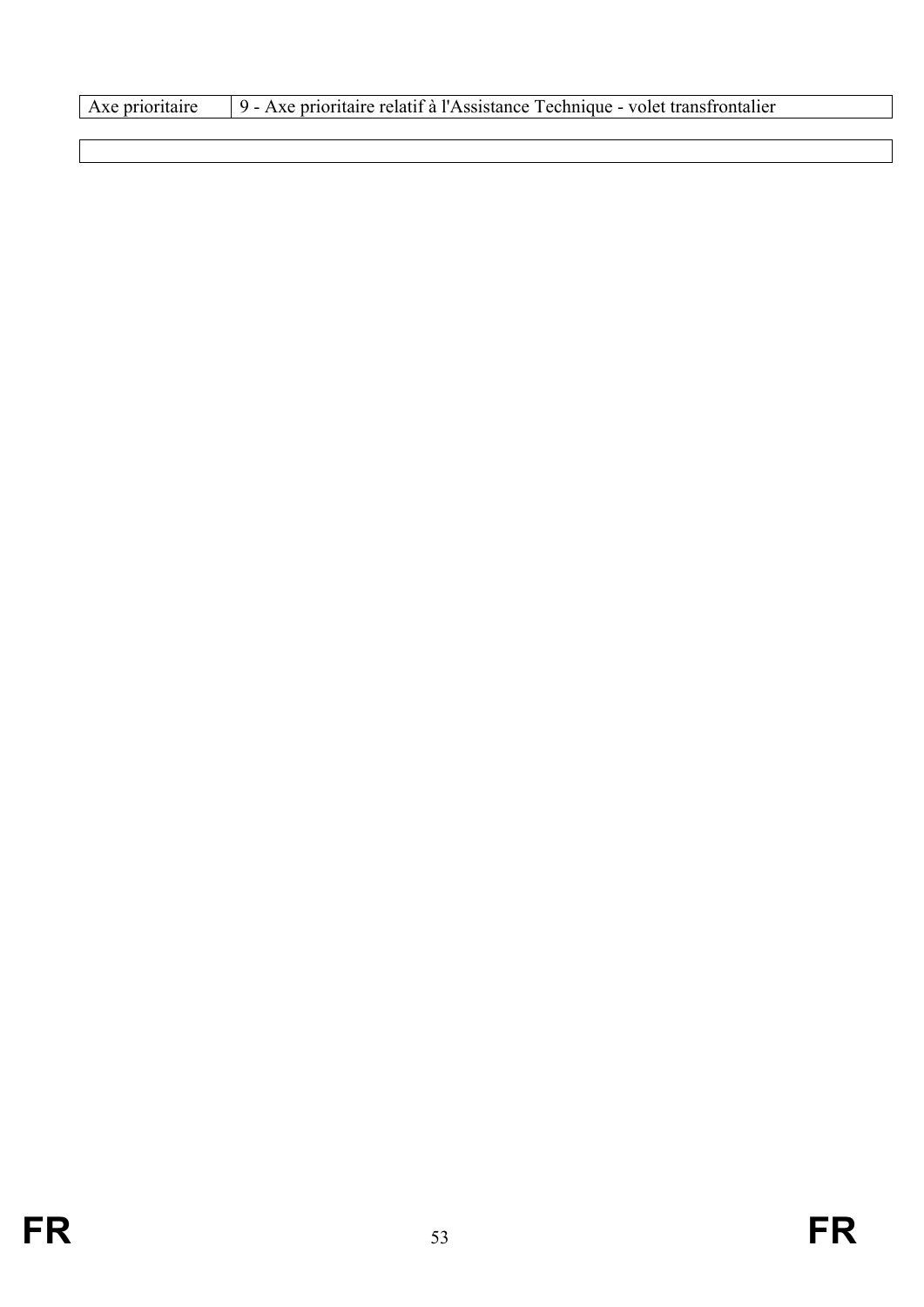| | |
|---|---|
| Axe prioritaire | 9 - Axe prioritaire relatif à l'Assistance Technique - volet transfrontalier |

| |
|---|
| |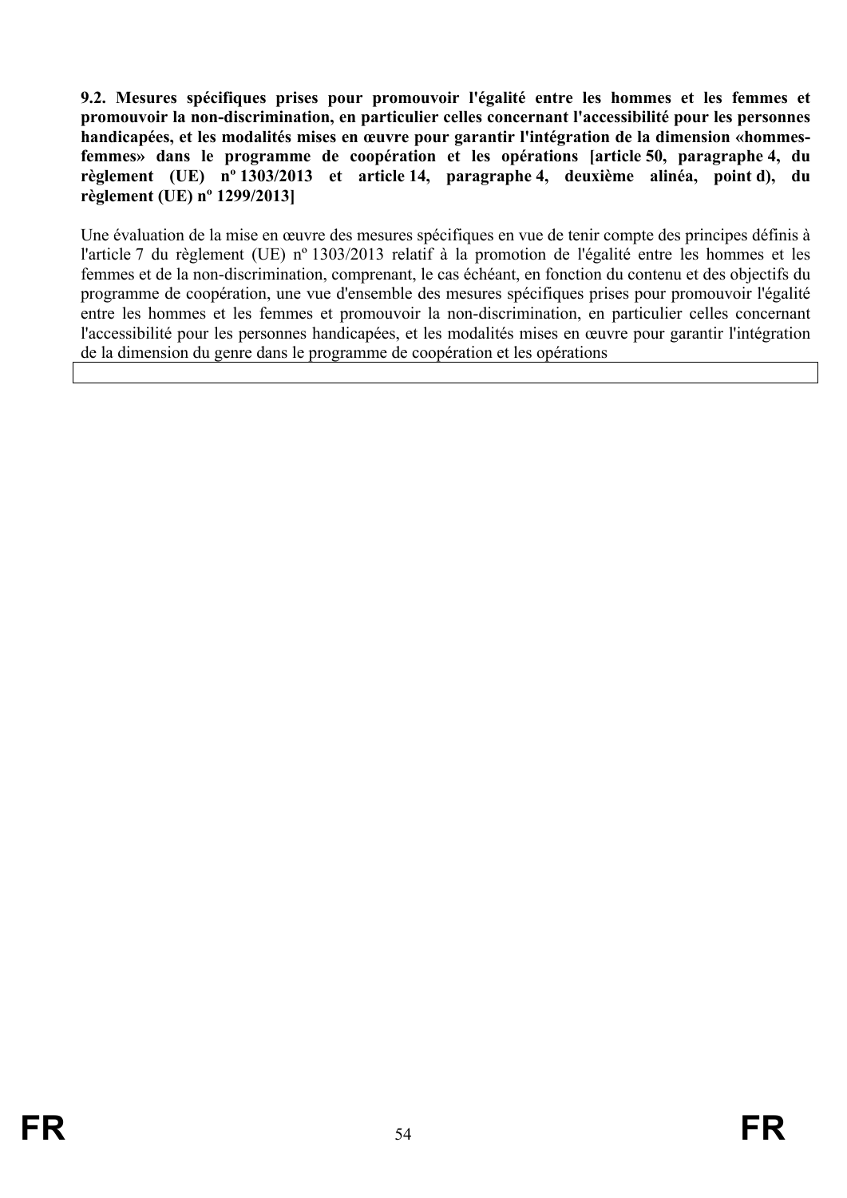**9.2. Mesures spécifiques prises pour promouvoir l'égalité entre les hommes et les femmes et promouvoir la non-discrimination, en particulier celles concernant l'accessibilité pour les personnes handicapées, et les modalités mises en œuvre pour garantir l'intégration de la dimension «hommes-femmes» dans le programme de coopération et les opérations [article 50, paragraphe 4, du règlement (UE) nº 1303/2013 et article 14, paragraphe 4, deuxième alinéa, point d), du règlement (UE) nº 1299/2013]**

Une évaluation de la mise en œuvre des mesures spécifiques en vue de tenir compte des principes définis à l'article 7 du règlement (UE) nº 1303/2013 relatif à la promotion de l'égalité entre les hommes et les femmes et de la non-discrimination, comprenant, le cas échéant, en fonction du contenu et des objectifs du programme de coopération, une vue d'ensemble des mesures spécifiques prises pour promouvoir l'égalité entre les hommes et les femmes et promouvoir la non-discrimination, en particulier celles concernant l'accessibilité pour les personnes handicapées, et les modalités mises en œuvre pour garantir l'intégration de la dimension du genre dans le programme de coopération et les opérations

| |
|---|
| |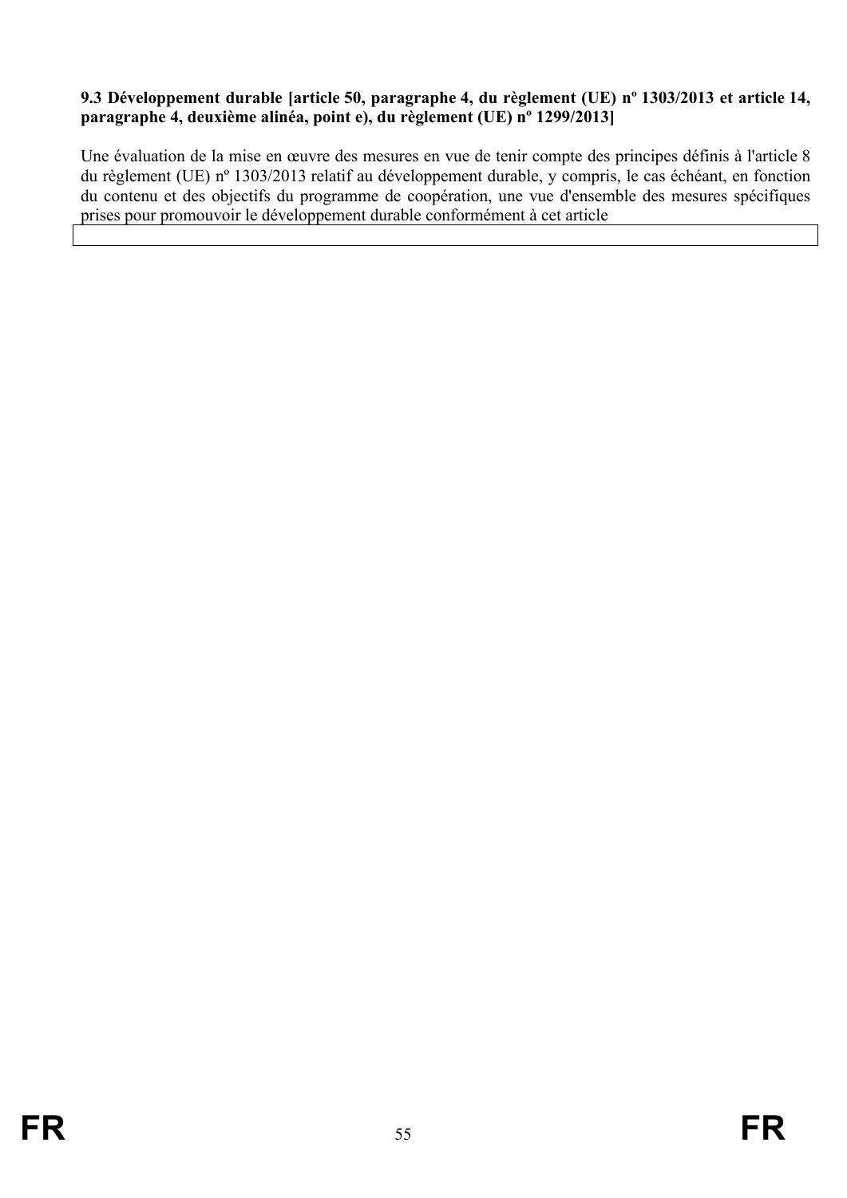**9.3 Développement durable [article 50, paragraphe 4, du règlement (UE) nº 1303/2013 et article 14, paragraphe 4, deuxième alinéa, point e), du règlement (UE) nº 1299/2013]**

Une évaluation de la mise en œuvre des mesures en vue de tenir compte des principes définis à l'article 8 du règlement (UE) nº 1303/2013 relatif au développement durable, y compris, le cas échéant, en fonction du contenu et des objectifs du programme de coopération, une vue d'ensemble des mesures spécifiques prises pour promouvoir le développement durable conformément à cet article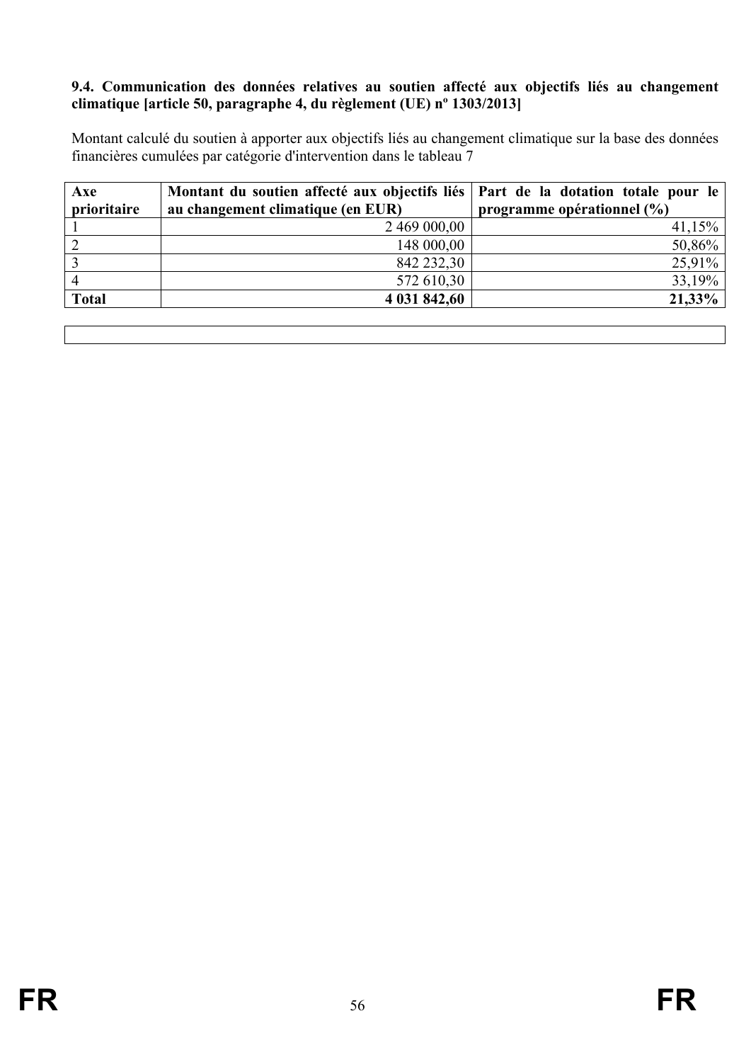### 9.4. Communication des données relatives au soutien affecté aux objectifs liés au changement climatique [article 50, paragraphe 4, du règlement (UE) nº 1303/2013]

Montant calculé du soutien à apporter aux objectifs liés au changement climatique sur la base des données financières cumulées par catégorie d'intervention dans le tableau 7

| Axe prioritaire | Montant du soutien affecté aux objectifs liés au changement climatique (en EUR) | Part de la dotation totale pour le programme opérationnel (%) |
|---|---|---|
| 1 | 2 469 000,00 | 41,15% |
| 2 | 148 000,00 | 50,86% |
| 3 | 842 232,30 | 25,91% |
| 4 | 572 610,30 | 33,19% |
| **Total** | **4 031 842,60** | **21,33%** |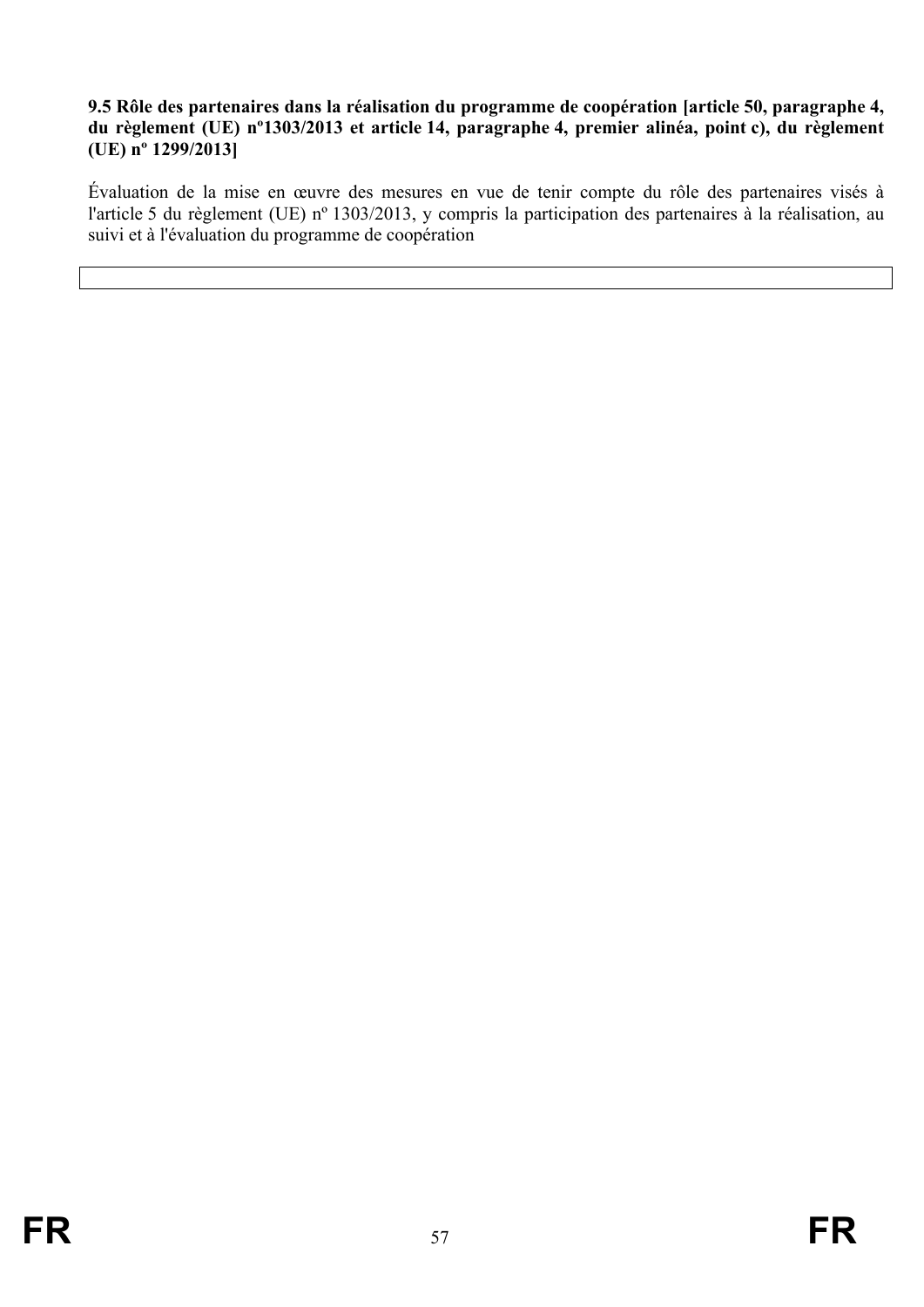### 9.5 Rôle des partenaires dans la réalisation du programme de coopération [article 50, paragraphe 4, du règlement (UE) nº1303/2013 et article 14, paragraphe 4, premier alinéa, point c), du règlement (UE) nº 1299/2013]

Évaluation de la mise en œuvre des mesures en vue de tenir compte du rôle des partenaires visés à l'article 5 du règlement (UE) nº 1303/2013, y compris la participation des partenaires à la réalisation, au suivi et à l'évaluation du programme de coopération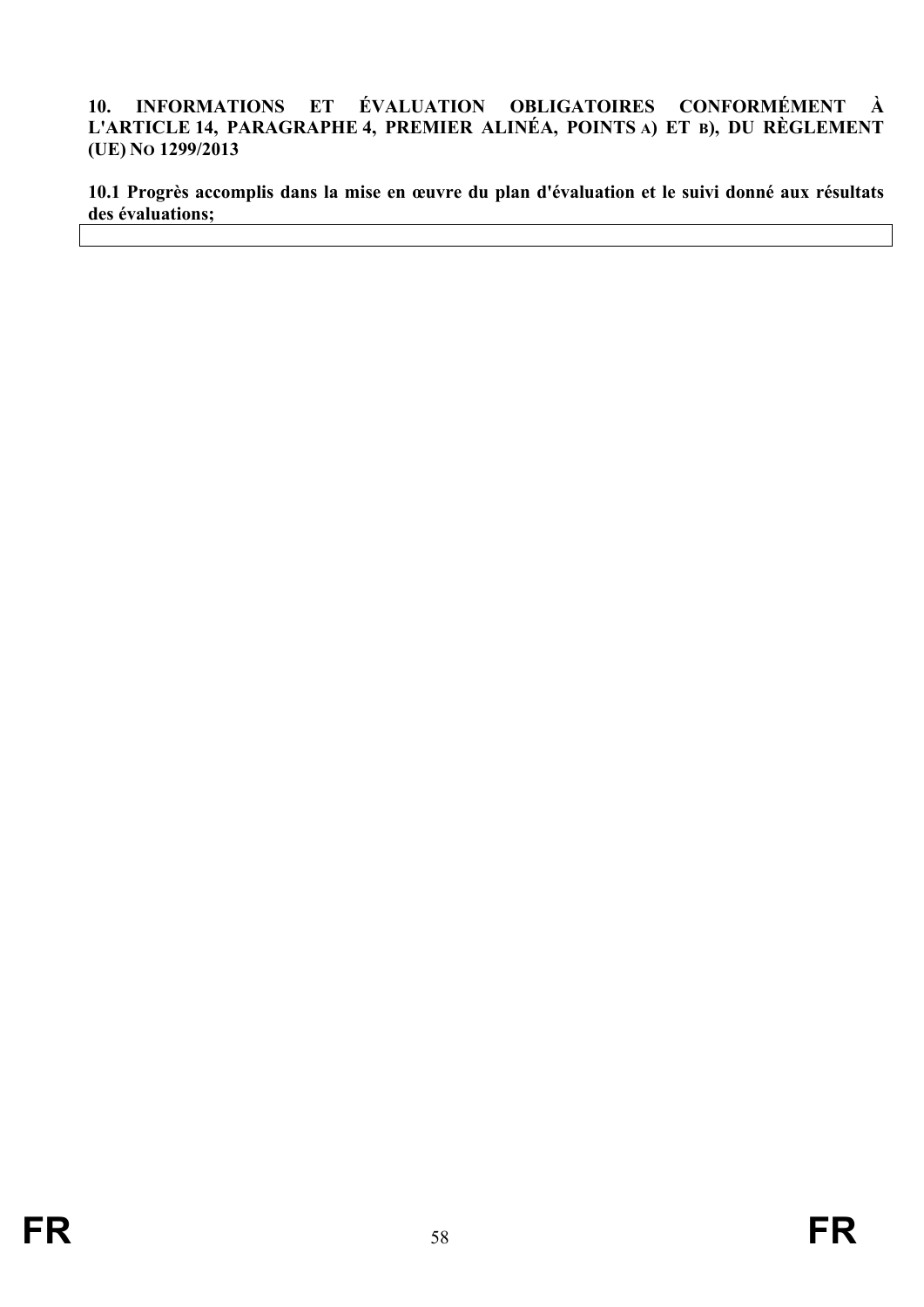## 10. INFORMATIONS ET ÉVALUATION OBLIGATOIRES CONFORMÉMENT À L'ARTICLE 14, PARAGRAPHE 4, PREMIER ALINÉA, POINTS A) ET B), DU RÈGLEMENT (UE) NO 1299/2013

### 10.1 Progrès accomplis dans la mise en œuvre du plan d'évaluation et le suivi donné aux résultats des évaluations;

| |
|---|
| |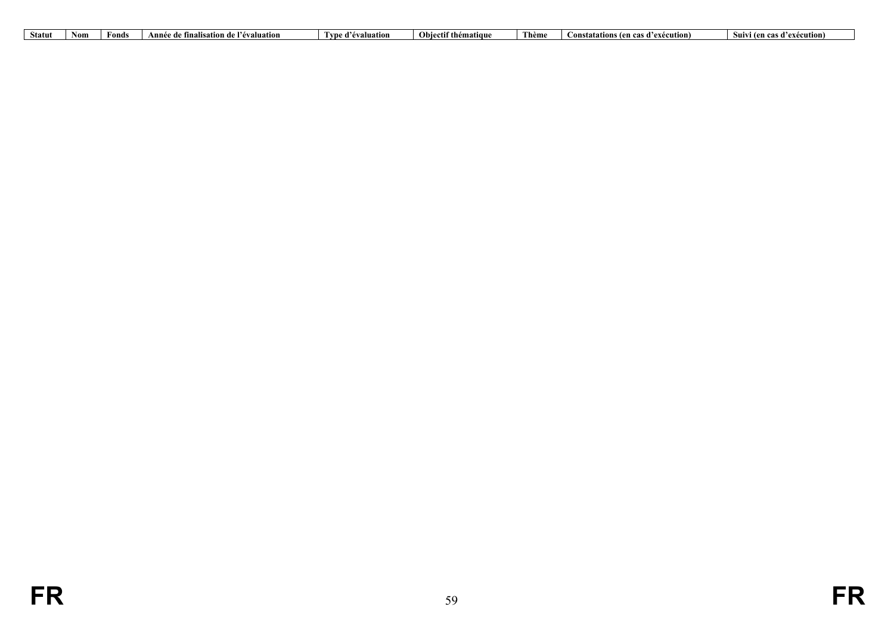| Statut | Nom | Fonds | Année de finalisation de l'évaluation | Type d'évaluation | Objectif thématique | Thème | Constatations (en cas d'exécution) | Suivi (en cas d'exécution) |
|---|---|---|---|---|---|---|---|---|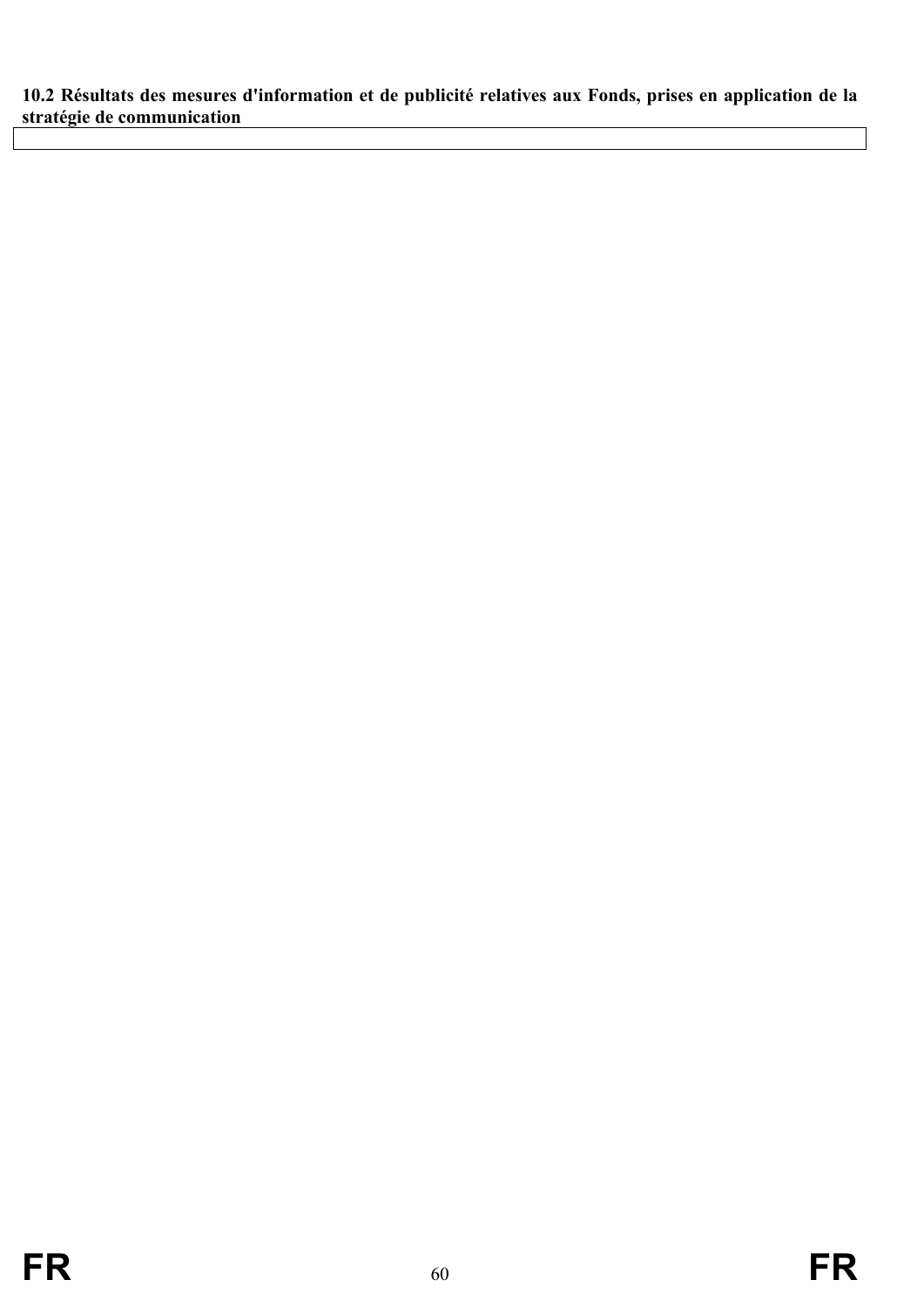**10.2 Résultats des mesures d'information et de publicité relatives aux Fonds, prises en application de la stratégie de communication**

| |
|---|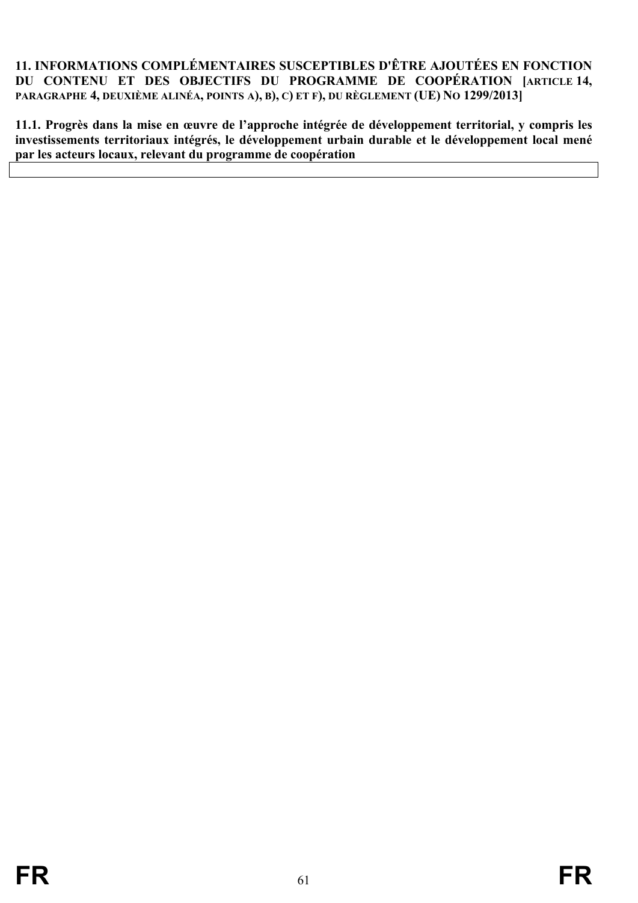## 11. INFORMATIONS COMPLÉMENTAIRES SUSCEPTIBLES D'ÊTRE AJOUTÉES EN FONCTION DU CONTENU ET DES OBJECTIFS DU PROGRAMME DE COOPÉRATION [ARTICLE 14, PARAGRAPHE 4, DEUXIÈME ALINÉA, POINTS A), B), C) ET F), DU RÈGLEMENT (UE) NO 1299/2013]

### 11.1. Progrès dans la mise en œuvre de l’approche intégrée de développement territorial, y compris les investissements territoriaux intégrés, le développement urbain durable et le développement local mené par les acteurs locaux, relevant du programme de coopération

| |
|---|
| |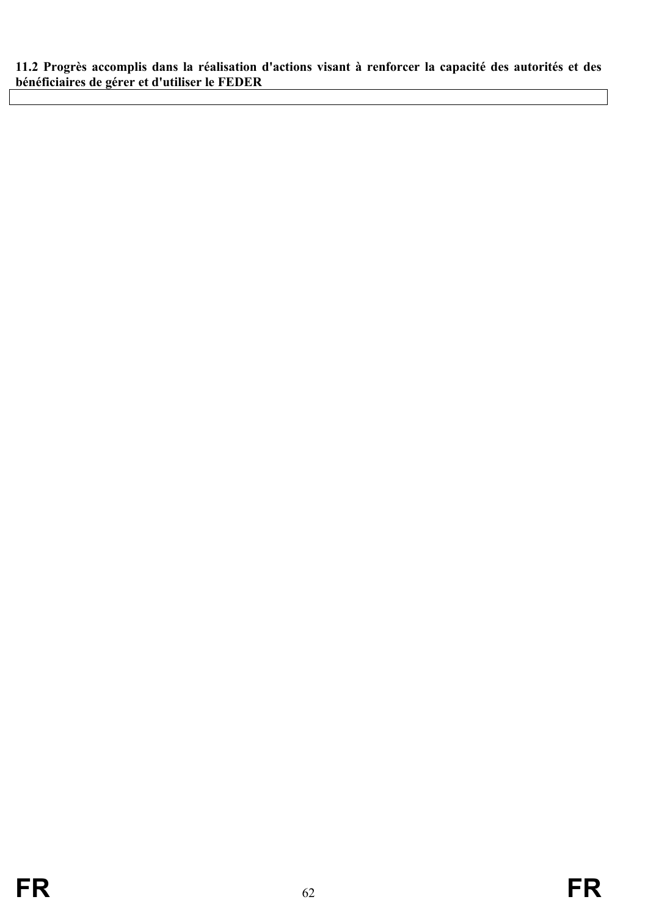**11.2 Progrès accomplis dans la réalisation d'actions visant à renforcer la capacité des autorités et des bénéficiaires de gérer et d'utiliser le FEDER**

| |
|---|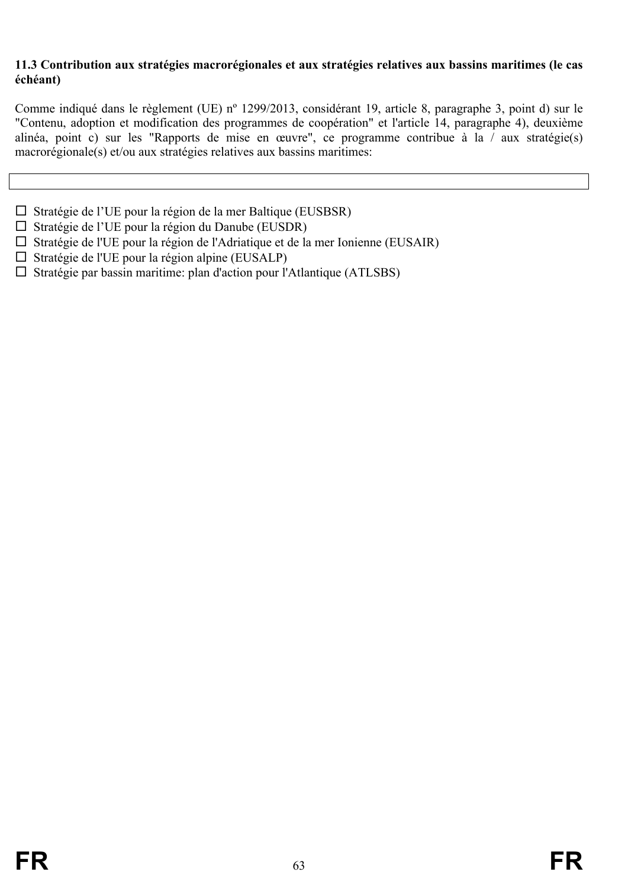**11.3 Contribution aux stratégies macrorégionales et aux stratégies relatives aux bassins maritimes (le cas échéant)**

Comme indiqué dans le règlement (UE) nº 1299/2013, considérant 19, article 8, paragraphe 3, point d) sur le "Contenu, adoption et modification des programmes de coopération" et l'article 14, paragraphe 4), deuxième alinéa, point c) sur les "Rapports de mise en œuvre", ce programme contribue à la / aux stratégie(s) macrorégionale(s) et/ou aux stratégies relatives aux bassins maritimes:

| |
|---|
| |

- ☐ Stratégie de l’UE pour la région de la mer Baltique (EUSBSR)
- ☐ Stratégie de l’UE pour la région du Danube (EUSDR)
- ☐ Stratégie de l'UE pour la région de l'Adriatique et de la mer Ionienne (EUSAIR)
- ☐ Stratégie de l'UE pour la région alpine (EUSALP)
- ☐ Stratégie par bassin maritime: plan d'action pour l'Atlantique (ATLSBS)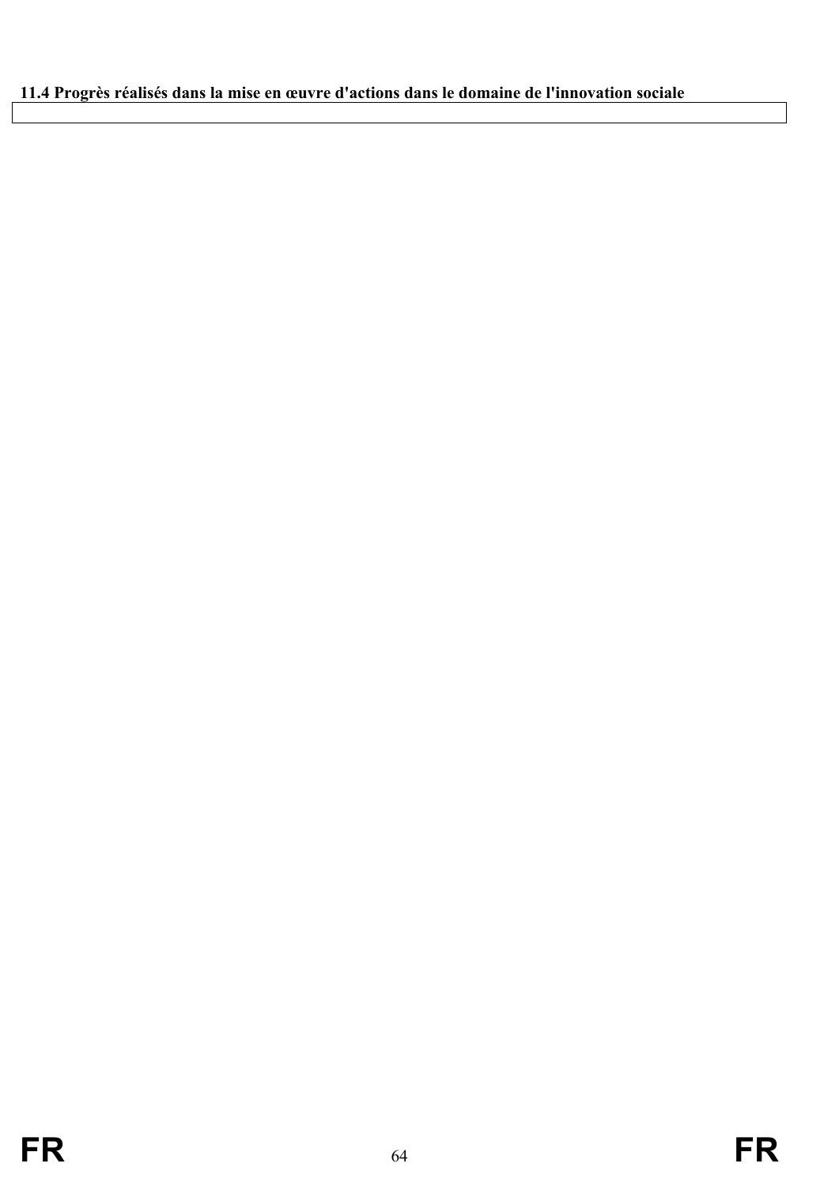**11.4 Progrès réalisés dans la mise en œuvre d'actions dans le domaine de l'innovation sociale**

| |
|---|
| |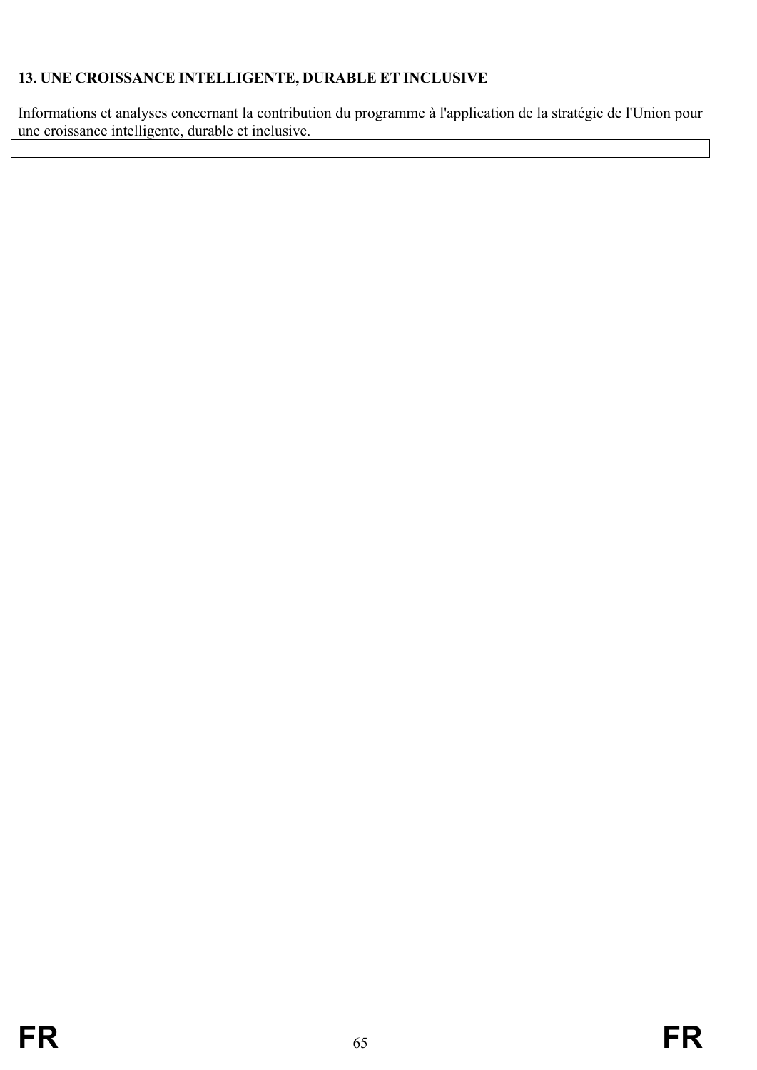## 13. UNE CROISSANCE INTELLIGENTE, DURABLE ET INCLUSIVE

Informations et analyses concernant la contribution du programme à l'application de la stratégie de l'Union pour une croissance intelligente, durable et inclusive.

| |
|---|
| |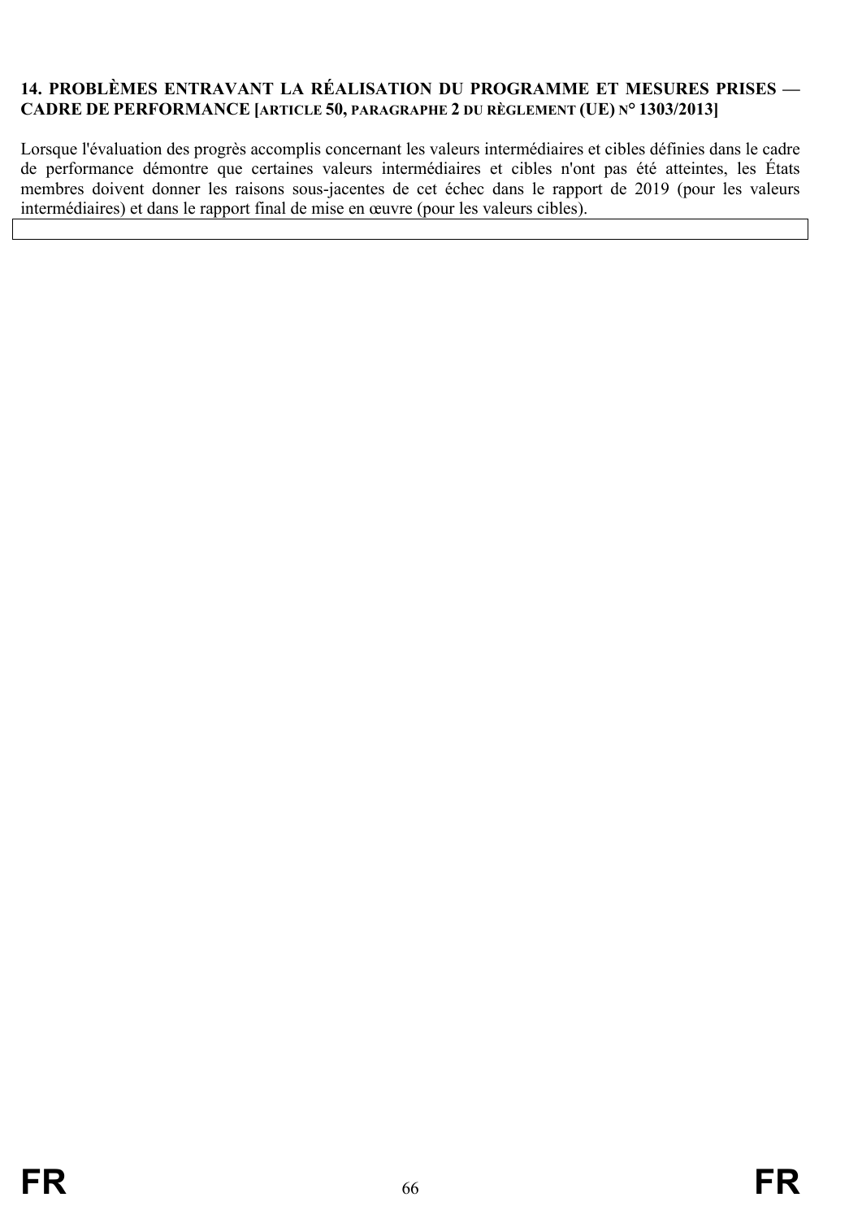## 14. PROBLÈMES ENTRAVANT LA RÉALISATION DU PROGRAMME ET MESURES PRISES — CADRE DE PERFORMANCE [ARTICLE 50, PARAGRAPHE 2 DU RÈGLEMENT (UE) N° 1303/2013]

Lorsque l'évaluation des progrès accomplis concernant les valeurs intermédiaires et cibles définies dans le cadre de performance démontre que certaines valeurs intermédiaires et cibles n'ont pas été atteintes, les États membres doivent donner les raisons sous-jacentes de cet échec dans le rapport de 2019 (pour les valeurs intermédiaires) et dans le rapport final de mise en œuvre (pour les valeurs cibles).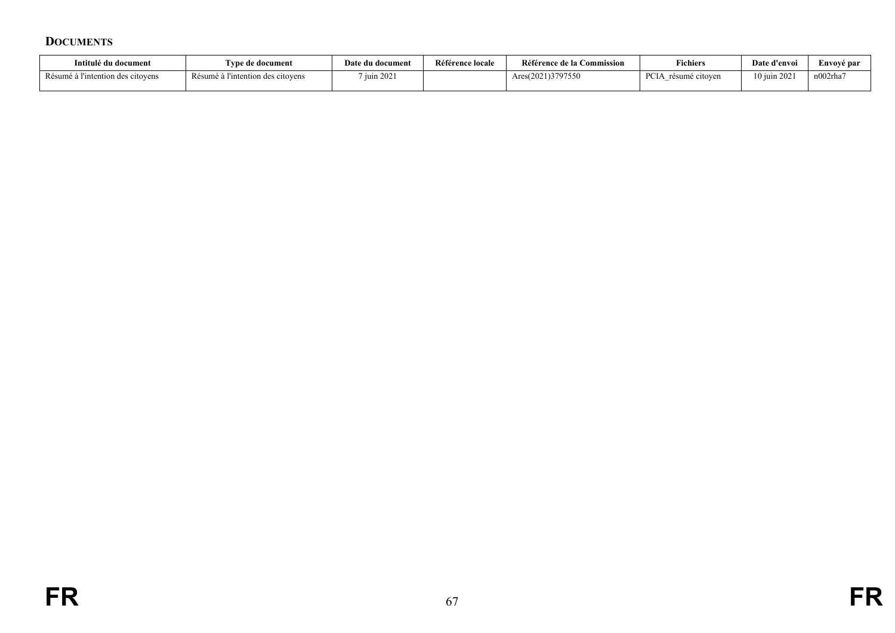## DOCUMENTS

| Intitulé du document | Type de document | Date du document | Référence locale | Référence de la Commission | Fichiers | Date d'envoi | Envoyé par |
|---|---|---|---|---|---|---|---|
| Résumé à l'intention des citoyens | Résumé à l'intention des citoyens | 7 juin 2021 | | Ares(2021)3797550 | PCIA_résumé citoyen | 10 juin 2021 | n002rha7 |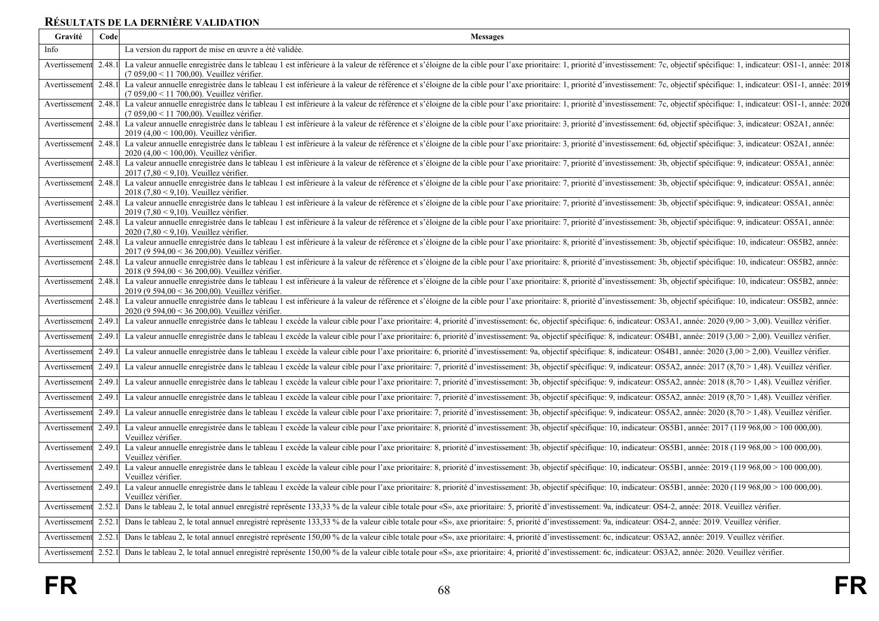## RÉSULTATS DE LA DERNIÈRE VALIDATION

| Gravité | Code | Messages |
|---|---|---|
| Info | | La version du rapport de mise en œuvre a été validée. |
| Avertissement | 2.48.1 | La valeur annuelle enregistrée dans le tableau 1 est inférieure à la valeur de référence et s'éloigne de la cible pour l'axe prioritaire: 1, priorité d'investissement: 7c, objectif spécifique: 1, indicateur: OS1-1, année: 2018 (7 059,00 < 11 700,00). Veuillez vérifier. |
| Avertissement | 2.48.1 | La valeur annuelle enregistrée dans le tableau 1 est inférieure à la valeur de référence et s'éloigne de la cible pour l'axe prioritaire: 1, priorité d'investissement: 7c, objectif spécifique: 1, indicateur: OS1-1, année: 2019 (7 059,00 < 11 700,00). Veuillez vérifier. |
| Avertissement | 2.48.1 | La valeur annuelle enregistrée dans le tableau 1 est inférieure à la valeur de référence et s'éloigne de la cible pour l'axe prioritaire: 1, priorité d'investissement: 7c, objectif spécifique: 1, indicateur: OS1-1, année: 2020 (7 059,00 < 11 700,00). Veuillez vérifier. |
| Avertissement | 2.48.1 | La valeur annuelle enregistrée dans le tableau 1 est inférieure à la valeur de référence et s'éloigne de la cible pour l'axe prioritaire: 3, priorité d'investissement: 6d, objectif spécifique: 3, indicateur: OS2A1, année: 2019 (4,00 < 100,00). Veuillez vérifier. |
| Avertissement | 2.48.1 | La valeur annuelle enregistrée dans le tableau 1 est inférieure à la valeur de référence et s'éloigne de la cible pour l'axe prioritaire: 3, priorité d'investissement: 6d, objectif spécifique: 3, indicateur: OS2A1, année: 2020 (4,00 < 100,00). Veuillez vérifier. |
| Avertissement | 2.48.1 | La valeur annuelle enregistrée dans le tableau 1 est inférieure à la valeur de référence et s'éloigne de la cible pour l'axe prioritaire: 7, priorité d'investissement: 3b, objectif spécifique: 9, indicateur: OS5A1, année: 2017 (7,80 < 9,10). Veuillez vérifier. |
| Avertissement | 2.48.1 | La valeur annuelle enregistrée dans le tableau 1 est inférieure à la valeur de référence et s'éloigne de la cible pour l'axe prioritaire: 7, priorité d'investissement: 3b, objectif spécifique: 9, indicateur: OS5A1, année: 2018 (7,80 < 9,10). Veuillez vérifier. |
| Avertissement | 2.48.1 | La valeur annuelle enregistrée dans le tableau 1 est inférieure à la valeur de référence et s'éloigne de la cible pour l'axe prioritaire: 7, priorité d'investissement: 3b, objectif spécifique: 9, indicateur: OS5A1, année: 2019 (7,80 < 9,10). Veuillez vérifier. |
| Avertissement | 2.48.1 | La valeur annuelle enregistrée dans le tableau 1 est inférieure à la valeur de référence et s'éloigne de la cible pour l'axe prioritaire: 7, priorité d'investissement: 3b, objectif spécifique: 9, indicateur: OS5A1, année: 2020 (7,80 < 9,10). Veuillez vérifier. |
| Avertissement | 2.48.1 | La valeur annuelle enregistrée dans le tableau 1 est inférieure à la valeur de référence et s'éloigne de la cible pour l'axe prioritaire: 8, priorité d'investissement: 3b, objectif spécifique: 10, indicateur: OS5B2, année: 2017 (9 594,00 < 36 200,00). Veuillez vérifier. |
| Avertissement | 2.48.1 | La valeur annuelle enregistrée dans le tableau 1 est inférieure à la valeur de référence et s'éloigne de la cible pour l'axe prioritaire: 8, priorité d'investissement: 3b, objectif spécifique: 10, indicateur: OS5B2, année: 2018 (9 594,00 < 36 200,00). Veuillez vérifier. |
| Avertissement | 2.48.1 | La valeur annuelle enregistrée dans le tableau 1 est inférieure à la valeur de référence et s'éloigne de la cible pour l'axe prioritaire: 8, priorité d'investissement: 3b, objectif spécifique: 10, indicateur: OS5B2, année: 2019 (9 594,00 < 36 200,00). Veuillez vérifier. |
| Avertissement | 2.48.1 | La valeur annuelle enregistrée dans le tableau 1 est inférieure à la valeur de référence et s'éloigne de la cible pour l'axe prioritaire: 8, priorité d'investissement: 3b, objectif spécifique: 10, indicateur: OS5B2, année: 2020 (9 594,00 < 36 200,00). Veuillez vérifier. |
| Avertissement | 2.49.1 | La valeur annuelle enregistrée dans le tableau 1 excède la valeur cible pour l'axe prioritaire: 4, priorité d'investissement: 6c, objectif spécifique: 6, indicateur: OS3A1, année: 2020 (9,00 > 3,00). Veuillez vérifier. |
| Avertissement | 2.49.1 | La valeur annuelle enregistrée dans le tableau 1 excède la valeur cible pour l'axe prioritaire: 6, priorité d'investissement: 9a, objectif spécifique: 8, indicateur: OS4B1, année: 2019 (3,00 > 2,00). Veuillez vérifier. |
| Avertissement | 2.49.1 | La valeur annuelle enregistrée dans le tableau 1 excède la valeur cible pour l'axe prioritaire: 6, priorité d'investissement: 9a, objectif spécifique: 8, indicateur: OS4B1, année: 2020 (3,00 > 2,00). Veuillez vérifier. |
| Avertissement | 2.49.1 | La valeur annuelle enregistrée dans le tableau 1 excède la valeur cible pour l'axe prioritaire: 7, priorité d'investissement: 3b, objectif spécifique: 9, indicateur: OS5A2, année: 2017 (8,70 > 1,48). Veuillez vérifier. |
| Avertissement | 2.49.1 | La valeur annuelle enregistrée dans le tableau 1 excède la valeur cible pour l'axe prioritaire: 7, priorité d'investissement: 3b, objectif spécifique: 9, indicateur: OS5A2, année: 2018 (8,70 > 1,48). Veuillez vérifier. |
| Avertissement | 2.49.1 | La valeur annuelle enregistrée dans le tableau 1 excède la valeur cible pour l'axe prioritaire: 7, priorité d'investissement: 3b, objectif spécifique: 9, indicateur: OS5A2, année: 2019 (8,70 > 1,48). Veuillez vérifier. |
| Avertissement | 2.49.1 | La valeur annuelle enregistrée dans le tableau 1 excède la valeur cible pour l'axe prioritaire: 7, priorité d'investissement: 3b, objectif spécifique: 9, indicateur: OS5A2, année: 2020 (8,70 > 1,48). Veuillez vérifier. |
| Avertissement | 2.49.1 | La valeur annuelle enregistrée dans le tableau 1 excède la valeur cible pour l'axe prioritaire: 8, priorité d'investissement: 3b, objectif spécifique: 10, indicateur: OS5B1, année: 2017 (119 968,00 > 100 000,00). Veuillez vérifier. |
| Avertissement | 2.49.1 | La valeur annuelle enregistrée dans le tableau 1 excède la valeur cible pour l'axe prioritaire: 8, priorité d'investissement: 3b, objectif spécifique: 10, indicateur: OS5B1, année: 2018 (119 968,00 > 100 000,00). Veuillez vérifier. |
| Avertissement | 2.49.1 | La valeur annuelle enregistrée dans le tableau 1 excède la valeur cible pour l'axe prioritaire: 8, priorité d'investissement: 3b, objectif spécifique: 10, indicateur: OS5B1, année: 2019 (119 968,00 > 100 000,00). Veuillez vérifier. |
| Avertissement | 2.49.1 | La valeur annuelle enregistrée dans le tableau 1 excède la valeur cible pour l'axe prioritaire: 8, priorité d'investissement: 3b, objectif spécifique: 10, indicateur: OS5B1, année: 2020 (119 968,00 > 100 000,00). Veuillez vérifier. |
| Avertissement | 2.52.1 | Dans le tableau 2, le total annuel enregistré représente 133,33 % de la valeur cible totale pour «S», axe prioritaire: 5, priorité d'investissement: 9a, indicateur: OS4-2, année: 2018. Veuillez vérifier. |
| Avertissement | 2.52.1 | Dans le tableau 2, le total annuel enregistré représente 133,33 % de la valeur cible totale pour «S», axe prioritaire: 5, priorité d'investissement: 9a, indicateur: OS4-2, année: 2019. Veuillez vérifier. |
| Avertissement | 2.52.1 | Dans le tableau 2, le total annuel enregistré représente 150,00 % de la valeur cible totale pour «S», axe prioritaire: 4, priorité d'investissement: 6c, indicateur: OS3A2, année: 2019. Veuillez vérifier. |
| Avertissement | 2.52.1 | Dans le tableau 2, le total annuel enregistré représente 150,00 % de la valeur cible totale pour «S», axe prioritaire: 4, priorité d'investissement: 6c, indicateur: OS3A2, année: 2020. Veuillez vérifier. |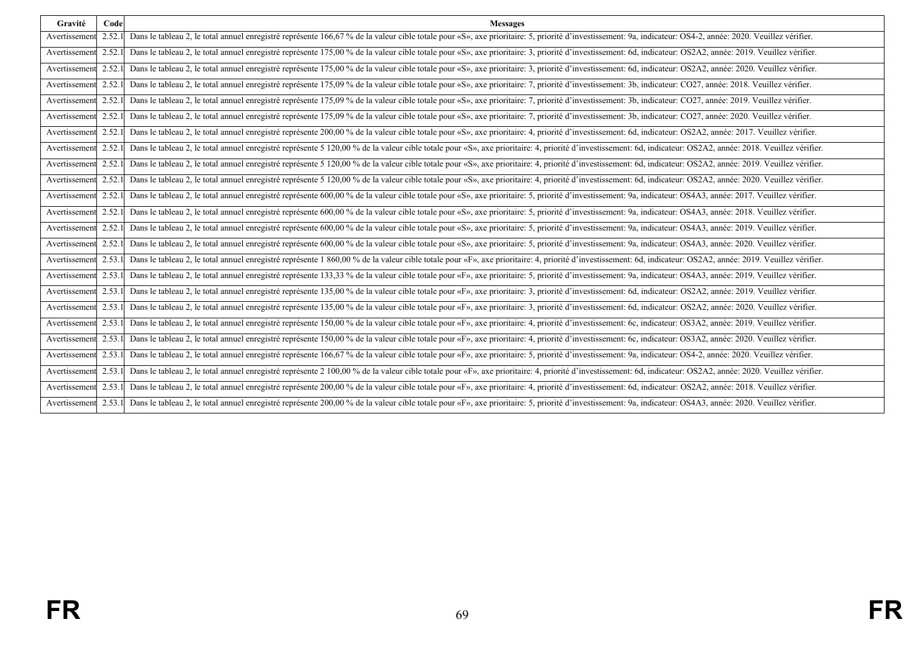| Gravité | Code | Messages |
|---|---|---|
| Avertissement | 2.52.1 | Dans le tableau 2, le total annuel enregistré représente 166,67 % de la valeur cible totale pour «S», axe prioritaire: 5, priorité d'investissement: 9a, indicateur: OS4-2, année: 2020. Veuillez vérifier. |
| Avertissement | 2.52.1 | Dans le tableau 2, le total annuel enregistré représente 175,00 % de la valeur cible totale pour «S», axe prioritaire: 3, priorité d'investissement: 6d, indicateur: OS2A2, année: 2019. Veuillez vérifier. |
| Avertissement | 2.52.1 | Dans le tableau 2, le total annuel enregistré représente 175,00 % de la valeur cible totale pour «S», axe prioritaire: 3, priorité d'investissement: 6d, indicateur: OS2A2, année: 2020. Veuillez vérifier. |
| Avertissement | 2.52.1 | Dans le tableau 2, le total annuel enregistré représente 175,09 % de la valeur cible totale pour «S», axe prioritaire: 7, priorité d'investissement: 3b, indicateur: CO27, année: 2018. Veuillez vérifier. |
| Avertissement | 2.52.1 | Dans le tableau 2, le total annuel enregistré représente 175,09 % de la valeur cible totale pour «S», axe prioritaire: 7, priorité d'investissement: 3b, indicateur: CO27, année: 2019. Veuillez vérifier. |
| Avertissement | 2.52.1 | Dans le tableau 2, le total annuel enregistré représente 175,09 % de la valeur cible totale pour «S», axe prioritaire: 7, priorité d'investissement: 3b, indicateur: CO27, année: 2020. Veuillez vérifier. |
| Avertissement | 2.52.1 | Dans le tableau 2, le total annuel enregistré représente 200,00 % de la valeur cible totale pour «S», axe prioritaire: 4, priorité d'investissement: 6d, indicateur: OS2A2, année: 2017. Veuillez vérifier. |
| Avertissement | 2.52.1 | Dans le tableau 2, le total annuel enregistré représente 5 120,00 % de la valeur cible totale pour «S», axe prioritaire: 4, priorité d'investissement: 6d, indicateur: OS2A2, année: 2018. Veuillez vérifier. |
| Avertissement | 2.52.1 | Dans le tableau 2, le total annuel enregistré représente 5 120,00 % de la valeur cible totale pour «S», axe prioritaire: 4, priorité d'investissement: 6d, indicateur: OS2A2, année: 2019. Veuillez vérifier. |
| Avertissement | 2.52.1 | Dans le tableau 2, le total annuel enregistré représente 5 120,00 % de la valeur cible totale pour «S», axe prioritaire: 4, priorité d'investissement: 6d, indicateur: OS2A2, année: 2020. Veuillez vérifier. |
| Avertissement | 2.52.1 | Dans le tableau 2, le total annuel enregistré représente 600,00 % de la valeur cible totale pour «S», axe prioritaire: 5, priorité d'investissement: 9a, indicateur: OS4A3, année: 2017. Veuillez vérifier. |
| Avertissement | 2.52.1 | Dans le tableau 2, le total annuel enregistré représente 600,00 % de la valeur cible totale pour «S», axe prioritaire: 5, priorité d'investissement: 9a, indicateur: OS4A3, année: 2018. Veuillez vérifier. |
| Avertissement | 2.52.1 | Dans le tableau 2, le total annuel enregistré représente 600,00 % de la valeur cible totale pour «S», axe prioritaire: 5, priorité d'investissement: 9a, indicateur: OS4A3, année: 2019. Veuillez vérifier. |
| Avertissement | 2.52.1 | Dans le tableau 2, le total annuel enregistré représente 600,00 % de la valeur cible totale pour «S», axe prioritaire: 5, priorité d'investissement: 9a, indicateur: OS4A3, année: 2020. Veuillez vérifier. |
| Avertissement | 2.53.1 | Dans le tableau 2, le total annuel enregistré représente 1 860,00 % de la valeur cible totale pour «F», axe prioritaire: 4, priorité d'investissement: 6d, indicateur: OS2A2, année: 2019. Veuillez vérifier. |
| Avertissement | 2.53.1 | Dans le tableau 2, le total annuel enregistré représente 133,33 % de la valeur cible totale pour «F», axe prioritaire: 5, priorité d'investissement: 9a, indicateur: OS4A3, année: 2019. Veuillez vérifier. |
| Avertissement | 2.53.1 | Dans le tableau 2, le total annuel enregistré représente 135,00 % de la valeur cible totale pour «F», axe prioritaire: 3, priorité d'investissement: 6d, indicateur: OS2A2, année: 2019. Veuillez vérifier. |
| Avertissement | 2.53.1 | Dans le tableau 2, le total annuel enregistré représente 135,00 % de la valeur cible totale pour «F», axe prioritaire: 3, priorité d'investissement: 6d, indicateur: OS2A2, année: 2020. Veuillez vérifier. |
| Avertissement | 2.53.1 | Dans le tableau 2, le total annuel enregistré représente 150,00 % de la valeur cible totale pour «F», axe prioritaire: 4, priorité d'investissement: 6c, indicateur: OS3A2, année: 2019. Veuillez vérifier. |
| Avertissement | 2.53.1 | Dans le tableau 2, le total annuel enregistré représente 150,00 % de la valeur cible totale pour «F», axe prioritaire: 4, priorité d'investissement: 6c, indicateur: OS3A2, année: 2020. Veuillez vérifier. |
| Avertissement | 2.53.1 | Dans le tableau 2, le total annuel enregistré représente 166,67 % de la valeur cible totale pour «F», axe prioritaire: 5, priorité d'investissement: 9a, indicateur: OS4-2, année: 2020. Veuillez vérifier. |
| Avertissement | 2.53.1 | Dans le tableau 2, le total annuel enregistré représente 2 100,00 % de la valeur cible totale pour «F», axe prioritaire: 4, priorité d'investissement: 6d, indicateur: OS2A2, année: 2020. Veuillez vérifier. |
| Avertissement | 2.53.1 | Dans le tableau 2, le total annuel enregistré représente 200,00 % de la valeur cible totale pour «F», axe prioritaire: 4, priorité d'investissement: 6d, indicateur: OS2A2, année: 2018. Veuillez vérifier. |
| Avertissement | 2.53.1 | Dans le tableau 2, le total annuel enregistré représente 200,00 % de la valeur cible totale pour «F», axe prioritaire: 5, priorité d'investissement: 9a, indicateur: OS4A3, année: 2020. Veuillez vérifier. |